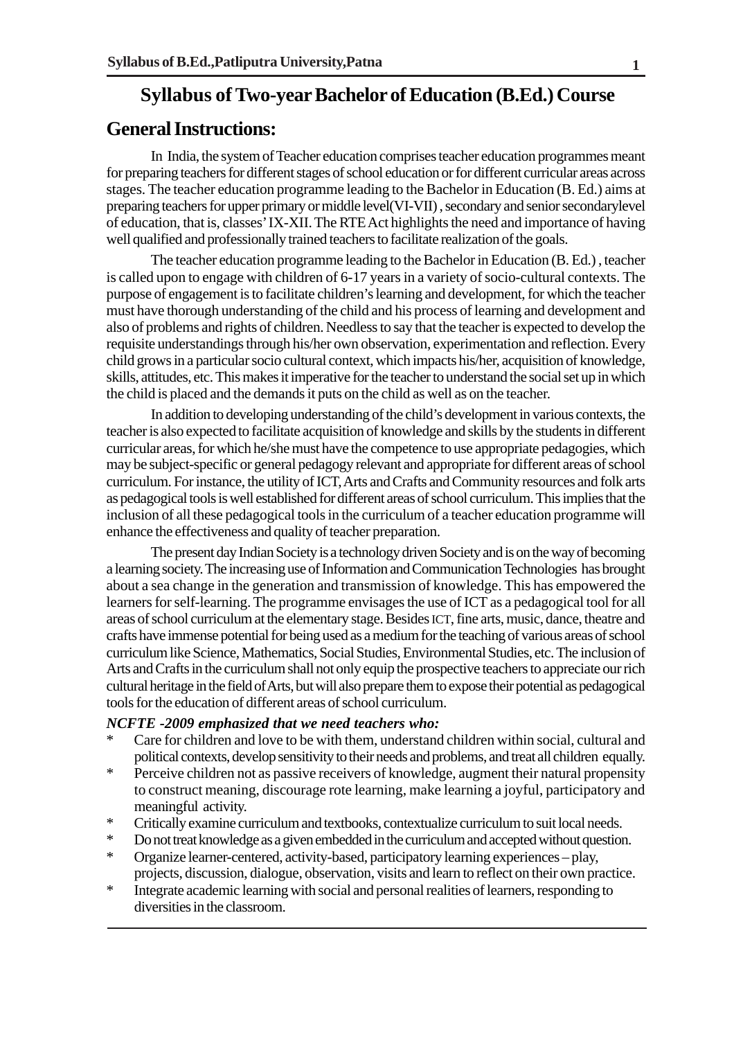# Syllabus of Two-year Bachelor of Education (B.Ed.) Course

## General Instructions:

In India, the system of Teacher education comprises teacher education programmes meant for preparing teachers for different stages of school education or for different curricular areas across stages. The teacher education programme leading to the Bachelor in Education (B. Ed.) aims at preparing teachers for upper primary or middle level(VI-VII) , secondary and senior secondarylevel of education, that is, classes' IX-XII. The RTE Act highlights the need and importance of having well qualified and professionally trained teachers to facilitate realization of the goals.

The teacher education programme leading to the Bachelor in Education (B. Ed.) , teacher is called upon to engage with children of 6-17 years in a variety of socio-cultural contexts. The purpose of engagement is to facilitate children's learning and development, for which the teacher must have thorough understanding of the child and his process of learning and development and also of problems and rights of children. Needless to say that the teacher is expected to develop the requisite understandings through his/her own observation, experimentation and reflection. Every child grows in a particular socio cultural context, which impacts his/her, acquisition of knowledge, skills, attitudes, etc. This makes it imperative for the teacher to understand the social set up in which the child is placed and the demands it puts on the child as well as on the teacher.

In addition to developing understanding of the child's development in various contexts, the teacher is also expected to facilitate acquisition of knowledge and skills by the students in different curricular areas, for which he/she must have the competence to use appropriate pedagogies, which may be subject-specific or general pedagogy relevant and appropriate for different areas of school curriculum. For instance, the utility of ICT, Arts and Crafts and Community resources and folk arts as pedagogical tools is well established for different areas of school curriculum. This implies that the inclusion of all these pedagogical tools in the curriculum of a teacher education programme will enhance the effectiveness and quality of teacher preparation.

The present day Indian Society is a technology driven Society and is on the way of becoming a learning society. The increasing use of Information and Communication Technologies has brought about a sea change in the generation and transmission of knowledge. This has empowered the learners for self-learning. The programme envisages the use of ICT as a pedagogical tool for all areas of school curriculum at the elementary stage. Besides ICT, fine arts, music, dance, theatre and crafts have immense potential for being used as a medium for the teaching of various areas of school curriculum like Science, Mathematics, Social Studies, Environmental Studies, etc. The inclusion of Arts and Crafts in the curriculum shall not only equip the prospective teachers to appreciate our rich cultural heritage in the field of Arts, but will also prepare them to expose their potential as pedagogical tools for the education of different areas of school curriculum.

***NCFTE -2009 emphasized that we need teachers who:***

* Care for children and love to be with them, understand children within social, cultural and political contexts, develop sensitivity to their needs and problems, and treat all children equally.
* Perceive children not as passive receivers of knowledge, augment their natural propensity to construct meaning, discourage rote learning, make learning a joyful, participatory and meaningful activity.
* Critically examine curriculum and textbooks, contextualize curriculum to suit local needs.
* Do not treat knowledge as a given embedded in the curriculum and accepted without question.
* Organize learner-centered, activity-based, participatory learning experiences – play, projects, discussion, dialogue, observation, visits and learn to reflect on their own practice.
* Integrate academic learning with social and personal realities of learners, responding to diversities in the classroom.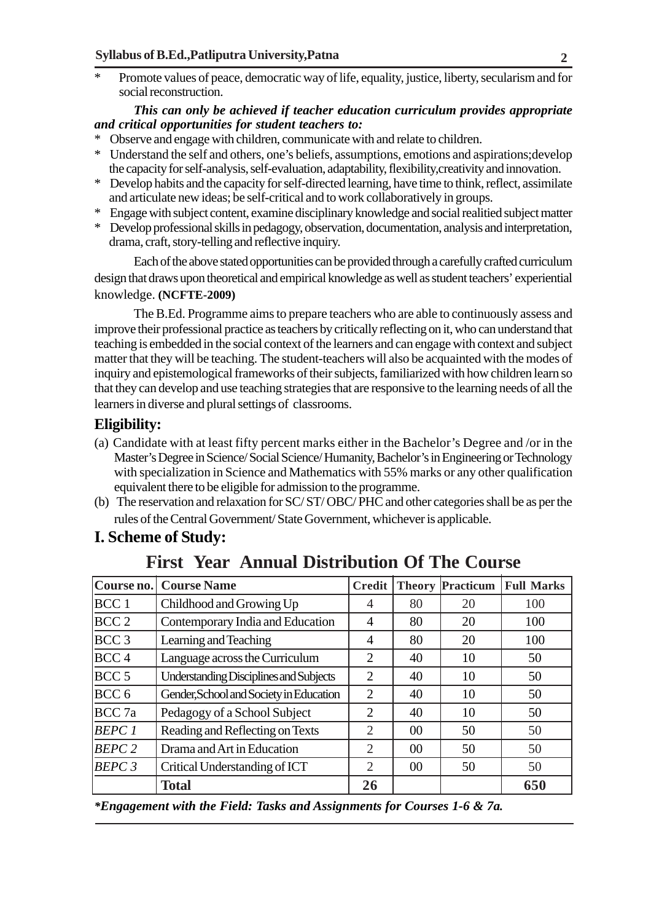* Promote values of peace, democratic way of life, equality, justice, liberty, secularism and for social reconstruction.

***This can only be achieved if teacher education curriculum provides appropriate and critical opportunities for student teachers to:***

* Observe and engage with children, communicate with and relate to children.
* Understand the self and others, one's beliefs, assumptions, emotions and aspirations;develop the capacity for self-analysis, self-evaluation, adaptability, flexibility,creativity and innovation.
* Develop habits and the capacity for self-directed learning, have time to think, reflect, assimilate and articulate new ideas; be self-critical and to work collaboratively in groups.
* Engage with subject content, examine disciplinary knowledge and social realitied subject matter
* Develop professional skills in pedagogy, observation, documentation, analysis and interpretation, drama, craft, story-telling and reflective inquiry.

Each of the above stated opportunities can be provided through a carefully crafted curriculum design that draws upon theoretical and empirical knowledge as well as student teachers' experiential knowledge. **(NCFTE-2009)**

The B.Ed. Programme aims to prepare teachers who are able to continuously assess and improve their professional practice as teachers by critically reflecting on it, who can understand that teaching is embedded in the social context of the learners and can engage with context and subject matter that they will be teaching. The student-teachers will also be acquainted with the modes of inquiry and epistemological frameworks of their subjects, familiarized with how children learn so that they can develop and use teaching strategies that are responsive to the learning needs of all the learners in diverse and plural settings of classrooms.

## Eligibility:

(a) Candidate with at least fifty percent marks either in the Bachelor's Degree and /or in the Master's Degree in Science/ Social Science/ Humanity, Bachelor's in Engineering or Technology with specialization in Science and Mathematics with 55% marks or any other qualification equivalent there to be eligible for admission to the programme.

(b) The reservation and relaxation for SC/ ST/ OBC/ PHC and other categories shall be as per the rules of the Central Government/ State Government, whichever is applicable.

## I. Scheme of Study:

### First Year Annual Distribution Of The Course

| Course no. | Course Name | Credit | Theory | Practicum | Full Marks |
|---|---|---|---|---|---|
| BCC 1 | Childhood and Growing Up | 4 | 80 | 20 | 100 |
| BCC 2 | Contemporary India and Education | 4 | 80 | 20 | 100 |
| BCC 3 | Learning and Teaching | 4 | 80 | 20 | 100 |
| BCC 4 | Language across the Curriculum | 2 | 40 | 10 | 50 |
| BCC 5 | Understanding Disciplines and Subjects | 2 | 40 | 10 | 50 |
| BCC 6 | Gender,School and Society in Education | 2 | 40 | 10 | 50 |
| BCC 7a | Pedagogy of a School Subject | 2 | 40 | 10 | 50 |
| *BEPC 1* | Reading and Reflecting on Texts | 2 | 00 | 50 | 50 |
| *BEPC 2* | Drama and Art in Education | 2 | 00 | 50 | 50 |
| *BEPC 3* | Critical Understanding of ICT | 2 | 00 | 50 | 50 |
| | **Total** | **26** | | | **650** |

***Engagement with the Field: Tasks and Assignments for Courses 1-6 & 7a.**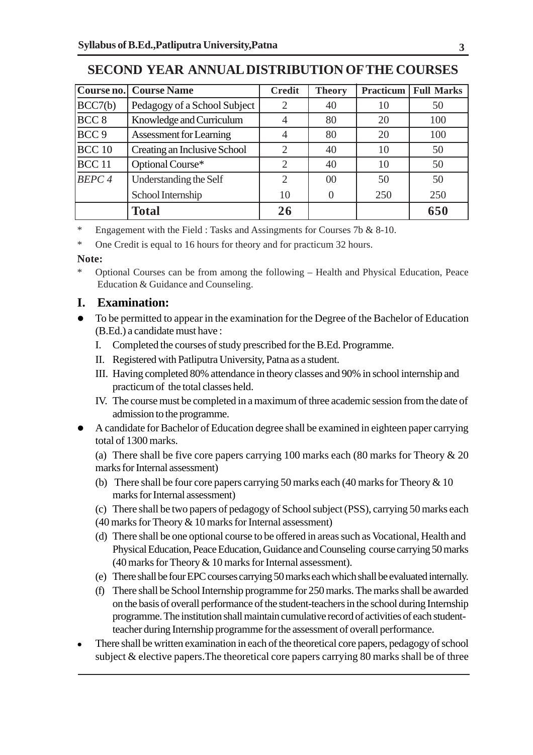## SECOND YEAR ANNUAL DISTRIBUTION OF THE COURSES

| Course no. | Course Name | Credit | Theory | Practicum | Full Marks |
|---|---|---|---|---|---|
| BCC7(b) | Pedagogy of a School Subject | 2 | 40 | 10 | 50 |
| BCC 8 | Knowledge and Curriculum | 4 | 80 | 20 | 100 |
| BCC 9 | Assessment for Learning | 4 | 80 | 20 | 100 |
| BCC 10 | Creating an Inclusive School | 2 | 40 | 10 | 50 |
| BCC 11 | Optional Course* | 2 | 40 | 10 | 50 |
| *BEPC 4* | Understanding the Self | 2 | 00 | 50 | 50 |
| | School Internship | 10 | 0 | 250 | 250 |
| | **Total** | **26** | | | **650** |

\* Engagement with the Field : Tasks and Assingments for Courses 7b & 8-10.

\* One Credit is equal to 16 hours for theory and for practicum 32 hours.

**Note:**

\* Optional Courses can be from among the following – Health and Physical Education, Peace Education & Guidance and Counseling.

## I. Examination:

- To be permitted to appear in the examination for the Degree of the Bachelor of Education (B.Ed.) a candidate must have :
  - I. Completed the courses of study prescribed for the B.Ed. Programme.
  - II. Registered with Patliputra University, Patna as a student.
  - III. Having completed 80% attendance in theory classes and 90% in school internship and practicum of the total classes held.
  - IV. The course must be completed in a maximum of three academic session from the date of admission to the programme.
- A candidate for Bachelor of Education degree shall be examined in eighteen paper carrying total of 1300 marks.

  (a) There shall be five core papers carrying 100 marks each (80 marks for Theory & 20 marks for Internal assessment)

  (b) There shall be four core papers carrying 50 marks each (40 marks for Theory & 10 marks for Internal assessment)

  (c) There shall be two papers of pedagogy of School subject (PSS), carrying 50 marks each (40 marks for Theory & 10 marks for Internal assessment)

  (d) There shall be one optional course to be offered in areas such as Vocational, Health and Physical Education, Peace Education, Guidance and Counseling course carrying 50 marks (40 marks for Theory & 10 marks for Internal assessment).

  (e) There shall be four EPC courses carrying 50 marks each which shall be evaluated internally.

  (f) There shall be School Internship programme for 250 marks. The marks shall be awarded on the basis of overall performance of the student-teachers in the school during Internship programme. The institution shall maintain cumulative record of activities of each student-teacher during Internship programme for the assessment of overall performance.
- There shall be written examination in each of the theoretical core papers, pedagogy of school subject & elective papers.The theoretical core papers carrying 80 marks shall be of three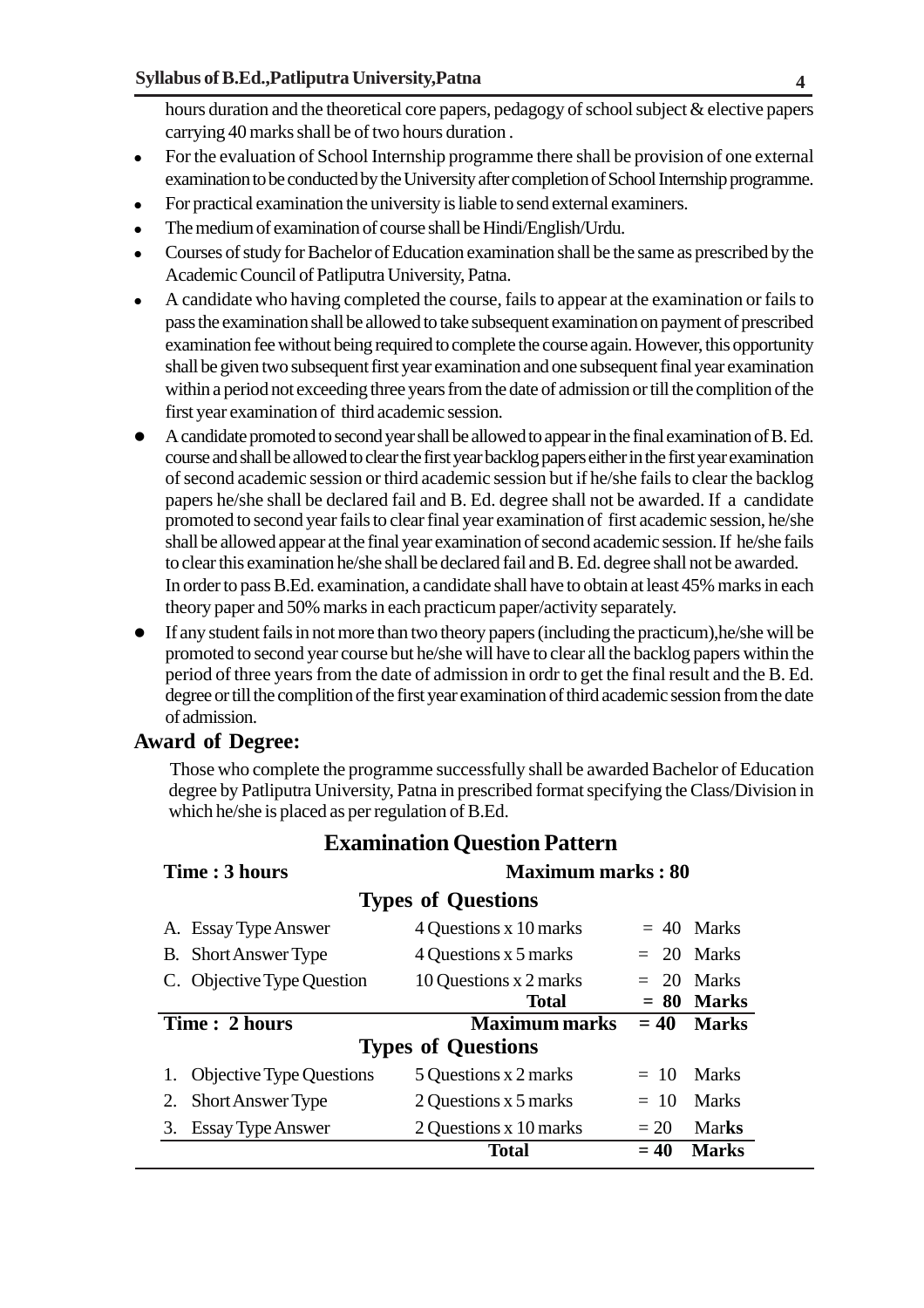hours duration and the theoretical core papers, pedagogy of school subject & elective papers carrying 40 marks shall be of two hours duration .

- For the evaluation of School Internship programme there shall be provision of one external examination to be conducted by the University after completion of School Internship programme.
- For practical examination the university is liable to send external examiners.
- The medium of examination of course shall be Hindi/English/Urdu.
- Courses of study for Bachelor of Education examination shall be the same as prescribed by the Academic Council of Patliputra University, Patna.
- A candidate who having completed the course, fails to appear at the examination or fails to pass the examination shall be allowed to take subsequent examination on payment of prescribed examination fee without being required to complete the course again. However, this opportunity shall be given two subsequent first year examination and one subsequent final year examination within a period not exceeding three years from the date of admission or till the complition of the first year examination of third academic session.
- A candidate promoted to second year shall be allowed to appear in the final examination of B. Ed. course and shall be allowed to clear the first year backlog papers either in the first year examination of second academic session or third academic session but if he/she fails to clear the backlog papers he/she shall be declared fail and B. Ed. degree shall not be awarded. If a candidate promoted to second year fails to clear final year examination of first academic session, he/she shall be allowed appear at the final year examination of second academic session. If he/she fails to clear this examination he/she shall be declared fail and B. Ed. degree shall not be awarded.
  In order to pass B.Ed. examination, a candidate shall have to obtain at least 45% marks in each theory paper and 50% marks in each practicum paper/activity separately.
- If any student fails in not more than two theory papers (including the practicum),he/she will be promoted to second year course but he/she will have to clear all the backlog papers within the period of three years from the date of admission in ordr to get the final result and the B. Ed. degree or till the complition of the first year examination of third academic session from the date of admission.

## Award of Degree:

Those who complete the programme successfully shall be awarded Bachelor of Education degree by Patliputra University, Patna in prescribed format specifying the Class/Division in which he/she is placed as per regulation of B.Ed.

## Examination Question Pattern

**Time : 3 hours** **Maximum marks : 80**

### Types of Questions

| | | |
|---|---|---|
| A. Essay Type Answer | 4 Questions x 10 marks | = 40 Marks |
| B. Short Answer Type | 4 Questions x 5 marks | = 20 Marks |
| C. Objective Type Question | 10 Questions x 2 marks | = 20 Marks |
| | **Total** | **= 80 Marks** |

**Time : 2 hours** **Maximum marks = 40 Marks**

### Types of Questions

| | | |
|---|---|---|
| 1. Objective Type Questions | 5 Questions x 2 marks | = 10 Marks |
| 2. Short Answer Type | 2 Questions x 5 marks | = 10 Marks |
| 3. Essay Type Answer | 2 Questions x 10 marks | = 20 Marks |
| | **Total** | **= 40 Marks** |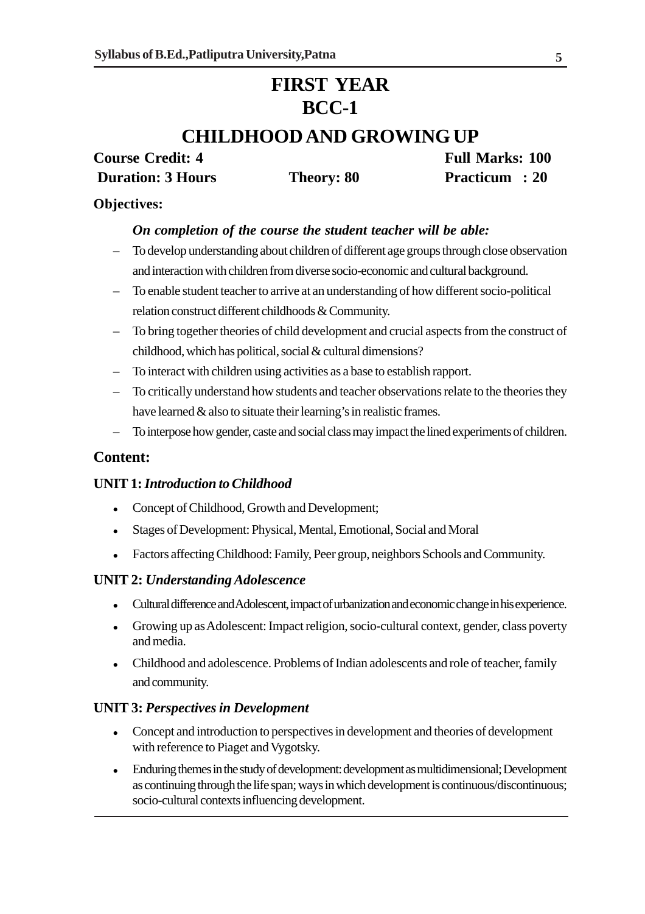# FIRST YEAR

# BCC-1

## CHILDHOOD AND GROWING UP

**Course Credit: 4** **Full Marks: 100**

**Duration: 3 Hours** **Theory: 80** **Practicum : 20**

**Objectives:**

***On completion of the course the student teacher will be able:***

- To develop understanding about children of different age groups through close observation and interaction with children from diverse socio-economic and cultural background.
- To enable student teacher to arrive at an understanding of how different socio-political relation construct different childhoods & Community.
- To bring together theories of child development and crucial aspects from the construct of childhood, which has political, social & cultural dimensions?
- To interact with children using activities as a base to establish rapport.
- To critically understand how students and teacher observations relate to the theories they have learned & also to situate their learning's in realistic frames.
- To interpose how gender, caste and social class may impact the lined experiments of children.

### Content:

**UNIT 1:** ***Introduction to Childhood***

- Concept of Childhood, Growth and Development;
- Stages of Development: Physical, Mental, Emotional, Social and Moral
- Factors affecting Childhood: Family, Peer group, neighbors Schools and Community.

**UNIT 2:** ***Understanding Adolescence***

- Cultural difference and Adolescent, impact of urbanization and economic change in his experience.
- Growing up as Adolescent: Impact religion, socio-cultural context, gender, class poverty and media.
- Childhood and adolescence. Problems of Indian adolescents and role of teacher, family and community.

**UNIT 3:** ***Perspectives in Development***

- Concept and introduction to perspectives in development and theories of development with reference to Piaget and Vygotsky.
- Enduring themes in the study of development: development as multidimensional; Development as continuing through the life span; ways in which development is continuous/discontinuous; socio-cultural contexts influencing development.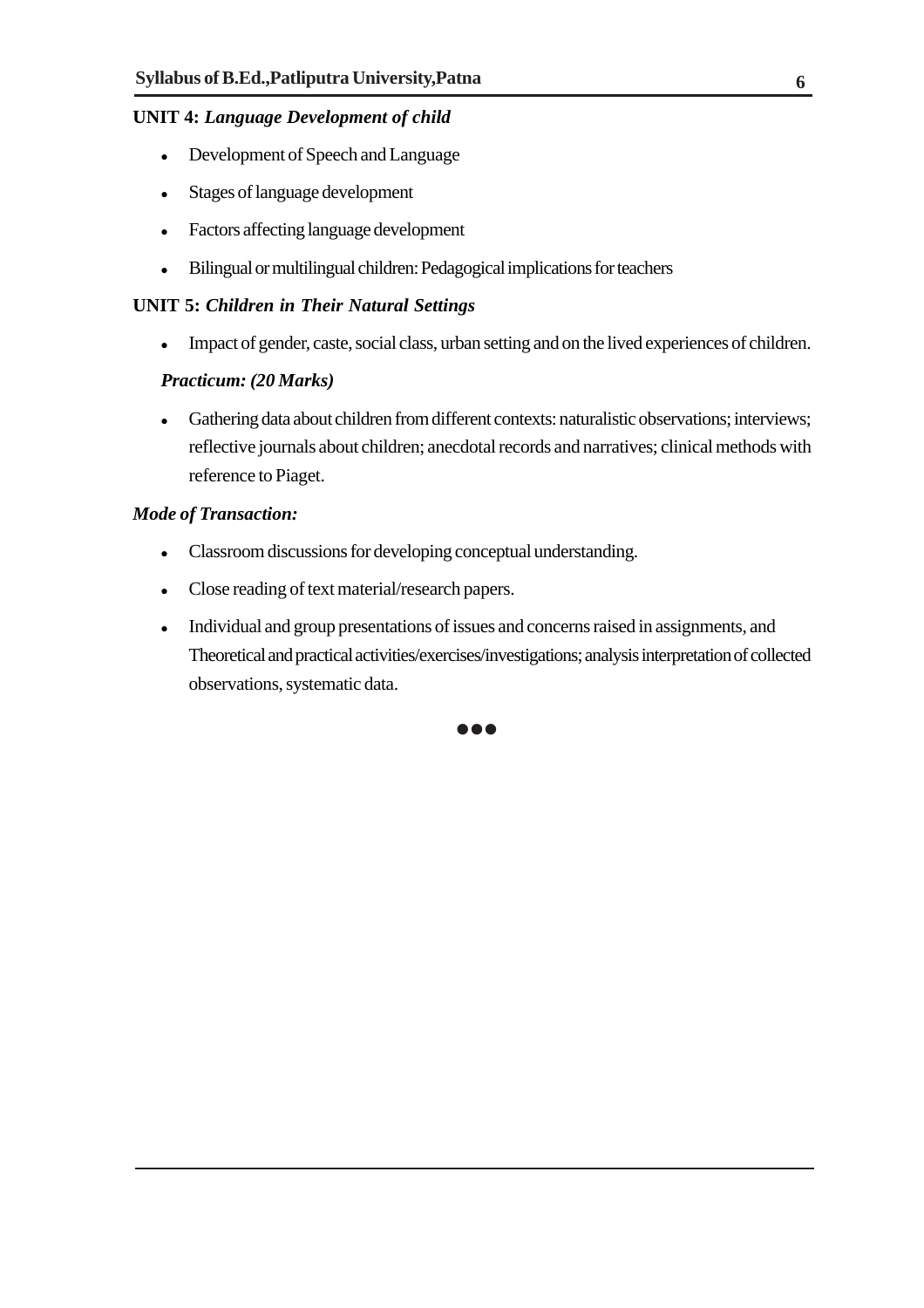**UNIT 4:** ***Language Development of child***

- Development of Speech and Language
- Stages of language development
- Factors affecting language development
- Bilingual or multilingual children: Pedagogical implications for teachers

**UNIT 5:** ***Children in Their Natural Settings***

- Impact of gender, caste, social class, urban setting and on the lived experiences of children.

***Practicum: (20 Marks)***

- Gathering data about children from different contexts: naturalistic observations; interviews; reflective journals about children; anecdotal records and narratives; clinical methods with reference to Piaget.

***Mode of Transaction:***

- Classroom discussions for developing conceptual understanding.
- Close reading of text material/research papers.
- Individual and group presentations of issues and concerns raised in assignments, and Theoretical and practical activities/exercises/investigations; analysis interpretation of collected observations, systematic data.

●●●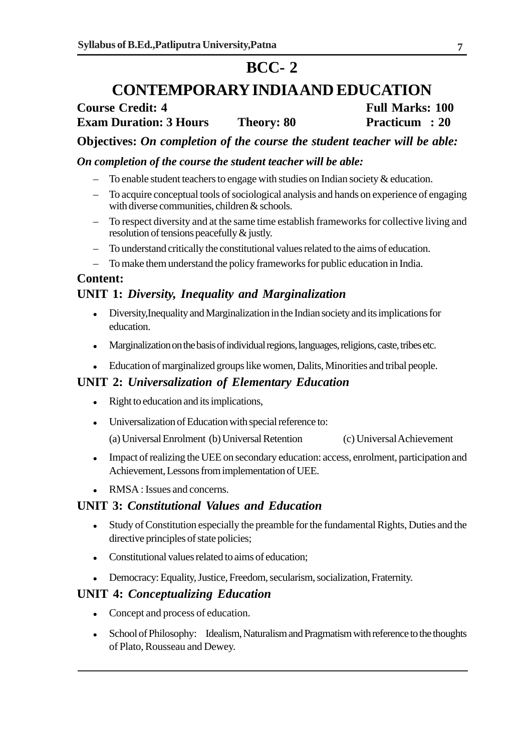# BCC- 2

# CONTEMPORARY INDIA AND EDUCATION

**Course Credit: 4** **Full Marks: 100**

**Exam Duration: 3 Hours** **Theory: 80** **Practicum : 20**

**Objectives:** ***On completion of the course the student teacher will be able:***

***On completion of the course the student teacher will be able:***

- To enable student teachers to engage with studies on Indian society & education.
- To acquire conceptual tools of sociological analysis and hands on experience of engaging with diverse communities, children & schools.
- To respect diversity and at the same time establish frameworks for collective living and resolution of tensions peacefully & justly.
- To understand critically the constitutional values related to the aims of education.
- To make them understand the policy frameworks for public education in India.

**Content:**

### UNIT 1: *Diversity, Inequality and Marginalization*

- Diversity,Inequality and Marginalization in the Indian society and its implications for education.
- Marginalization on the basis of individual regions, languages, religions, caste, tribes etc.
- Education of marginalized groups like women, Dalits, Minorities and tribal people.

### UNIT 2: *Universalization of Elementary Education*

- Right to education and its implications,
- Universalization of Education with special reference to:

  (a) Universal Enrolment (b) Universal Retention (c) Universal Achievement
- Impact of realizing the UEE on secondary education: access, enrolment, participation and Achievement, Lessons from implementation of UEE.
- RMSA : Issues and concerns.

### UNIT 3: *Constitutional Values and Education*

- Study of Constitution especially the preamble for the fundamental Rights, Duties and the directive principles of state policies;
- Constitutional values related to aims of education;
- Democracy: Equality, Justice, Freedom, secularism, socialization, Fraternity.

### UNIT 4: *Conceptualizing Education*

- Concept and process of education.
- School of Philosophy: Idealism, Naturalism and Pragmatism with reference to the thoughts of Plato, Rousseau and Dewey.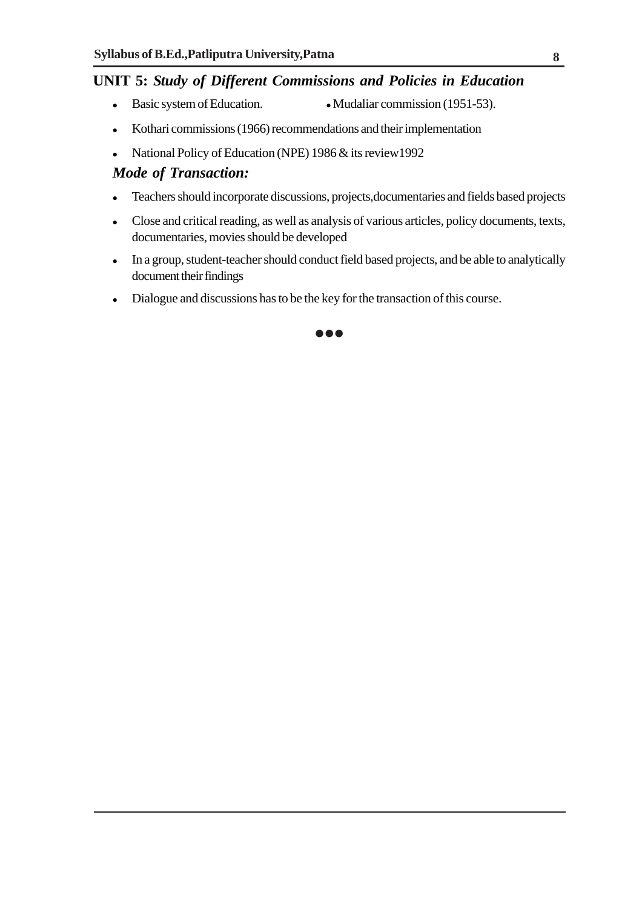## UNIT 5: *Study of Different Commissions and Policies in Education*

- Basic system of Education.
- Mudaliar commission (1951-53).
- Kothari commissions (1966) recommendations and their implementation
- National Policy of Education (NPE) 1986 & its review1992

### *Mode of Transaction:*

- Teachers should incorporate discussions, projects,documentaries and fields based projects
- Close and critical reading, as well as analysis of various articles, policy documents, texts, documentaries, movies should be developed
- In a group, student-teacher should conduct field based projects, and be able to analytically document their findings
- Dialogue and discussions has to be the key for the transaction of this course.

●●●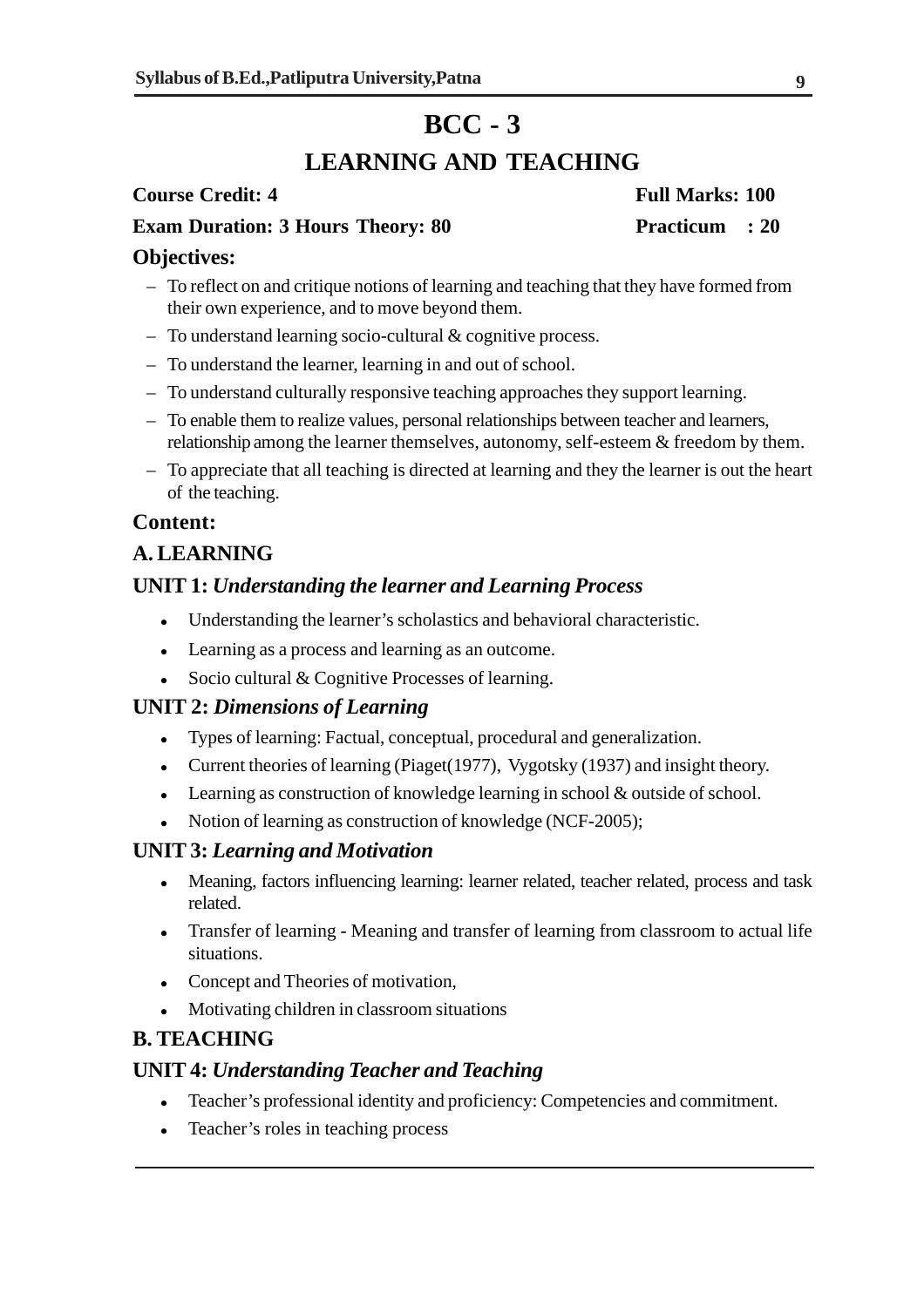# BCC - 3

## LEARNING AND TEACHING

**Course Credit: 4** **Full Marks: 100**

**Exam Duration: 3 Hours Theory: 80** **Practicum : 20**

**Objectives:**

- To reflect on and critique notions of learning and teaching that they have formed from their own experience, and to move beyond them.
- To understand learning socio-cultural & cognitive process.
- To understand the learner, learning in and out of school.
- To understand culturally responsive teaching approaches they support learning.
- To enable them to realize values, personal relationships between teacher and learners, relationship among the learner themselves, autonomy, self-esteem & freedom by them.
- To appreciate that all teaching is directed at learning and they the learner is out the heart of the teaching.

**Content:**

### A. LEARNING

**UNIT 1:** ***Understanding the learner and Learning Process***

- Understanding the learner's scholastics and behavioral characteristic.
- Learning as a process and learning as an outcome.
- Socio cultural & Cognitive Processes of learning.

**UNIT 2:** ***Dimensions of Learning***

- Types of learning: Factual, conceptual, procedural and generalization.
- Current theories of learning (Piaget(1977), Vygotsky (1937) and insight theory.
- Learning as construction of knowledge learning in school & outside of school.
- Notion of learning as construction of knowledge (NCF-2005);

**UNIT 3:** ***Learning and Motivation***

- Meaning, factors influencing learning: learner related, teacher related, process and task related.
- Transfer of learning - Meaning and transfer of learning from classroom to actual life situations.
- Concept and Theories of motivation,
- Motivating children in classroom situations

### B. TEACHING

**UNIT 4:** ***Understanding Teacher and Teaching***

- Teacher's professional identity and proficiency: Competencies and commitment.
- Teacher's roles in teaching process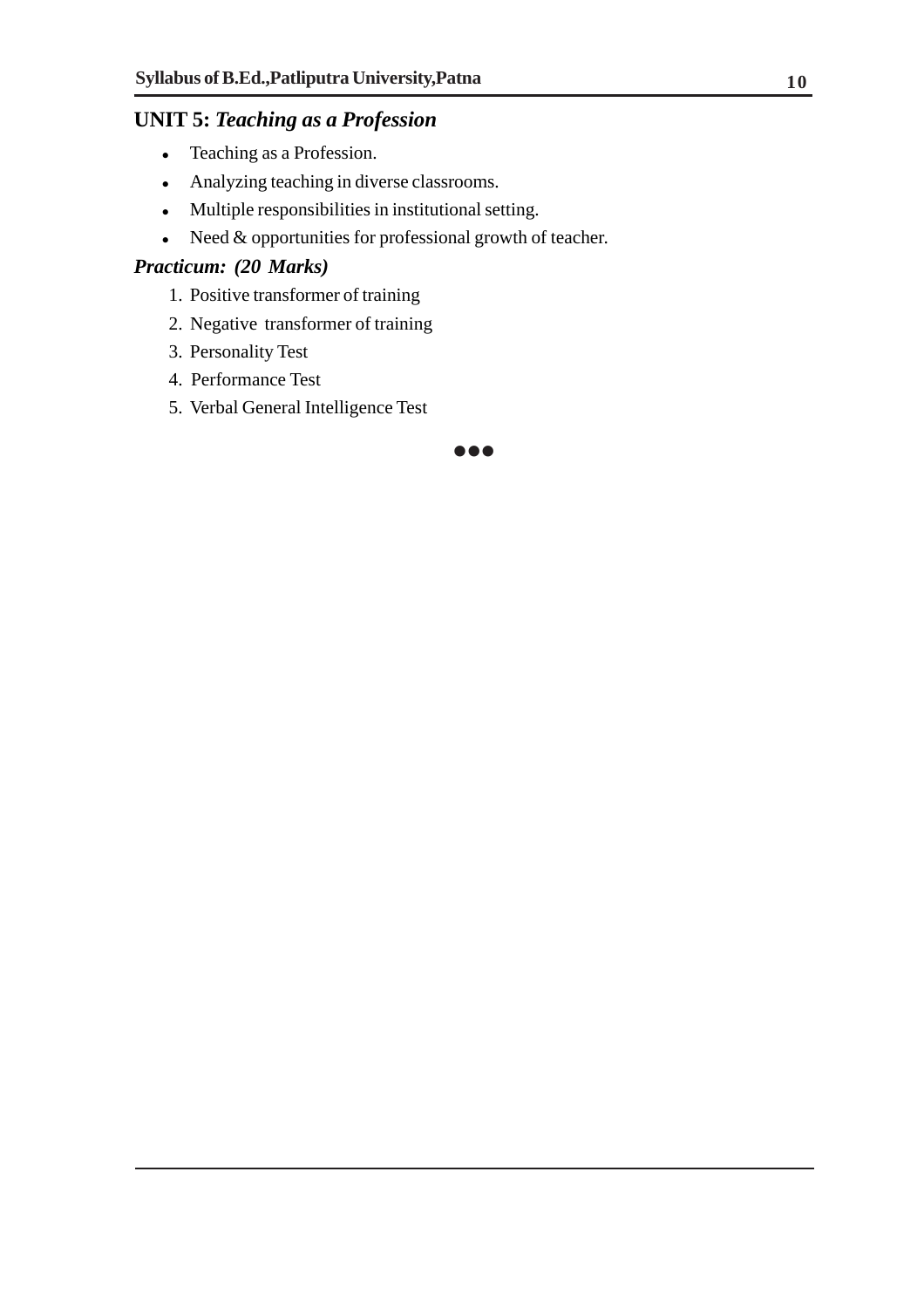## UNIT 5: *Teaching as a Profession*

- Teaching as a Profession.
- Analyzing teaching in diverse classrooms.
- Multiple responsibilities in institutional setting.
- Need & opportunities for professional growth of teacher.

***Practicum: (20 Marks)***

1. Positive transformer of training
2. Negative transformer of training
3. Personality Test
4. Performance Test
5. Verbal General Intelligence Test

●●●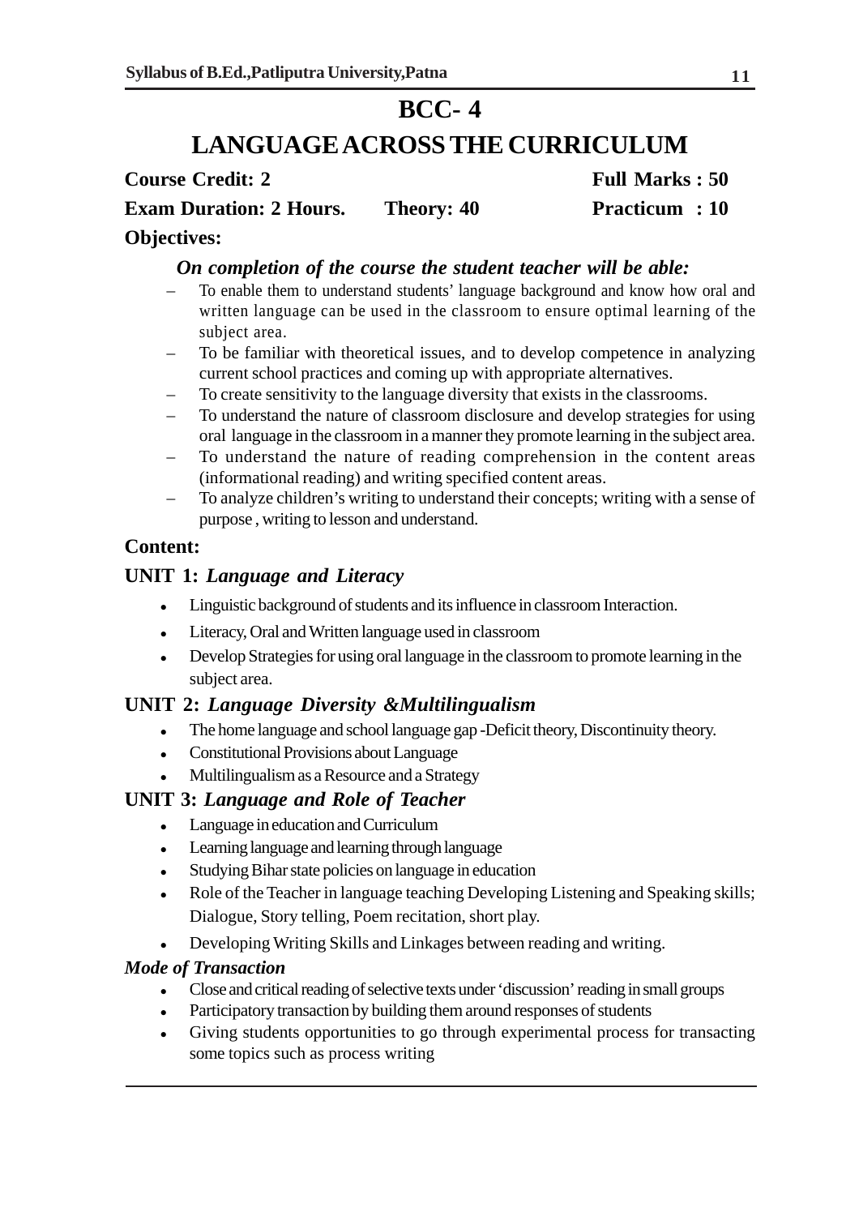# BCC- 4

# LANGUAGE ACROSS THE CURRICULUM

**Course Credit: 2** **Full Marks : 50**

**Exam Duration: 2 Hours.** **Theory: 40** **Practicum : 10**

**Objectives:**

***On completion of the course the student teacher will be able:***

- To enable them to understand students' language background and know how oral and written language can be used in the classroom to ensure optimal learning of the subject area.
- To be familiar with theoretical issues, and to develop competence in analyzing current school practices and coming up with appropriate alternatives.
- To create sensitivity to the language diversity that exists in the classrooms.
- To understand the nature of classroom disclosure and develop strategies for using oral language in the classroom in a manner they promote learning in the subject area.
- To understand the nature of reading comprehension in the content areas (informational reading) and writing specified content areas.
- To analyze children's writing to understand their concepts; writing with a sense of purpose , writing to lesson and understand.

**Content:**

**UNIT 1:** ***Language and Literacy***

- Linguistic background of students and its influence in classroom Interaction.
- Literacy, Oral and Written language used in classroom
- Develop Strategies for using oral language in the classroom to promote learning in the subject area.

**UNIT 2:** ***Language Diversity &Multilingualism***

- The home language and school language gap -Deficit theory, Discontinuity theory.
- Constitutional Provisions about Language
- Multilingualism as a Resource and a Strategy

**UNIT 3:** ***Language and Role of Teacher***

- Language in education and Curriculum
- Learning language and learning through language
- Studying Bihar state policies on language in education
- Role of the Teacher in language teaching Developing Listening and Speaking skills; Dialogue, Story telling, Poem recitation, short play.
- Developing Writing Skills and Linkages between reading and writing.

***Mode of Transaction***

- Close and critical reading of selective texts under 'discussion' reading in small groups
- Participatory transaction by building them around responses of students
- Giving students opportunities to go through experimental process for transacting some topics such as process writing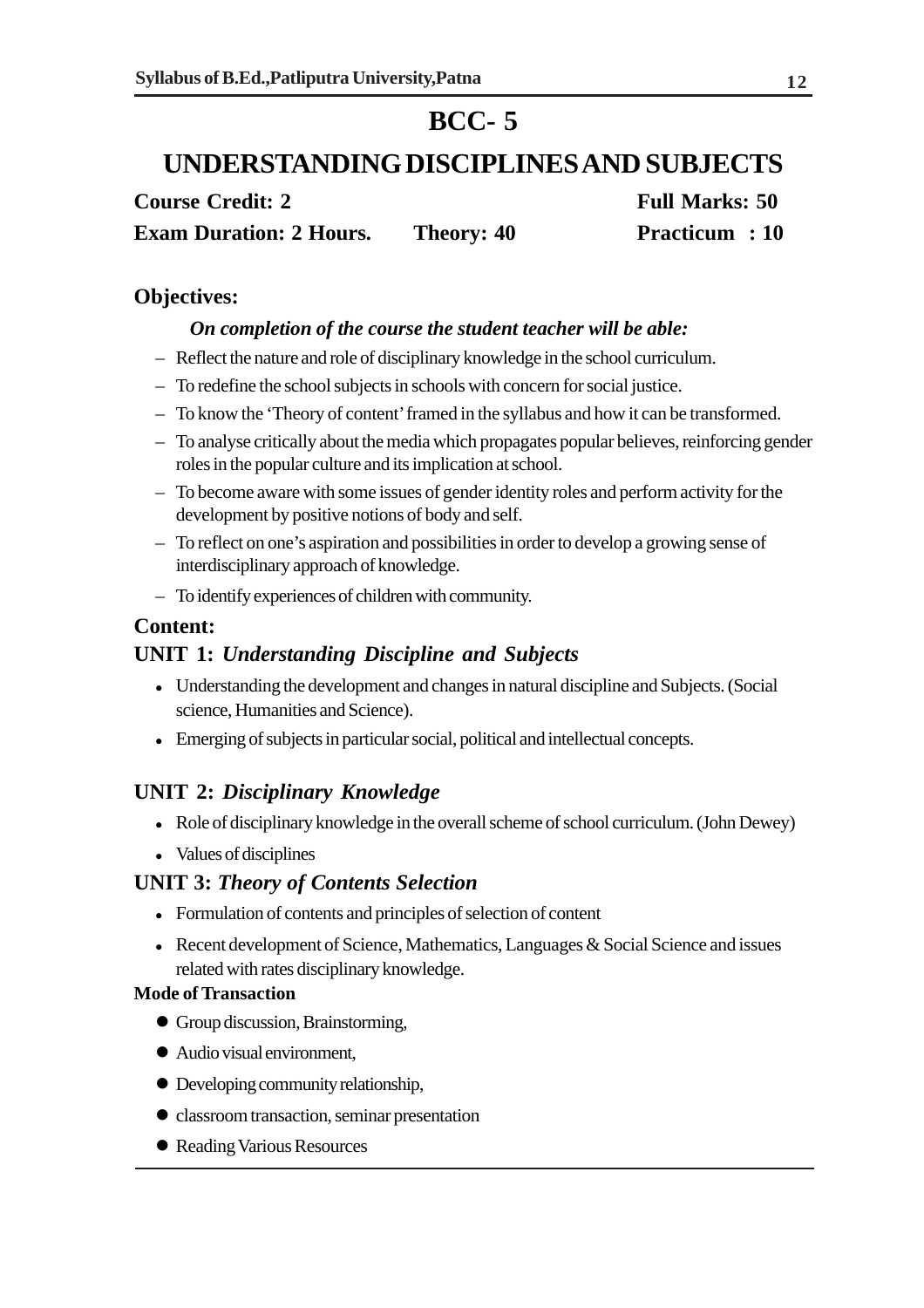# BCC- 5

# UNDERSTANDING DISCIPLINES AND SUBJECTS

**Course Credit: 2** **Full Marks: 50**

**Exam Duration: 2 Hours.** **Theory: 40** **Practicum : 10**

## Objectives:

***On completion of the course the student teacher will be able:***

- Reflect the nature and role of disciplinary knowledge in the school curriculum.
- To redefine the school subjects in schools with concern for social justice.
- To know the 'Theory of content' framed in the syllabus and how it can be transformed.
- To analyse critically about the media which propagates popular believes, reinforcing gender roles in the popular culture and its implication at school.
- To become aware with some issues of gender identity roles and perform activity for the development by positive notions of body and self.
- To reflect on one's aspiration and possibilities in order to develop a growing sense of interdisciplinary approach of knowledge.
- To identify experiences of children with community.

## Content:

### UNIT 1: *Understanding Discipline and Subjects*

- Understanding the development and changes in natural discipline and Subjects. (Social science, Humanities and Science).
- Emerging of subjects in particular social, political and intellectual concepts.

### UNIT 2: *Disciplinary Knowledge*

- Role of disciplinary knowledge in the overall scheme of school curriculum. (John Dewey)
- Values of disciplines

### UNIT 3: *Theory of Contents Selection*

- Formulation of contents and principles of selection of content
- Recent development of Science, Mathematics, Languages & Social Science and issues related with rates disciplinary knowledge.

**Mode of Transaction**

- Group discussion, Brainstorming,
- Audio visual environment,
- Developing community relationship,
- classroom transaction, seminar presentation
- Reading Various Resources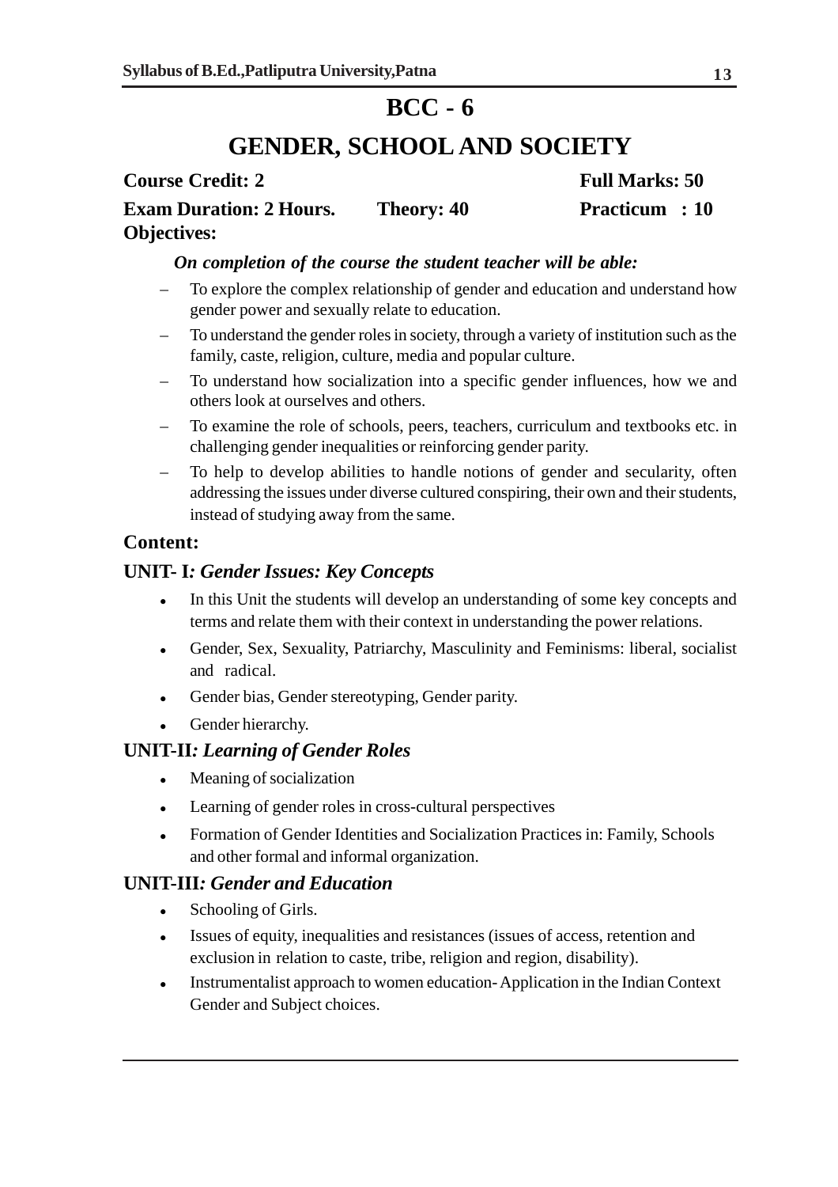# BCC - 6

# GENDER, SCHOOL AND SOCIETY

**Course Credit: 2** **Full Marks: 50**

**Exam Duration: 2 Hours.** **Theory: 40** **Practicum : 10**

**Objectives:**

***On completion of the course the student teacher will be able:***

- To explore the complex relationship of gender and education and understand how gender power and sexually relate to education.
- To understand the gender roles in society, through a variety of institution such as the family, caste, religion, culture, media and popular culture.
- To understand how socialization into a specific gender influences, how we and others look at ourselves and others.
- To examine the role of schools, peers, teachers, curriculum and textbooks etc. in challenging gender inequalities or reinforcing gender parity.
- To help to develop abilities to handle notions of gender and secularity, often addressing the issues under diverse cultured conspiring, their own and their students, instead of studying away from the same.

## Content:

### UNIT- I*: Gender Issues: Key Concepts*

- In this Unit the students will develop an understanding of some key concepts and terms and relate them with their context in understanding the power relations.
- Gender, Sex, Sexuality, Patriarchy, Masculinity and Feminisms: liberal, socialist and radical.
- Gender bias, Gender stereotyping, Gender parity.
- Gender hierarchy.

### UNIT-II*: Learning of Gender Roles*

- Meaning of socialization
- Learning of gender roles in cross-cultural perspectives
- Formation of Gender Identities and Socialization Practices in: Family, Schools and other formal and informal organization.

### UNIT-III*: Gender and Education*

- Schooling of Girls.
- Issues of equity, inequalities and resistances (issues of access, retention and exclusion in relation to caste, tribe, religion and region, disability).
- Instrumentalist approach to women education- Application in the Indian Context Gender and Subject choices.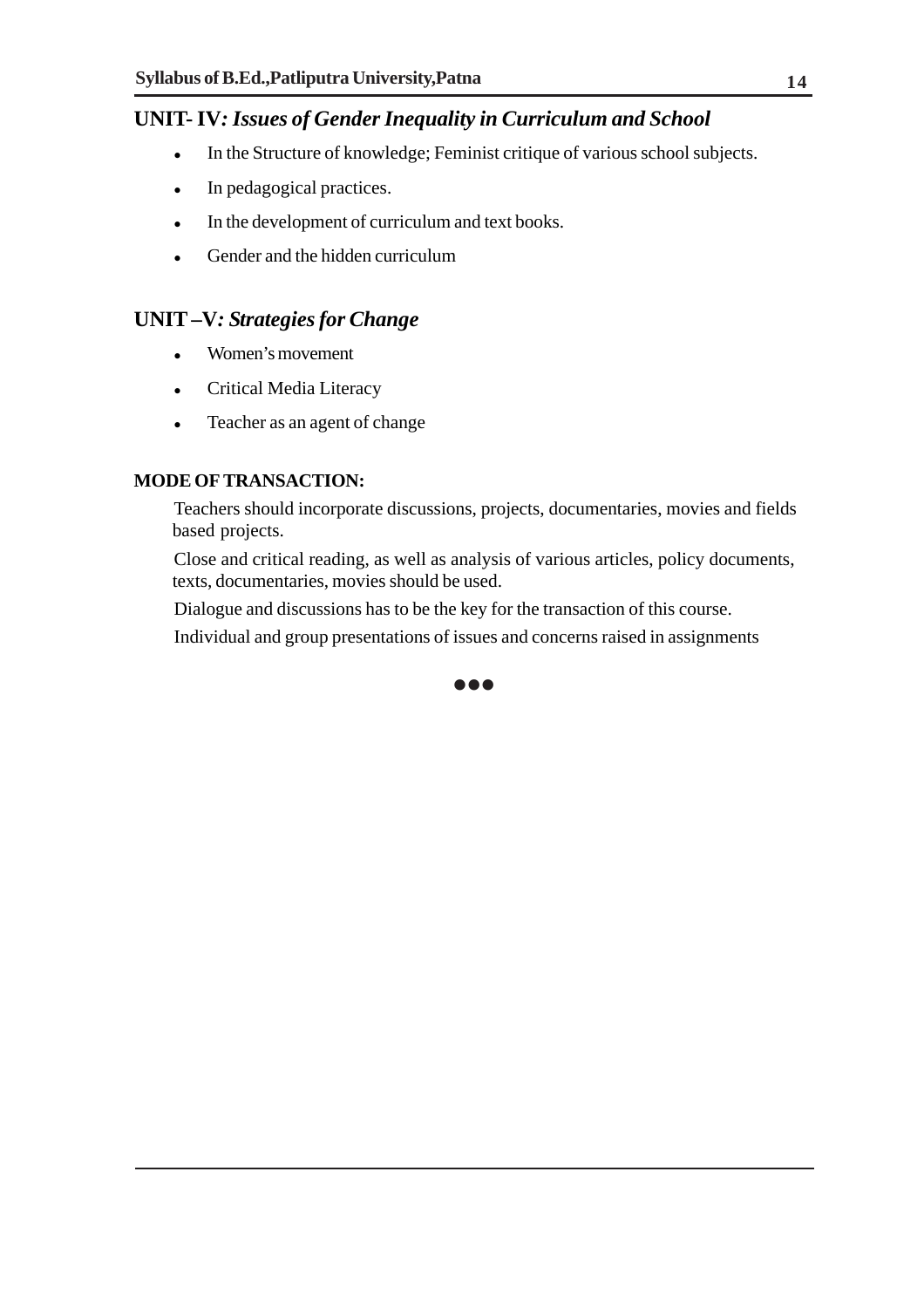## UNIT- IV*: Issues of Gender Inequality in Curriculum and School*

- In the Structure of knowledge; Feminist critique of various school subjects.
- In pedagogical practices.
- In the development of curriculum and text books.
- Gender and the hidden curriculum

## UNIT –V*: Strategies for Change*

- Women's movement
- Critical Media Literacy
- Teacher as an agent of change

**MODE OF TRANSACTION:**

Teachers should incorporate discussions, projects, documentaries, movies and fields based projects.

Close and critical reading, as well as analysis of various articles, policy documents, texts, documentaries, movies should be used.

Dialogue and discussions has to be the key for the transaction of this course.

Individual and group presentations of issues and concerns raised in assignments

●●●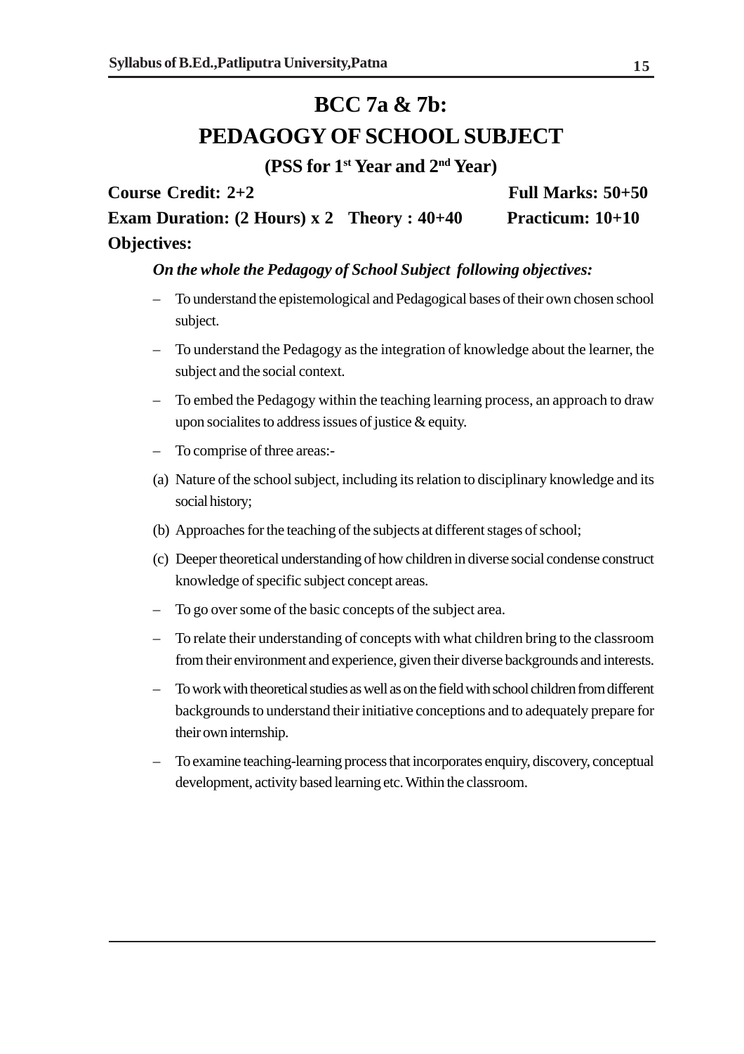# BCC 7a & 7b:

# PEDAGOGY OF SCHOOL SUBJECT

### (PSS for 1st Year and 2nd Year)

**Course Credit: 2+2** **Full Marks: 50+50**

**Exam Duration: (2 Hours) x 2 Theory : 40+40** **Practicum: 10+10**

**Objectives:**

***On the whole the Pedagogy of School Subject following objectives:***

- To understand the epistemological and Pedagogical bases of their own chosen school subject.
- To understand the Pedagogy as the integration of knowledge about the learner, the subject and the social context.
- To embed the Pedagogy within the teaching learning process, an approach to draw upon socialites to address issues of justice & equity.
- To comprise of three areas:-

(a) Nature of the school subject, including its relation to disciplinary knowledge and its social history;

(b) Approaches for the teaching of the subjects at different stages of school;

(c) Deeper theoretical understanding of how children in diverse social condense construct knowledge of specific subject concept areas.

- To go over some of the basic concepts of the subject area.
- To relate their understanding of concepts with what children bring to the classroom from their environment and experience, given their diverse backgrounds and interests.
- To work with theoretical studies as well as on the field with school children from different backgrounds to understand their initiative conceptions and to adequately prepare for their own internship.
- To examine teaching-learning process that incorporates enquiry, discovery, conceptual development, activity based learning etc. Within the classroom.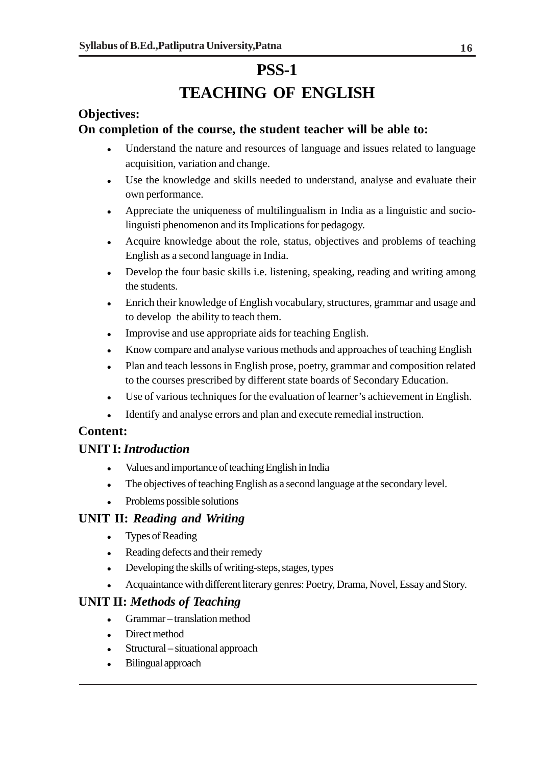# PSS-1

# TEACHING OF ENGLISH

**Objectives:**

**On completion of the course, the student teacher will be able to:**

- Understand the nature and resources of language and issues related to language acquisition, variation and change.
- Use the knowledge and skills needed to understand, analyse and evaluate their own performance.
- Appreciate the uniqueness of multilingualism in India as a linguistic and socio-linguisti phenomenon and its Implications for pedagogy.
- Acquire knowledge about the role, status, objectives and problems of teaching English as a second language in India.
- Develop the four basic skills i.e. listening, speaking, reading and writing among the students.
- Enrich their knowledge of English vocabulary, structures, grammar and usage and to develop the ability to teach them.
- Improvise and use appropriate aids for teaching English.
- Know compare and analyse various methods and approaches of teaching English
- Plan and teach lessons in English prose, poetry, grammar and composition related to the courses prescribed by different state boards of Secondary Education.
- Use of various techniques for the evaluation of learner's achievement in English.
- Identify and analyse errors and plan and execute remedial instruction.

**Content:**

**UNIT I:** ***Introduction***

- Values and importance of teaching English in India
- The objectives of teaching English as a second language at the secondary level.
- Problems possible solutions

**UNIT II:** ***Reading and Writing***

- Types of Reading
- Reading defects and their remedy
- Developing the skills of writing-steps, stages, types
- Acquaintance with different literary genres: Poetry, Drama, Novel, Essay and Story.

**UNIT II:** ***Methods of Teaching***

- Grammar – translation method
- Direct method
- Structural – situational approach
- Bilingual approach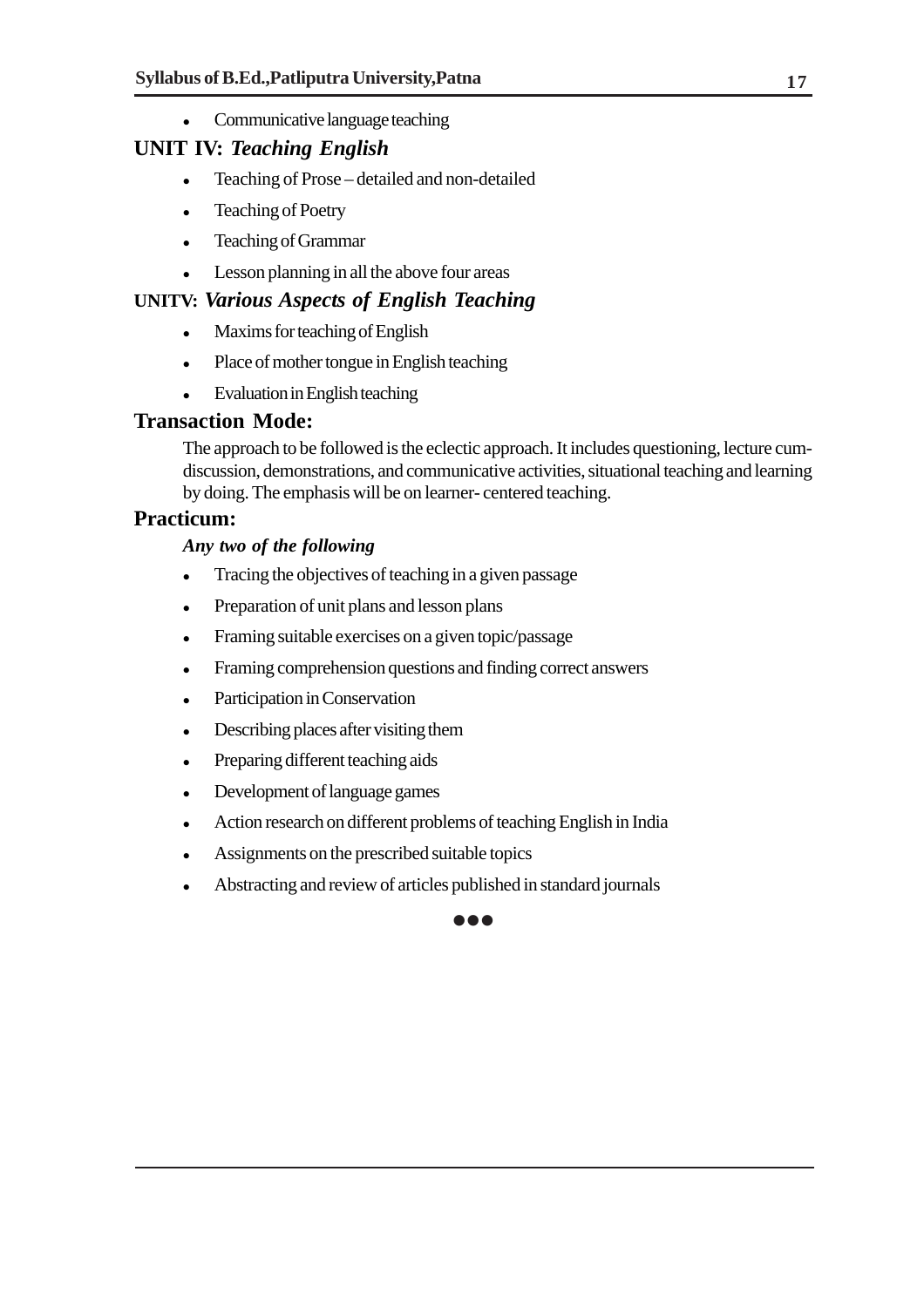- Communicative language teaching

## UNIT IV: *Teaching English*

- Teaching of Prose – detailed and non-detailed
- Teaching of Poetry
- Teaching of Grammar
- Lesson planning in all the above four areas

## UNITV: *Various Aspects of English Teaching*

- Maxims for teaching of English
- Place of mother tongue in English teaching
- Evaluation in English teaching

## Transaction Mode:

The approach to be followed is the eclectic approach. It includes questioning, lecture cum-discussion, demonstrations, and communicative activities, situational teaching and learning by doing. The emphasis will be on learner- centered teaching.

## Practicum:

***Any two of the following***

- Tracing the objectives of teaching in a given passage
- Preparation of unit plans and lesson plans
- Framing suitable exercises on a given topic/passage
- Framing comprehension questions and finding correct answers
- Participation in Conservation
- Describing places after visiting them
- Preparing different teaching aids
- Development of language games
- Action research on different problems of teaching English in India
- Assignments on the prescribed suitable topics
- Abstracting and review of articles published in standard journals

●●●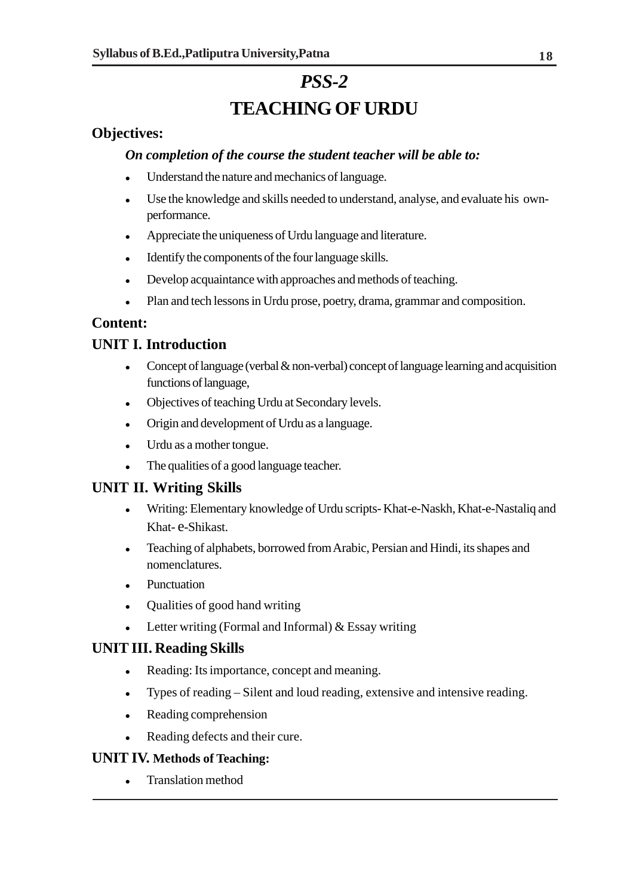# *PSS-2*

# TEACHING OF URDU

## Objectives:

***On completion of the course the student teacher will be able to:***

- Understand the nature and mechanics of language.
- Use the knowledge and skills needed to understand, analyse, and evaluate his own-performance.
- Appreciate the uniqueness of Urdu language and literature.
- Identify the components of the four language skills.
- Develop acquaintance with approaches and methods of teaching.
- Plan and tech lessons in Urdu prose, poetry, drama, grammar and composition.

## Content:

### UNIT I. Introduction

- Concept of language (verbal & non-verbal) concept of language learning and acquisition functions of language,
- Objectives of teaching Urdu at Secondary levels.
- Origin and development of Urdu as a language.
- Urdu as a mother tongue.
- The qualities of a good language teacher.

### UNIT II. Writing Skills

- Writing: Elementary knowledge of Urdu scripts- Khat-e-Naskh, Khat-e-Nastaliq and Khat- e-Shikast.
- Teaching of alphabets, borrowed from Arabic, Persian and Hindi, its shapes and nomenclatures.
- Punctuation
- Qualities of good hand writing
- Letter writing (Formal and Informal) & Essay writing

### UNIT III. Reading Skills

- Reading: Its importance, concept and meaning.
- Types of reading – Silent and loud reading, extensive and intensive reading.
- Reading comprehension
- Reading defects and their cure.

### UNIT IV. Methods of Teaching:

- Translation method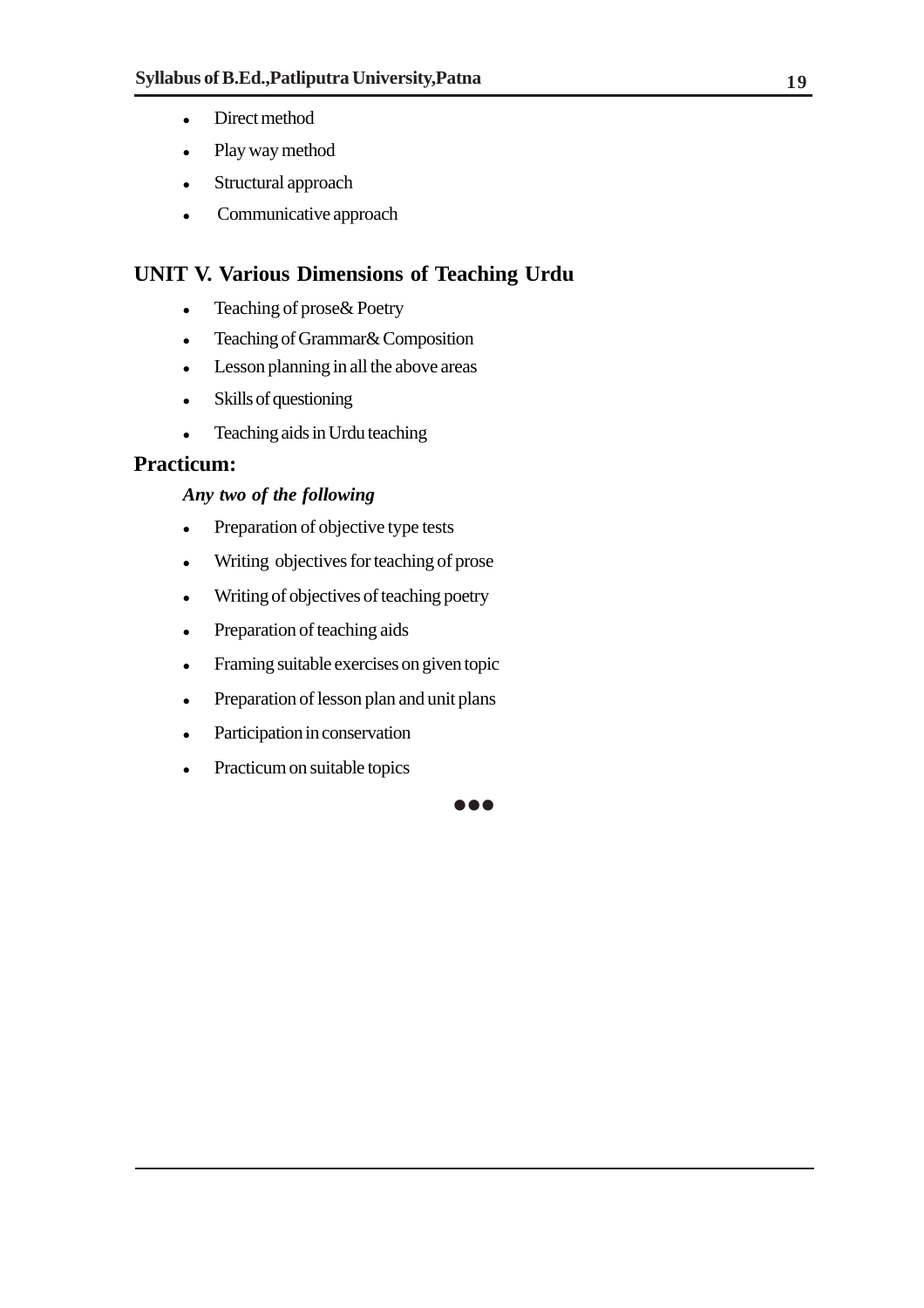- Direct method
- Play way method
- Structural approach
- Communicative approach

## UNIT V. Various Dimensions of Teaching Urdu

- Teaching of prose& Poetry
- Teaching of Grammar& Composition
- Lesson planning in all the above areas
- Skills of questioning
- Teaching aids in Urdu teaching

## Practicum:

***Any two of the following***

- Preparation of objective type tests
- Writing objectives for teaching of prose
- Writing of objectives of teaching poetry
- Preparation of teaching aids
- Framing suitable exercises on given topic
- Preparation of lesson plan and unit plans
- Participation in conservation
- Practicum on suitable topics

●●●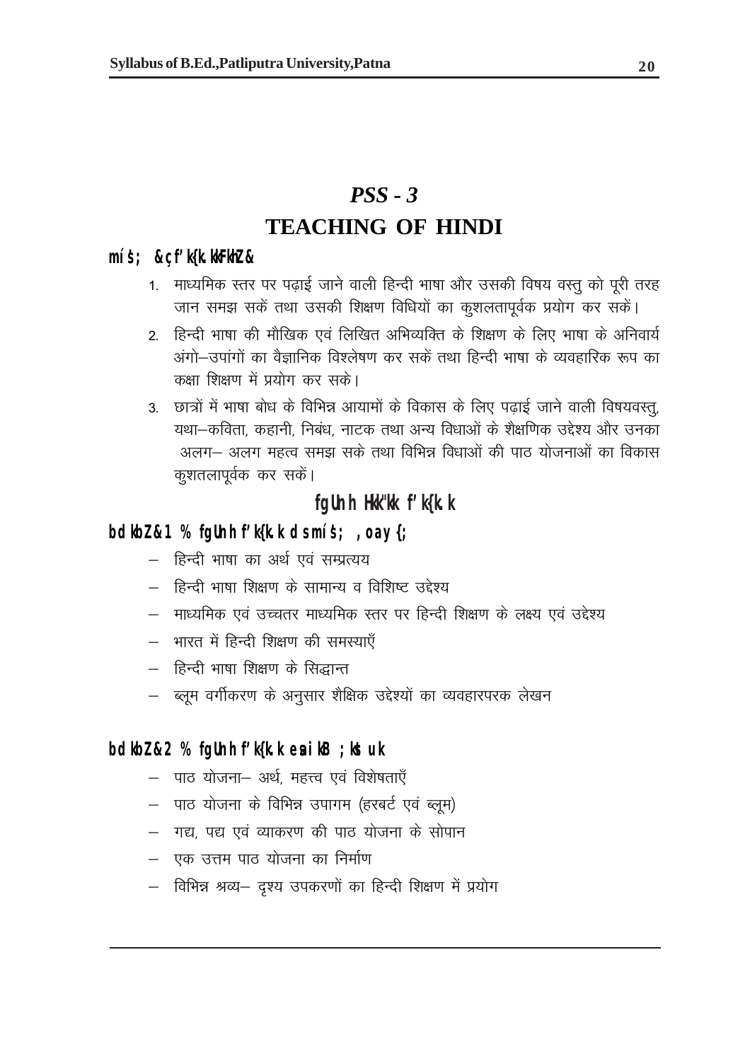# *PSS - 3*

# TEACHING OF HINDI

**mís; &çf'k{k.kkFkhZ&**

1. माध्यमिक स्तर पर पढ़ाई जाने वाली हिन्दी भाषा और उसकी विषय वस्तु को पूरी तरह जान समझ सकें तथा उसकी शिक्षण विधियों का कुशलतापूर्वक प्रयोग कर सकें।
2. हिन्दी भाषा की मौखिक एवं लिखित अभिव्यक्ति के शिक्षण के लिए भाषा के अनिवार्य अंगो–उपांगों का वैज्ञानिक विश्लेषण कर सकें तथा हिन्दी भाषा के व्यवहारिक रूप का कक्षा शिक्षण में प्रयोग कर सके।
3. छात्रों में भाषा बोध के विभिन्न आयामों के विकास के लिए पढ़ाई जाने वाली विषयवस्तु, यथा–कविता, कहानी, निबंध, नाटक तथा अन्य विधाओं के शैक्षणिक उद्देश्य और उनका अलग– अलग महत्व समझ सके तथा विभिन्न विधाओं की पाठ योजनाओं का विकास कुशतलापूर्वक कर सकें।

## fgUnh Hkk"kk f'k{k.k

### bdkbZ&1 % fgUnh f'k{k.k ds mís; ,oa y{;

- हिन्दी भाषा का अर्थ एवं सम्प्रत्यय
- हिन्दी भाषा शिक्षण के सामान्य व विशिष्ट उद्देश्य
- माध्यमिक एवं उच्चतर माध्यमिक स्तर पर हिन्दी शिक्षण के लक्ष्य एवं उद्देश्य
- भारत में हिन्दी शिक्षण की समस्याएँ
- हिन्दी भाषा शिक्षण के सिद्धान्त
- ब्लूम वर्गीकरण के अनुसार शैक्षिक उद्देश्यों का व्यवहारपरक लेखन

### bdkbZ&2 % fgUnh f'k{k.k esa ikB ;kstuk

- पाठ योजना– अर्थ, महत्त्व एवं विशेषताएँ
- पाठ योजना के विभिन्न उपागम (हरबर्ट एवं ब्लूम)
- गद्य, पद्य एवं व्याकरण की पाठ योजना के सोपान
- एक उत्तम पाठ योजना का निर्माण
- विभिन्न श्रव्य– दृश्य उपकरणों का हिन्दी शिक्षण में प्रयोग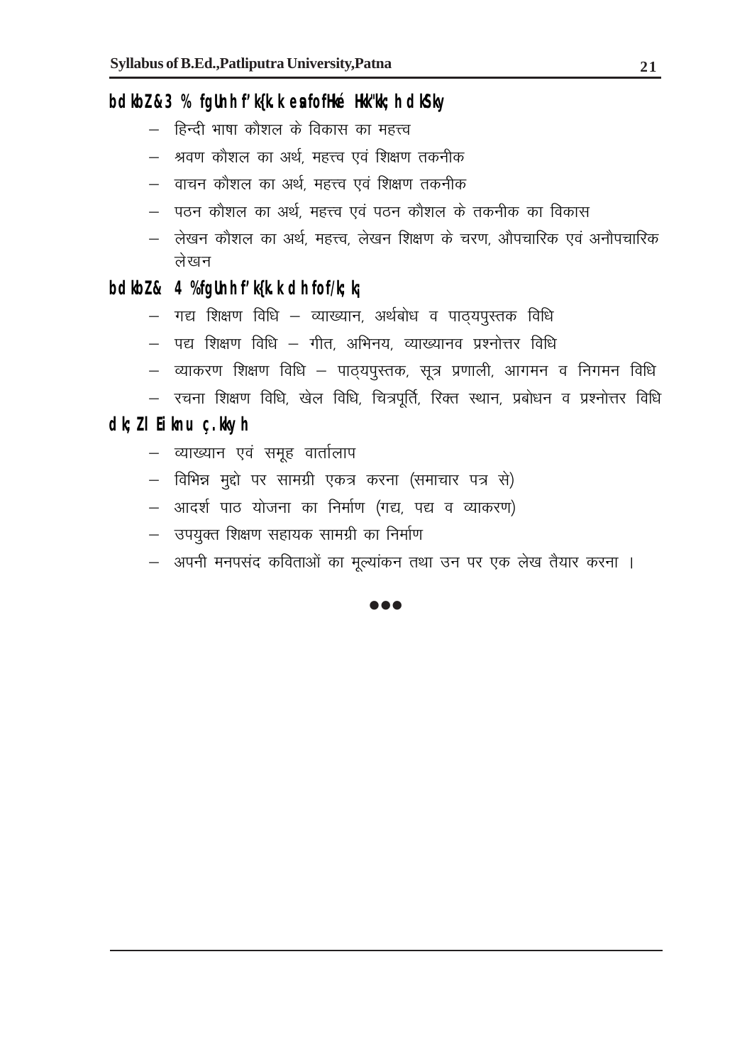## bdkbZ&3 % fgUnh f'k{k.k esa fofHkUu Hkk"kk;h dkSky

- हिन्दी भाषा कौशल के विकास का महत्त्व
- श्रवण कौशल का अर्थ, महत्त्व एवं शिक्षण तकनीक
- वाचन कौशल का अर्थ, महत्त्व एवं शिक्षण तकनीक
- पठन कौशल का अर्थ, महत्त्व एवं पठन कौशल के तकनीक का विकास
- लेखन कौशल का अर्थ, महत्त्व, लेखन शिक्षण के चरण, औपचारिक एवं अनौपचारिक लेखन

## bdkbZ& 4 %fgUnh f'k{k.k dh fof/k;k;

- गद्य शिक्षण विधि – व्याख्यान, अर्थबोध व पाठ्यपुस्तक विधि
- पद्य शिक्षण विधि – गीत, अभिनय, व्याख्यानव प्रश्नोत्तर विधि
- व्याकरण शिक्षण विधि – पाठ्यपुस्तक, सूत्र प्रणाली, आगमन व निगमन विधि
- रचना शिक्षण विधि, खेल विधि, चित्रपूर्ति, रिक्त स्थान, प्रबोधन व प्रश्नोत्तर विधि

## dk;Z lEiknu ç.kkyh

- व्याख्यान एवं समूह वार्तालाप
- विभिन्न मुद्दो पर सामग्री एकत्र करना (समाचार पत्र से)
- आदर्श पाठ योजना का निर्माण (गद्य, पद्य व व्याकरण)
- उपयुक्त शिक्षण सहायक सामग्री का निर्माण
- अपनी मनपसंद कविताओं का मूल्यांकन तथा उन पर एक लेख तैयार करना ।

●●●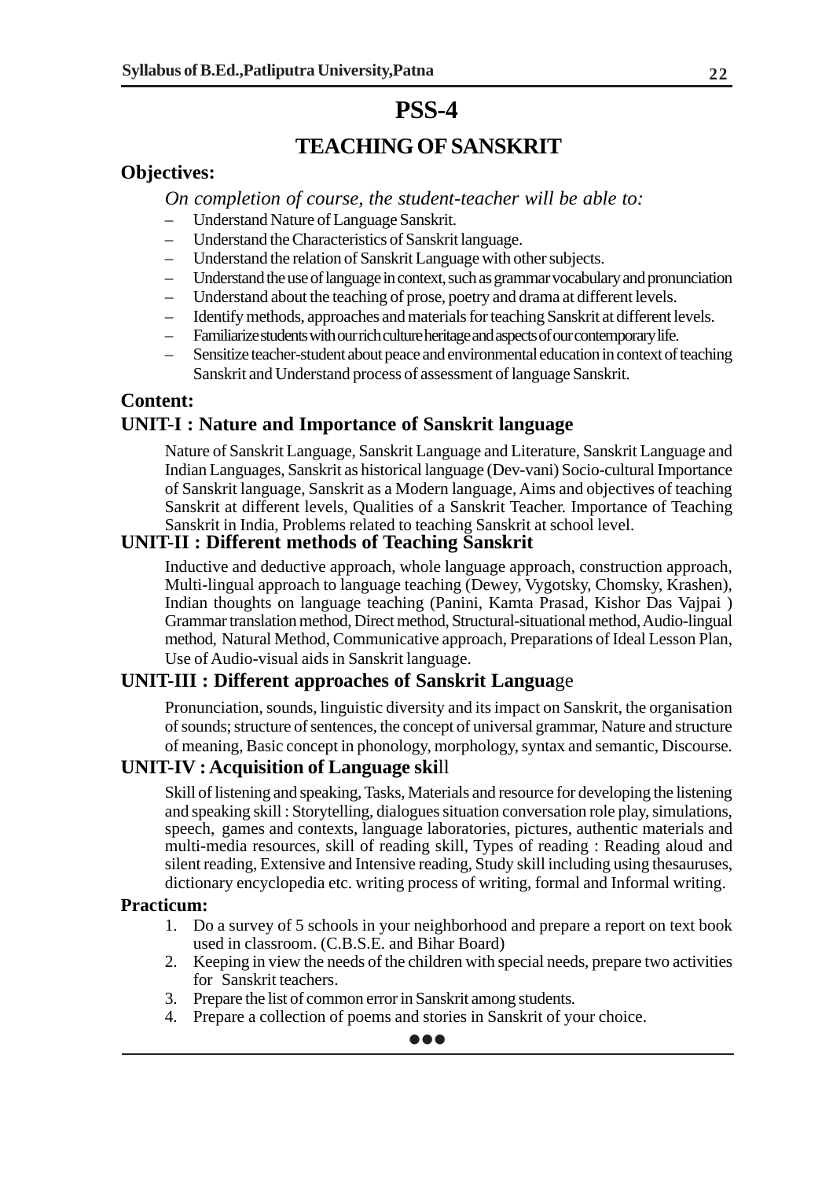# PSS-4

## TEACHING OF SANSKRIT

### Objectives:

*On completion of course, the student-teacher will be able to:*

- Understand Nature of Language Sanskrit.
- Understand the Characteristics of Sanskrit language.
- Understand the relation of Sanskrit Language with other subjects.
- Understand the use of language in context, such as grammar vocabulary and pronunciation
- Understand about the teaching of prose, poetry and drama at different levels.
- Identify methods, approaches and materials for teaching Sanskrit at different levels.
- Familiarize students with our rich culture heritage and aspects of our contemporary life.
- Sensitize teacher-student about peace and environmental education in context of teaching Sanskrit and Understand process of assessment of language Sanskrit.

### Content:

### UNIT-I : Nature and Importance of Sanskrit language

Nature of Sanskrit Language, Sanskrit Language and Literature, Sanskrit Language and Indian Languages, Sanskrit as historical language (Dev-vani) Socio-cultural Importance of Sanskrit language, Sanskrit as a Modern language, Aims and objectives of teaching Sanskrit at different levels, Qualities of a Sanskrit Teacher. Importance of Teaching Sanskrit in India, Problems related to teaching Sanskrit at school level.

### UNIT-II : Different methods of Teaching Sanskrit

Inductive and deductive approach, whole language approach, construction approach, Multi-lingual approach to language teaching (Dewey, Vygotsky, Chomsky, Krashen), Indian thoughts on language teaching (Panini, Kamta Prasad, Kishor Das Vajpai ) Grammar translation method, Direct method, Structural-situational method, Audio-lingual method, Natural Method, Communicative approach, Preparations of Ideal Lesson Plan, Use of Audio-visual aids in Sanskrit language.

### UNIT-III : Different approaches of Sanskrit Language

Pronunciation, sounds, linguistic diversity and its impact on Sanskrit, the organisation of sounds; structure of sentences, the concept of universal grammar, Nature and structure of meaning, Basic concept in phonology, morphology, syntax and semantic, Discourse.

### UNIT-IV : Acquisition of Language skill

Skill of listening and speaking, Tasks, Materials and resource for developing the listening and speaking skill : Storytelling, dialogues situation conversation role play, simulations, speech, games and contexts, language laboratories, pictures, authentic materials and multi-media resources, skill of reading skill, Types of reading : Reading aloud and silent reading, Extensive and Intensive reading, Study skill including using thesauruses, dictionary encyclopedia etc. writing process of writing, formal and Informal writing.

### Practicum:

1. Do a survey of 5 schools in your neighborhood and prepare a report on text book used in classroom. (C.B.S.E. and Bihar Board)
2. Keeping in view the needs of the children with special needs, prepare two activities for Sanskrit teachers.
3. Prepare the list of common error in Sanskrit among students.
4. Prepare a collection of poems and stories in Sanskrit of your choice.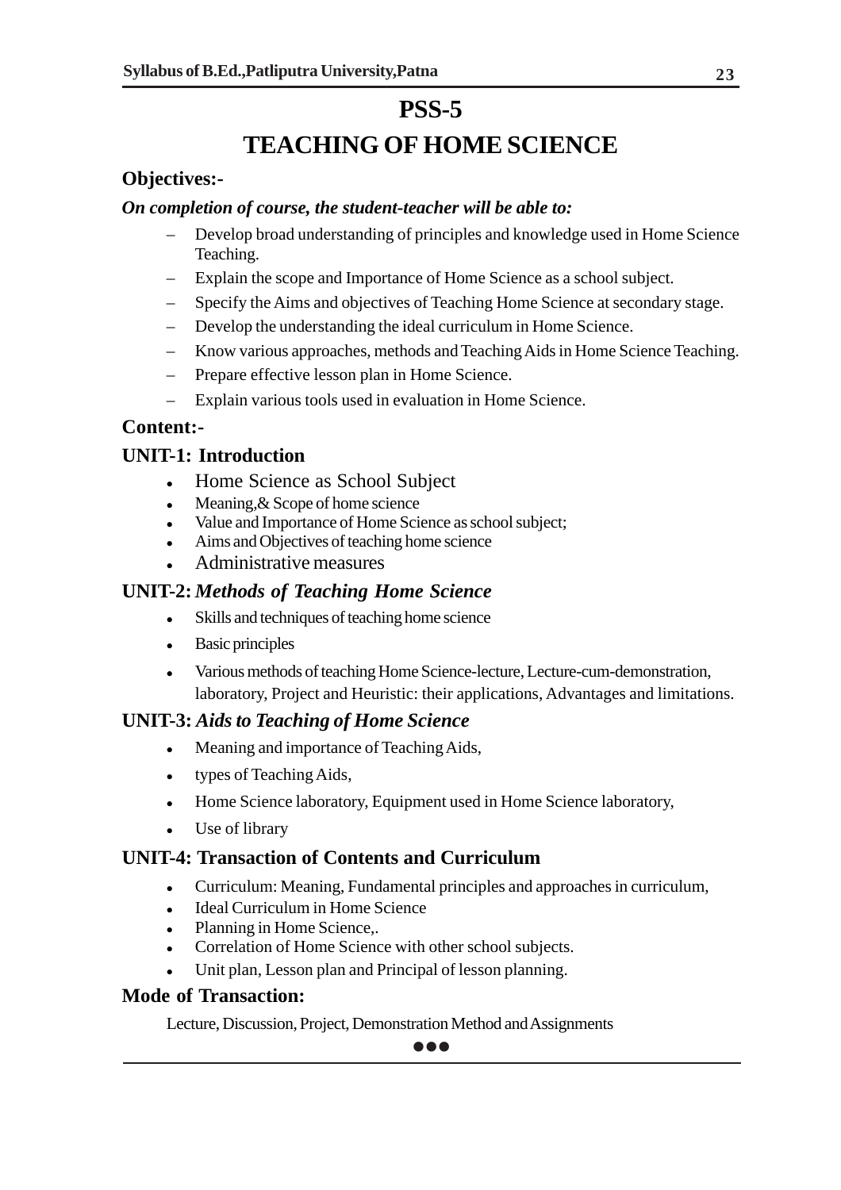# PSS-5

# TEACHING OF HOME SCIENCE

## Objectives:-

***On completion of course, the student-teacher will be able to:***

- Develop broad understanding of principles and knowledge used in Home Science Teaching.
- Explain the scope and Importance of Home Science as a school subject.
- Specify the Aims and objectives of Teaching Home Science at secondary stage.
- Develop the understanding the ideal curriculum in Home Science.
- Know various approaches, methods and Teaching Aids in Home Science Teaching.
- Prepare effective lesson plan in Home Science.
- Explain various tools used in evaluation in Home Science.

## Content:-

### UNIT-1: Introduction

- Home Science as School Subject
- Meaning,& Scope of home science
- Value and Importance of Home Science as school subject;
- Aims and Objectives of teaching home science
- Administrative measures

### UNIT-2: *Methods of Teaching Home Science*

- Skills and techniques of teaching home science
- Basic principles
- Various methods of teaching Home Science-lecture, Lecture-cum-demonstration, laboratory, Project and Heuristic: their applications, Advantages and limitations.

### UNIT-3: *Aids to Teaching of Home Science*

- Meaning and importance of Teaching Aids,
- types of Teaching Aids,
- Home Science laboratory, Equipment used in Home Science laboratory,
- Use of library

### UNIT-4: Transaction of Contents and Curriculum

- Curriculum: Meaning, Fundamental principles and approaches in curriculum,
- Ideal Curriculum in Home Science
- Planning in Home Science,.
- Correlation of Home Science with other school subjects.
- Unit plan, Lesson plan and Principal of lesson planning.

## Mode of Transaction:

Lecture, Discussion, Project, Demonstration Method and Assignments

●●●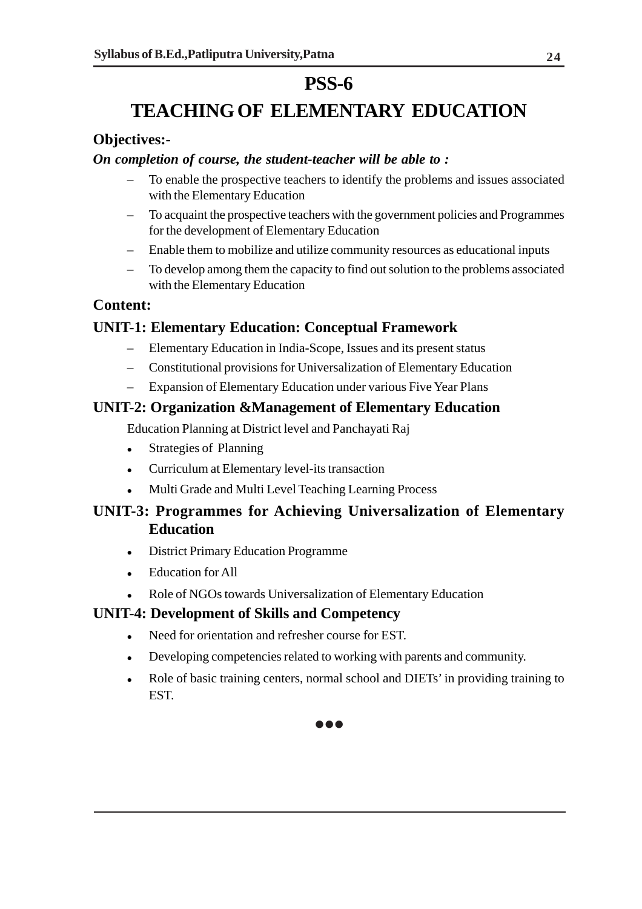# PSS-6

# TEACHING OF ELEMENTARY EDUCATION

**Objectives:-**

***On completion of course, the student-teacher will be able to :***

- To enable the prospective teachers to identify the problems and issues associated with the Elementary Education
- To acquaint the prospective teachers with the government policies and Programmes for the development of Elementary Education
- Enable them to mobilize and utilize community resources as educational inputs
- To develop among them the capacity to find out solution to the problems associated with the Elementary Education

**Content:**

### UNIT-1: Elementary Education: Conceptual Framework

- Elementary Education in India-Scope, Issues and its present status
- Constitutional provisions for Universalization of Elementary Education
- Expansion of Elementary Education under various Five Year Plans

### UNIT-2: Organization &Management of Elementary Education

Education Planning at District level and Panchayati Raj

- Strategies of Planning
- Curriculum at Elementary level-its transaction
- Multi Grade and Multi Level Teaching Learning Process

### UNIT-3: Programmes for Achieving Universalization of Elementary Education

- District Primary Education Programme
- Education for All
- Role of NGOs towards Universalization of Elementary Education

### UNIT-4: Development of Skills and Competency

- Need for orientation and refresher course for EST.
- Developing competencies related to working with parents and community.
- Role of basic training centers, normal school and DIETs' in providing training to EST.

●●●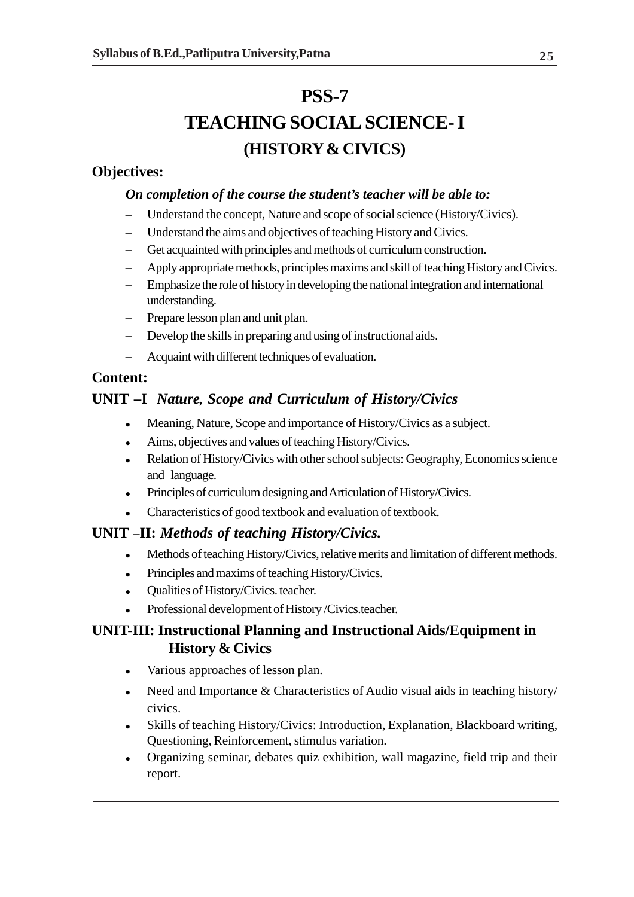# PSS-7

# TEACHING SOCIAL SCIENCE- I

## (HISTORY & CIVICS)

### Objectives:

***On completion of the course the student's teacher will be able to:***

- Understand the concept, Nature and scope of social science (History/Civics).
- Understand the aims and objectives of teaching History and Civics.
- Get acquainted with principles and methods of curriculum construction.
- Apply appropriate methods, principles maxims and skill of teaching History and Civics.
- Emphasize the role of history in developing the national integration and international understanding.
- Prepare lesson plan and unit plan.
- Develop the skills in preparing and using of instructional aids.
- Acquaint with different techniques of evaluation.

### Content:

### UNIT –I *Nature, Scope and Curriculum of History/Civics*

- Meaning, Nature, Scope and importance of History/Civics as a subject.
- Aims, objectives and values of teaching History/Civics.
- Relation of History/Civics with other school subjects: Geography, Economics science and language.
- Principles of curriculum designing and Articulation of History/Civics.
- Characteristics of good textbook and evaluation of textbook.

### UNIT –II: *Methods of teaching History/Civics.*

- Methods of teaching History/Civics, relative merits and limitation of different methods.
- Principles and maxims of teaching History/Civics.
- Qualities of History/Civics. teacher.
- Professional development of History /Civics.teacher.

### UNIT-III: Instructional Planning and Instructional Aids/Equipment in History & Civics

- Various approaches of lesson plan.
- Need and Importance & Characteristics of Audio visual aids in teaching history/ civics.
- Skills of teaching History/Civics: Introduction, Explanation, Blackboard writing, Questioning, Reinforcement, stimulus variation.
- Organizing seminar, debates quiz exhibition, wall magazine, field trip and their report.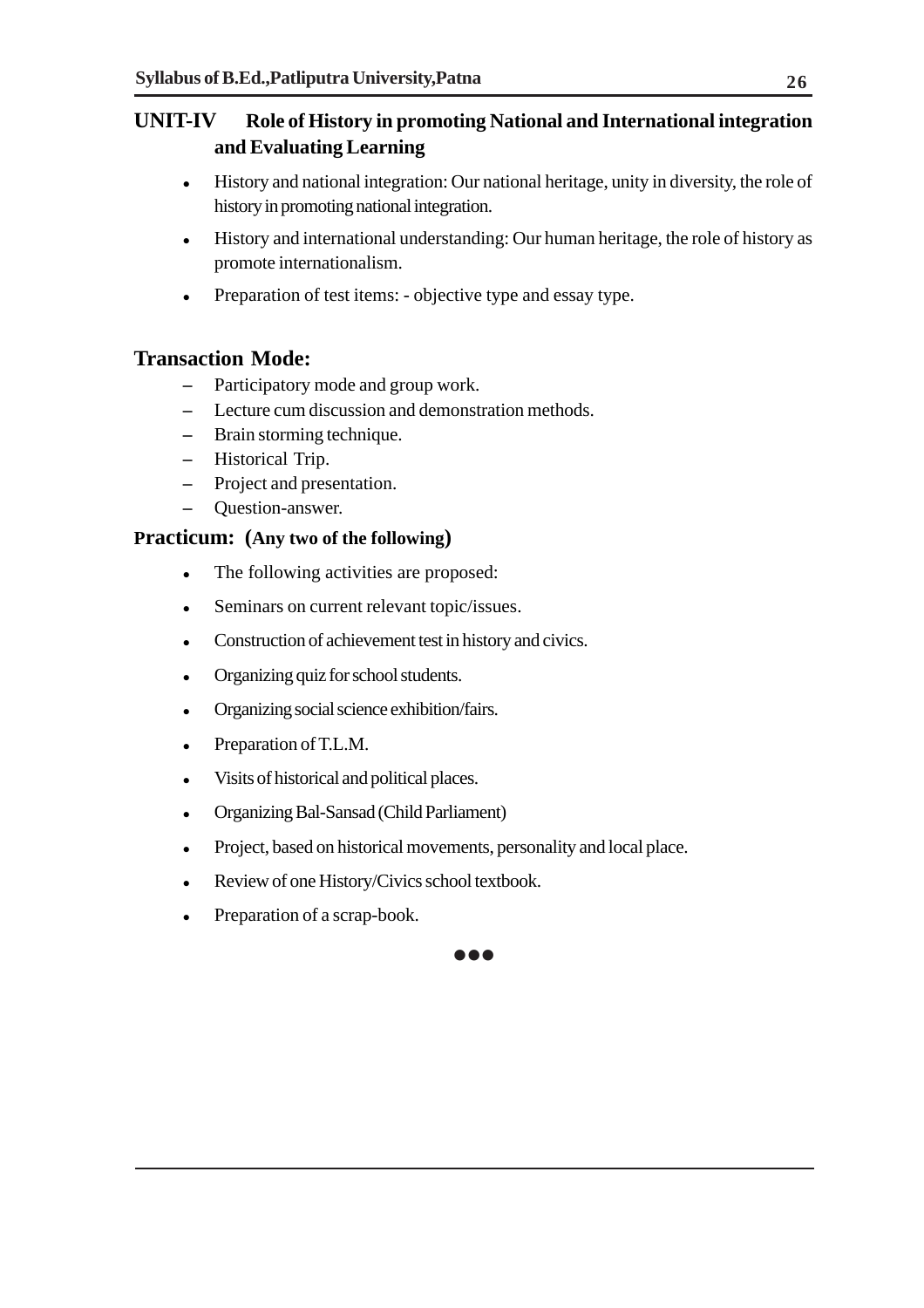## UNIT-IV Role of History in promoting National and International integration and Evaluating Learning

- History and national integration: Our national heritage, unity in diversity, the role of history in promoting national integration.
- History and international understanding: Our human heritage, the role of history as promote internationalism.
- Preparation of test items: - objective type and essay type.

## Transaction Mode:

- Participatory mode and group work.
- Lecture cum discussion and demonstration methods.
- Brain storming technique.
- Historical Trip.
- Project and presentation.
- Question-answer.

## Practicum: (Any two of the following)

- The following activities are proposed:
- Seminars on current relevant topic/issues.
- Construction of achievement test in history and civics.
- Organizing quiz for school students.
- Organizing social science exhibition/fairs.
- Preparation of T.L.M.
- Visits of historical and political places.
- Organizing Bal-Sansad (Child Parliament)
- Project, based on historical movements, personality and local place.
- Review of one History/Civics school textbook.
- Preparation of a scrap-book.

●●●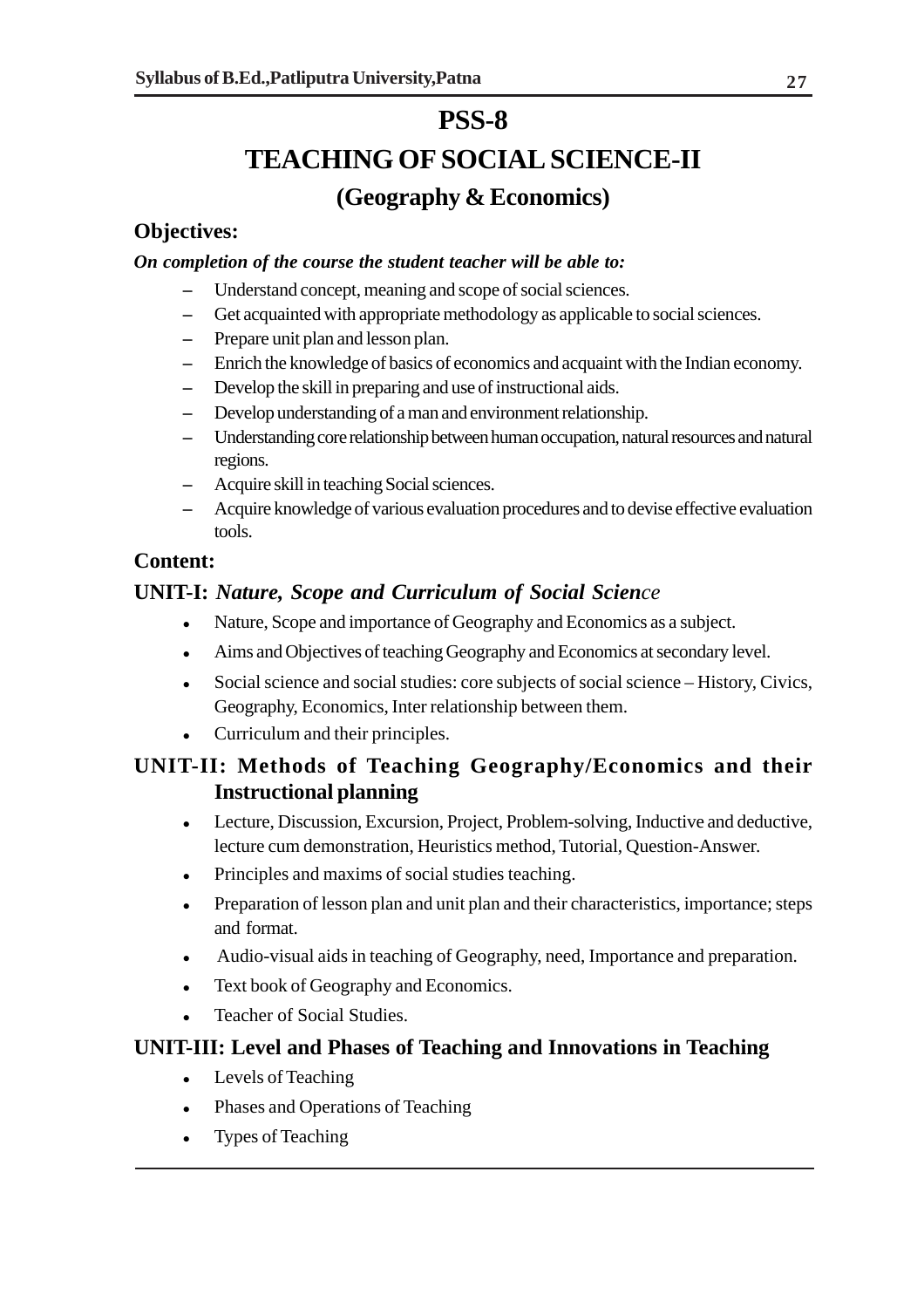# PSS-8

# TEACHING OF SOCIAL SCIENCE-II

## (Geography & Economics)

### Objectives:

***On completion of the course the student teacher will be able to:***

- Understand concept, meaning and scope of social sciences.
- Get acquainted with appropriate methodology as applicable to social sciences.
- Prepare unit plan and lesson plan.
- Enrich the knowledge of basics of economics and acquaint with the Indian economy.
- Develop the skill in preparing and use of instructional aids.
- Develop understanding of a man and environment relationship.
- Understanding core relationship between human occupation, natural resources and natural regions.
- Acquire skill in teaching Social sciences.
- Acquire knowledge of various evaluation procedures and to devise effective evaluation tools.

### Content:

### UNIT-I: *Nature, Scope and Curriculum of Social Science*

- Nature, Scope and importance of Geography and Economics as a subject.
- Aims and Objectives of teaching Geography and Economics at secondary level.
- Social science and social studies: core subjects of social science – History, Civics, Geography, Economics, Inter relationship between them.
- Curriculum and their principles.

### UNIT-II: Methods of Teaching Geography/Economics and their Instructional planning

- Lecture, Discussion, Excursion, Project, Problem-solving, Inductive and deductive, lecture cum demonstration, Heuristics method, Tutorial, Question-Answer.
- Principles and maxims of social studies teaching.
- Preparation of lesson plan and unit plan and their characteristics, importance; steps and format.
- Audio-visual aids in teaching of Geography, need, Importance and preparation.
- Text book of Geography and Economics.
- Teacher of Social Studies.

### UNIT-III: Level and Phases of Teaching and Innovations in Teaching

- Levels of Teaching
- Phases and Operations of Teaching
- Types of Teaching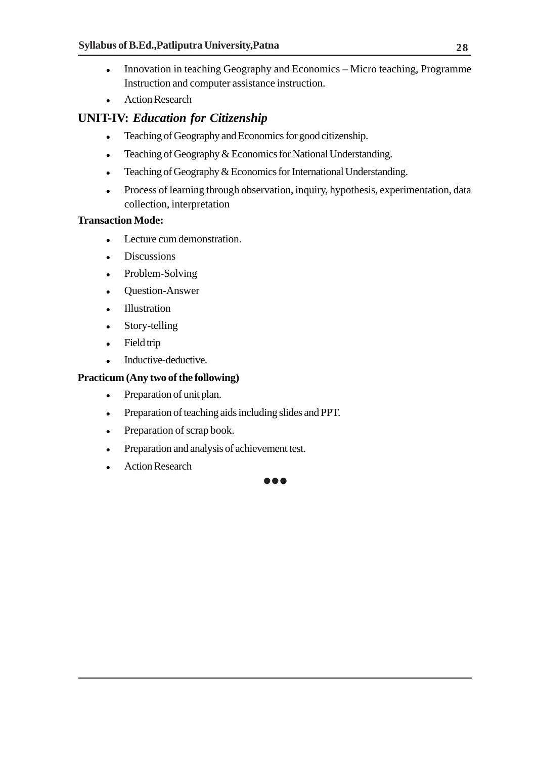- Innovation in teaching Geography and Economics – Micro teaching, Programme Instruction and computer assistance instruction.
- Action Research

## UNIT-IV: *Education for Citizenship*

- Teaching of Geography and Economics for good citizenship.
- Teaching of Geography & Economics for National Understanding.
- Teaching of Geography & Economics for International Understanding.
- Process of learning through observation, inquiry, hypothesis, experimentation, data collection, interpretation

**Transaction Mode:**

- Lecture cum demonstration.
- Discussions
- Problem-Solving
- Question-Answer
- Illustration
- Story-telling
- Field trip
- Inductive-deductive.

**Practicum (Any two of the following)**

- Preparation of unit plan.
- Preparation of teaching aids including slides and PPT.
- Preparation of scrap book.
- Preparation and analysis of achievement test.
- Action Research

●●●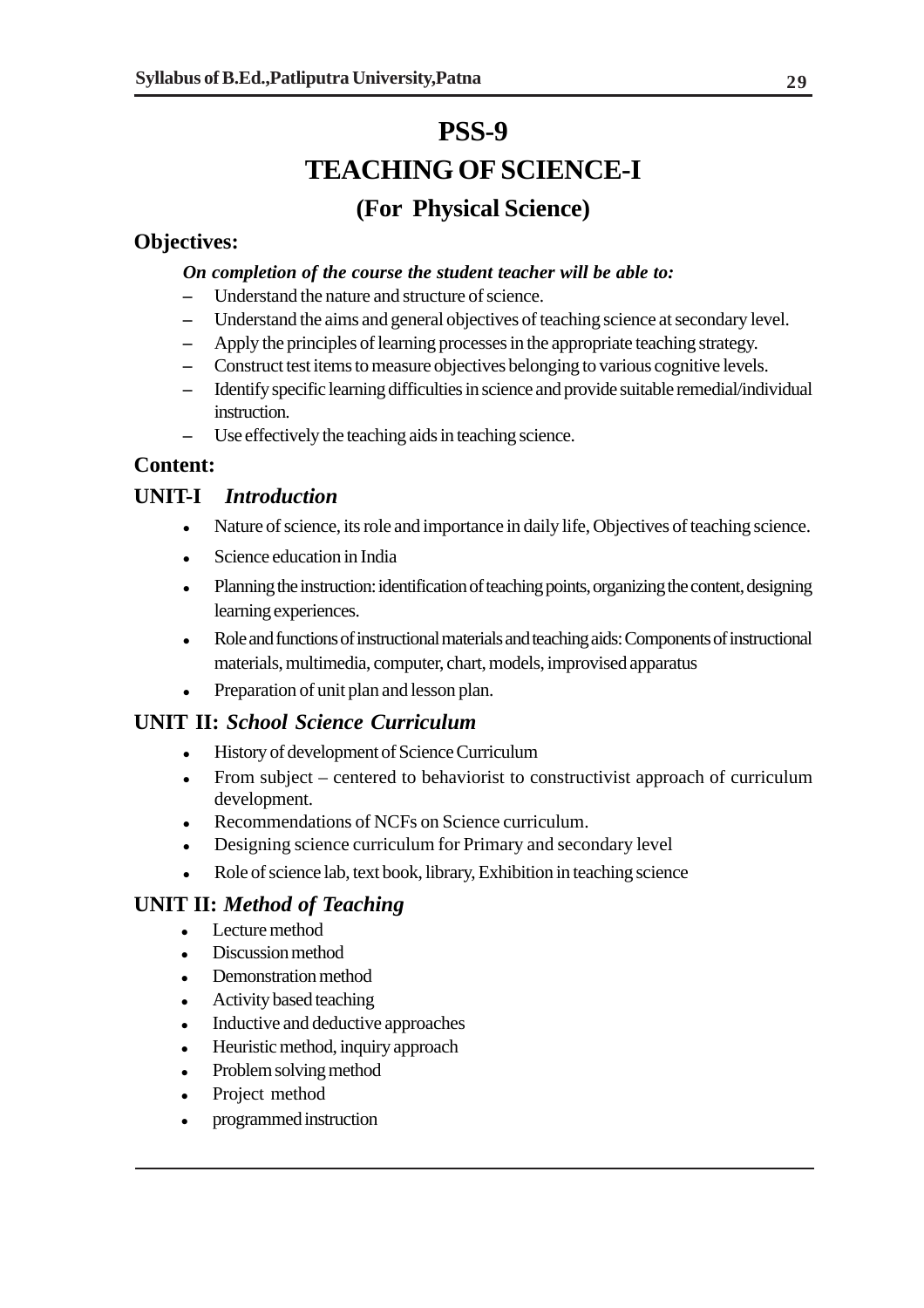# PSS-9

# TEACHING OF SCIENCE-I

## (For Physical Science)

### Objectives:

***On completion of the course the student teacher will be able to:***

- Understand the nature and structure of science.
- Understand the aims and general objectives of teaching science at secondary level.
- Apply the principles of learning processes in the appropriate teaching strategy.
- Construct test items to measure objectives belonging to various cognitive levels.
- Identify specific learning difficulties in science and provide suitable remedial/individual instruction.
- Use effectively the teaching aids in teaching science.

### Content:

### UNIT-I *Introduction*

- Nature of science, its role and importance in daily life, Objectives of teaching science.
- Science education in India
- Planning the instruction: identification of teaching points, organizing the content, designing learning experiences.
- Role and functions of instructional materials and teaching aids: Components of instructional materials, multimedia, computer, chart, models, improvised apparatus
- Preparation of unit plan and lesson plan.

### UNIT II: *School Science Curriculum*

- History of development of Science Curriculum
- From subject – centered to behaviorist to constructivist approach of curriculum development.
- Recommendations of NCFs on Science curriculum.
- Designing science curriculum for Primary and secondary level
- Role of science lab, text book, library, Exhibition in teaching science

### UNIT II: *Method of Teaching*

- Lecture method
- Discussion method
- Demonstration method
- Activity based teaching
- Inductive and deductive approaches
- Heuristic method, inquiry approach
- Problem solving method
- Project method
- programmed instruction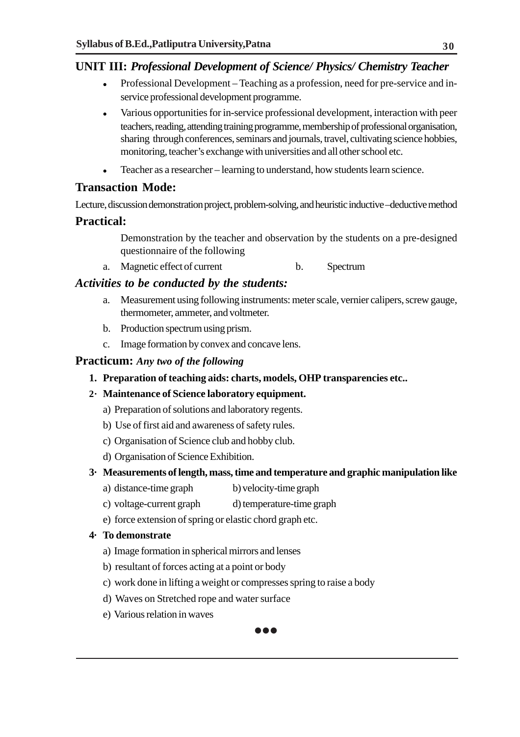## UNIT III: *Professional Development of Science/ Physics/ Chemistry Teacher*

- Professional Development – Teaching as a profession, need for pre-service and in-service professional development programme.
- Various opportunities for in-service professional development, interaction with peer teachers, reading, attending training programme, membership of professional organisation, sharing through conferences, seminars and journals, travel, cultivating science hobbies, monitoring, teacher's exchange with universities and all other school etc.
- Teacher as a researcher – learning to understand, how students learn science.

### Transaction Mode:

Lecture, discussion demonstration project, problem-solving, and heuristic inductive –deductive method

### Practical:

Demonstration by the teacher and observation by the students on a pre-designed questionnaire of the following

a. Magnetic effect of current    b. Spectrum

### *Activities to be conducted by the students:*

a. Measurement using following instruments: meter scale, vernier calipers, screw gauge, thermometer, ammeter, and voltmeter.

b. Production spectrum using prism.

c. Image formation by convex and concave lens.

### Practicum: *Any two of the following*

**1. Preparation of teaching aids: charts, models, OHP transparencies etc..**

**2· Maintenance of Science laboratory equipment.**

a) Preparation of solutions and laboratory regents.

b) Use of first aid and awareness of safety rules.

c) Organisation of Science club and hobby club.

d) Organisation of Science Exhibition.

**3· Measurements of length, mass, time and temperature and graphic manipulation like**

a) distance-time graph    b) velocity-time graph

c) voltage-current graph    d) temperature-time graph

e) force extension of spring or elastic chord graph etc.

**4· To demonstrate**

a) Image formation in spherical mirrors and lenses

b) resultant of forces acting at a point or body

c) work done in lifting a weight or compresses spring to raise a body

d) Waves on Stretched rope and water surface

e) Various relation in waves

●●●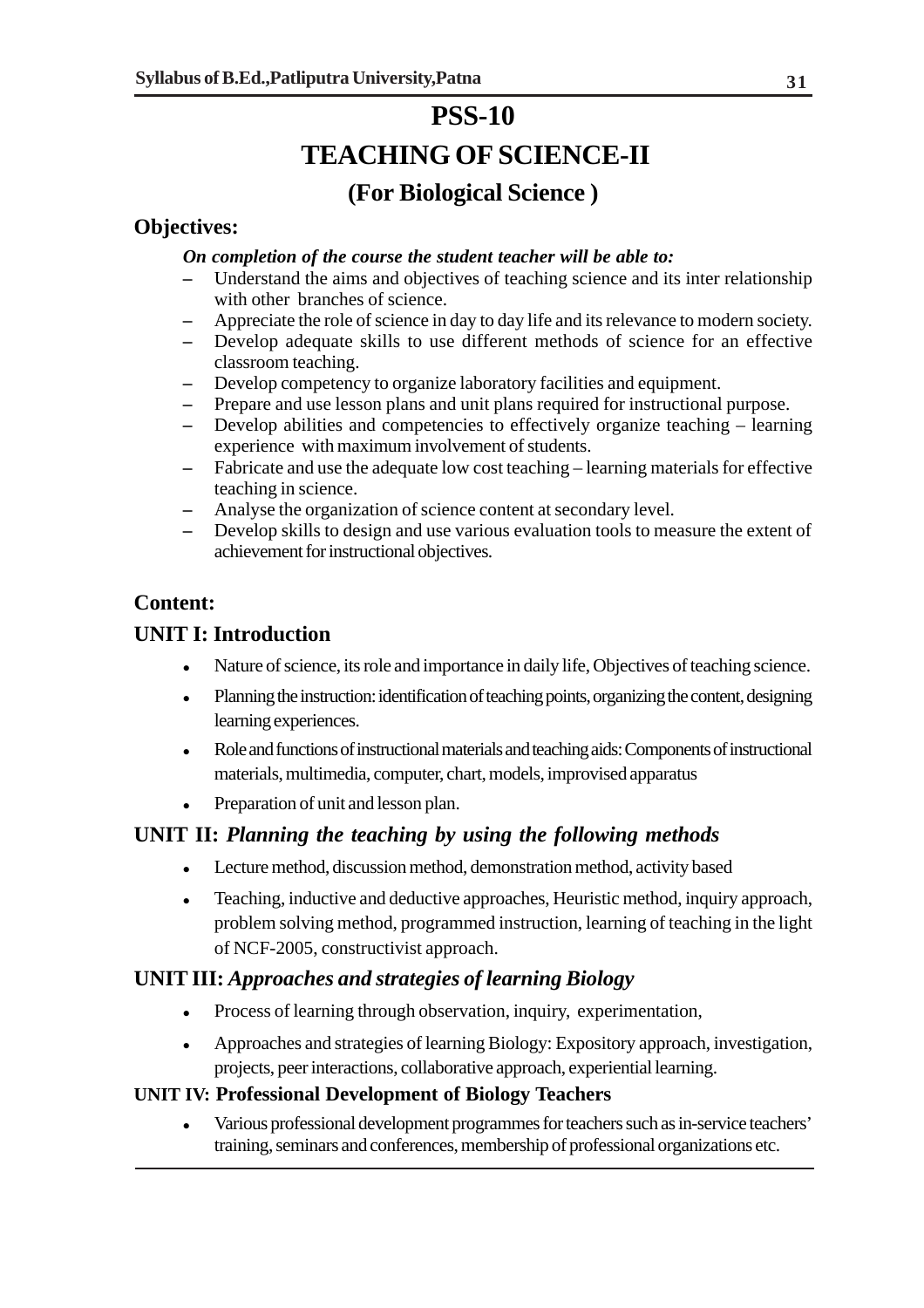# PSS-10

# TEACHING OF SCIENCE-II

## (For Biological Science )

### Objectives:

***On completion of the course the student teacher will be able to:***

- Understand the aims and objectives of teaching science and its inter relationship with other branches of science.
- Appreciate the role of science in day to day life and its relevance to modern society.
- Develop adequate skills to use different methods of science for an effective classroom teaching.
- Develop competency to organize laboratory facilities and equipment.
- Prepare and use lesson plans and unit plans required for instructional purpose.
- Develop abilities and competencies to effectively organize teaching – learning experience with maximum involvement of students.
- Fabricate and use the adequate low cost teaching – learning materials for effective teaching in science.
- Analyse the organization of science content at secondary level.
- Develop skills to design and use various evaluation tools to measure the extent of achievement for instructional objectives.

### Content:

### UNIT I: Introduction

- Nature of science, its role and importance in daily life, Objectives of teaching science.
- Planning the instruction: identification of teaching points, organizing the content, designing learning experiences.
- Role and functions of instructional materials and teaching aids: Components of instructional materials, multimedia, computer, chart, models, improvised apparatus
- Preparation of unit and lesson plan.

### UNIT II: *Planning the teaching by using the following methods*

- Lecture method, discussion method, demonstration method, activity based
- Teaching, inductive and deductive approaches, Heuristic method, inquiry approach, problem solving method, programmed instruction, learning of teaching in the light of NCF-2005, constructivist approach.

### UNIT III: *Approaches and strategies of learning Biology*

- Process of learning through observation, inquiry, experimentation,
- Approaches and strategies of learning Biology: Expository approach, investigation, projects, peer interactions, collaborative approach, experiential learning.

### UNIT IV: Professional Development of Biology Teachers

- Various professional development programmes for teachers such as in-service teachers' training, seminars and conferences, membership of professional organizations etc.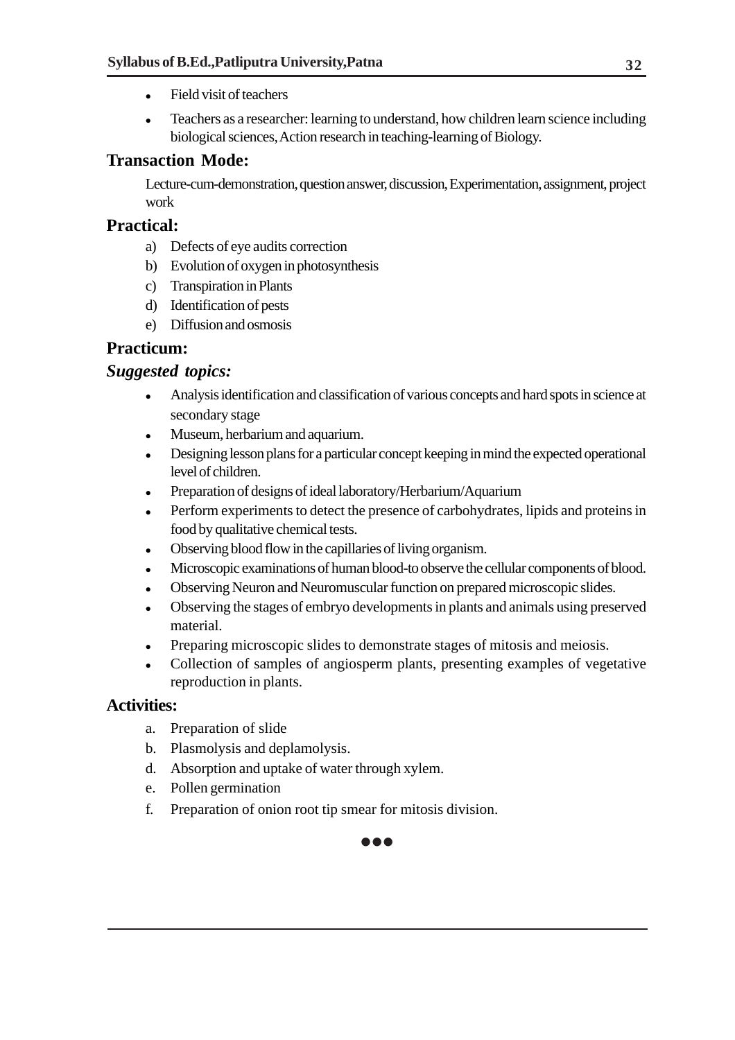- Field visit of teachers
- Teachers as a researcher: learning to understand, how children learn science including biological sciences, Action research in teaching-learning of Biology.

## Transaction Mode:

Lecture-cum-demonstration, question answer, discussion, Experimentation, assignment, project work

## Practical:

a) Defects of eye audits correction
b) Evolution of oxygen in photosynthesis
c) Transpiration in Plants
d) Identification of pests
e) Diffusion and osmosis

## Practicum:

### *Suggested topics:*

- Analysis identification and classification of various concepts and hard spots in science at secondary stage
- Museum, herbarium and aquarium.
- Designing lesson plans for a particular concept keeping in mind the expected operational level of children.
- Preparation of designs of ideal laboratory/Herbarium/Aquarium
- Perform experiments to detect the presence of carbohydrates, lipids and proteins in food by qualitative chemical tests.
- Observing blood flow in the capillaries of living organism.
- Microscopic examinations of human blood-to observe the cellular components of blood.
- Observing Neuron and Neuromuscular function on prepared microscopic slides.
- Observing the stages of embryo developments in plants and animals using preserved material.
- Preparing microscopic slides to demonstrate stages of mitosis and meiosis.
- Collection of samples of angiosperm plants, presenting examples of vegetative reproduction in plants.

## Activities:

a. Preparation of slide
b. Plasmolysis and deplamolysis.
d. Absorption and uptake of water through xylem.
e. Pollen germination
f. Preparation of onion root tip smear for mitosis division.

●●●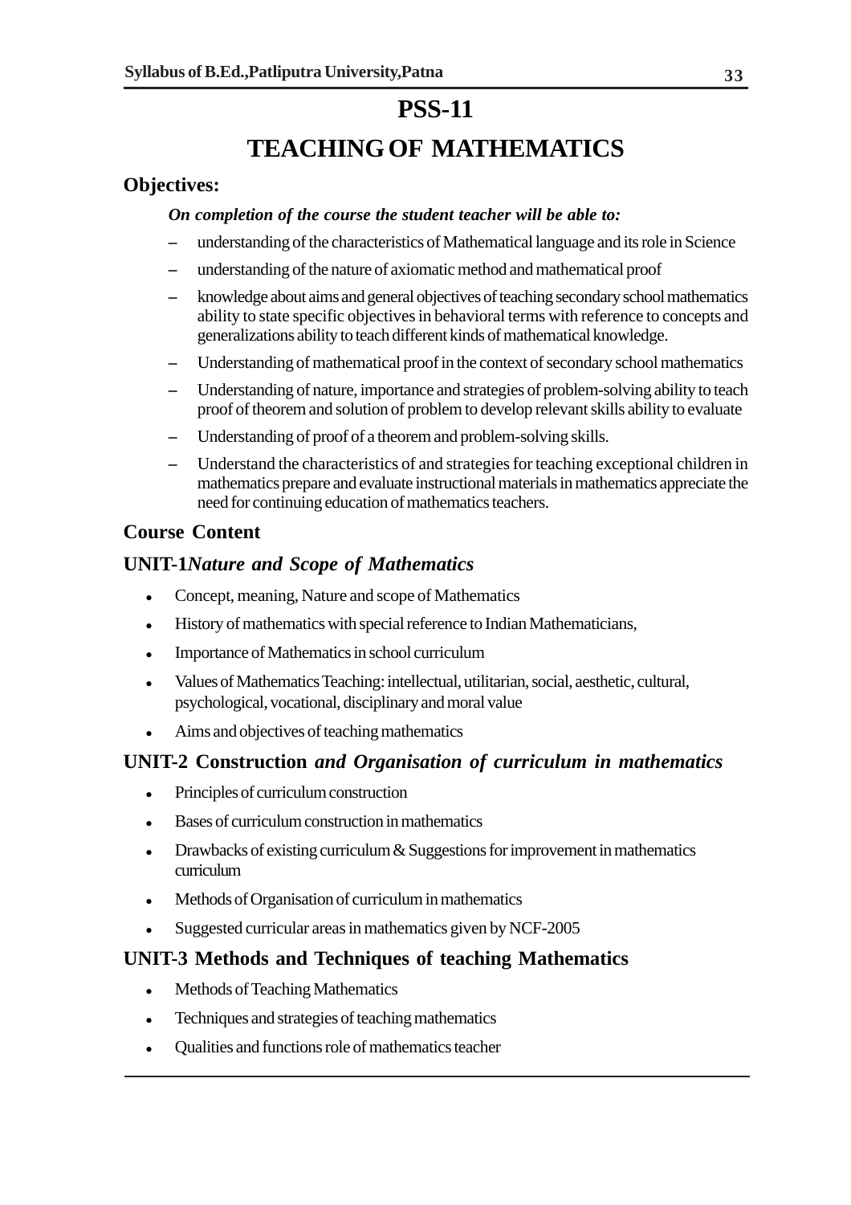# PSS-11

# TEACHING OF MATHEMATICS

## Objectives:

***On completion of the course the student teacher will be able to:***

- understanding of the characteristics of Mathematical language and its role in Science
- understanding of the nature of axiomatic method and mathematical proof
- knowledge about aims and general objectives of teaching secondary school mathematics ability to state specific objectives in behavioral terms with reference to concepts and generalizations ability to teach different kinds of mathematical knowledge.
- Understanding of mathematical proof in the context of secondary school mathematics
- Understanding of nature, importance and strategies of problem-solving ability to teach proof of theorem and solution of problem to develop relevant skills ability to evaluate
- Understanding of proof of a theorem and problem-solving skills.
- Understand the characteristics of and strategies for teaching exceptional children in mathematics prepare and evaluate instructional materials in mathematics appreciate the need for continuing education of mathematics teachers.

## Course Content

### UNIT-1*Nature and Scope of Mathematics*

- Concept, meaning, Nature and scope of Mathematics
- History of mathematics with special reference to Indian Mathematicians,
- Importance of Mathematics in school curriculum
- Values of Mathematics Teaching: intellectual, utilitarian, social, aesthetic, cultural, psychological, vocational, disciplinary and moral value
- Aims and objectives of teaching mathematics

### UNIT-2 Construction *and Organisation of curriculum in mathematics*

- Principles of curriculum construction
- Bases of curriculum construction in mathematics
- Drawbacks of existing curriculum & Suggestions for improvement in mathematics curriculum
- Methods of Organisation of curriculum in mathematics
- Suggested curricular areas in mathematics given by NCF-2005

### UNIT-3 Methods and Techniques of teaching Mathematics

- Methods of Teaching Mathematics
- Techniques and strategies of teaching mathematics
- Qualities and functions role of mathematics teacher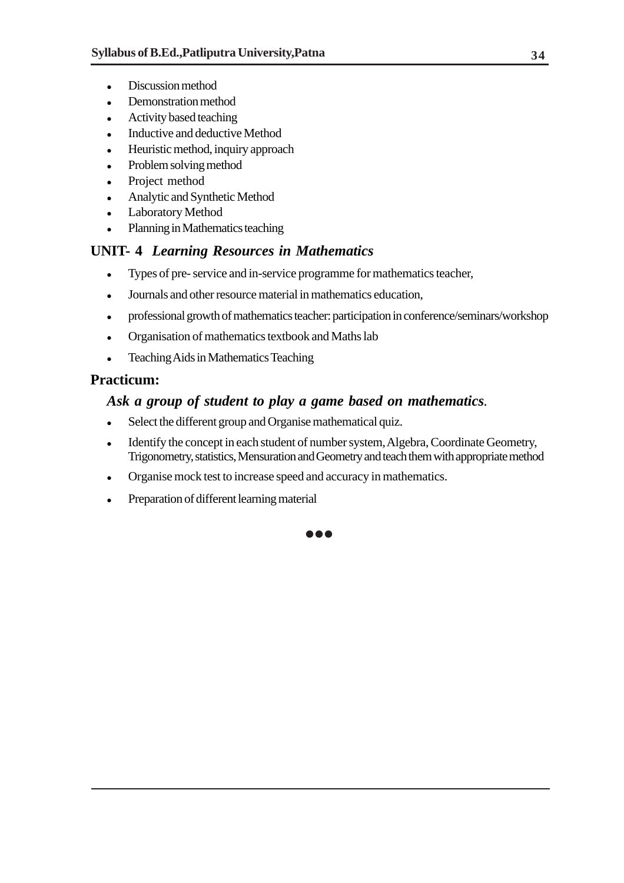- Discussion method
- Demonstration method
- Activity based teaching
- Inductive and deductive Method
- Heuristic method, inquiry approach
- Problem solving method
- Project method
- Analytic and Synthetic Method
- Laboratory Method
- Planning in Mathematics teaching

## UNIT- 4 *Learning Resources in Mathematics*

- Types of pre- service and in-service programme for mathematics teacher,
- Journals and other resource material in mathematics education,
- professional growth of mathematics teacher: participation in conference/seminars/workshop
- Organisation of mathematics textbook and Maths lab
- Teaching Aids in Mathematics Teaching

## Practicum:

### *Ask a group of student to play a game based on mathematics.*

- Select the different group and Organise mathematical quiz.
- Identify the concept in each student of number system, Algebra, Coordinate Geometry, Trigonometry, statistics, Mensuration and Geometry and teach them with appropriate method
- Organise mock test to increase speed and accuracy in mathematics.
- Preparation of different learning material

●●●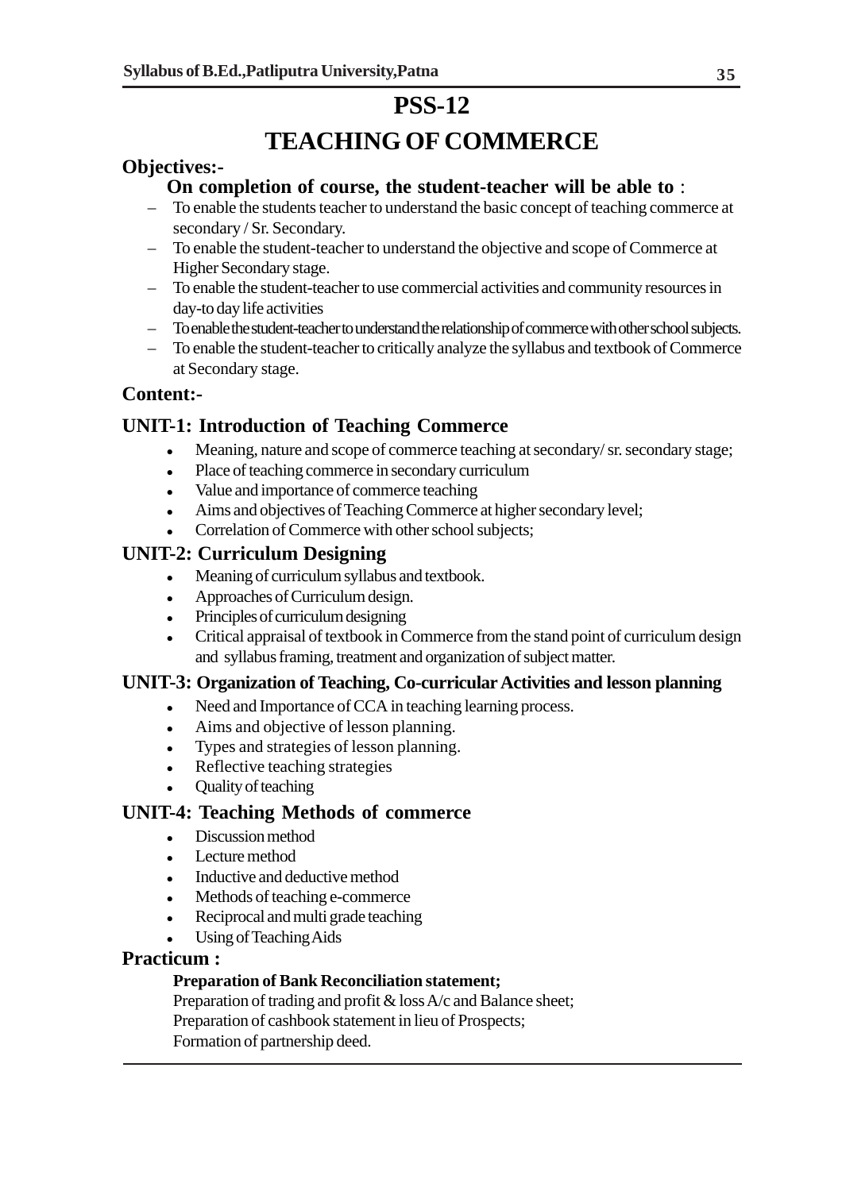# PSS-12

# TEACHING OF COMMERCE

**Objectives:-**

**On completion of course, the student-teacher will be able to** :

- To enable the students teacher to understand the basic concept of teaching commerce at secondary / Sr. Secondary.
- To enable the student-teacher to understand the objective and scope of Commerce at Higher Secondary stage.
- To enable the student-teacher to use commercial activities and community resources in day-to day life activities
- To enable the student-teacher to understand the relationship of commerce with other school subjects.
- To enable the student-teacher to critically analyze the syllabus and textbook of Commerce at Secondary stage.

**Content:-**

## UNIT-1: Introduction of Teaching Commerce

- Meaning, nature and scope of commerce teaching at secondary/ sr. secondary stage;
- Place of teaching commerce in secondary curriculum
- Value and importance of commerce teaching
- Aims and objectives of Teaching Commerce at higher secondary level;
- Correlation of Commerce with other school subjects;

## UNIT-2: Curriculum Designing

- Meaning of curriculum syllabus and textbook.
- Approaches of Curriculum design.
- Principles of curriculum designing
- Critical appraisal of textbook in Commerce from the stand point of curriculum design and syllabus framing, treatment and organization of subject matter.

## UNIT-3: Organization of Teaching, Co-curricular Activities and lesson planning

- Need and Importance of CCA in teaching learning process.
- Aims and objective of lesson planning.
- Types and strategies of lesson planning.
- Reflective teaching strategies
- Quality of teaching

## UNIT-4: Teaching Methods of commerce

- Discussion method
- Lecture method
- Inductive and deductive method
- Methods of teaching e-commerce
- Reciprocal and multi grade teaching
- Using of Teaching Aids

**Practicum :**

**Preparation of Bank Reconciliation statement;**

Preparation of trading and profit & loss A/c and Balance sheet;

Preparation of cashbook statement in lieu of Prospects;

Formation of partnership deed.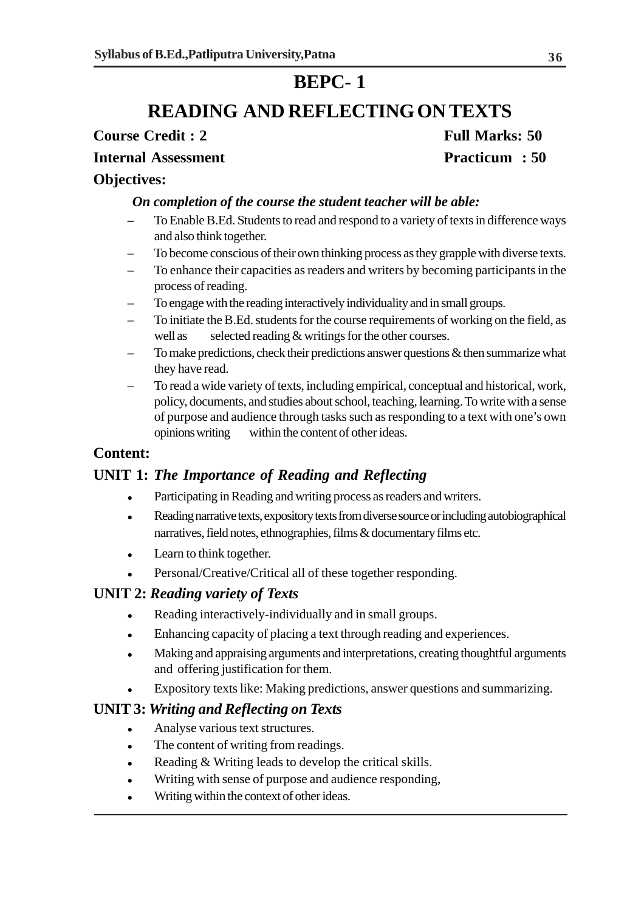# BEPC- 1

# READING AND REFLECTING ON TEXTS

**Course Credit : 2** **Full Marks: 50**

**Internal Assessment** **Practicum : 50**

**Objectives:**

***On completion of the course the student teacher will be able:***

- To Enable B.Ed. Students to read and respond to a variety of texts in difference ways and also think together.
- To become conscious of their own thinking process as they grapple with diverse texts.
- To enhance their capacities as readers and writers by becoming participants in the process of reading.
- To engage with the reading interactively individuality and in small groups.
- To initiate the B.Ed. students for the course requirements of working on the field, as well as selected reading & writings for the other courses.
- To make predictions, check their predictions answer questions & then summarize what they have read.
- To read a wide variety of texts, including empirical, conceptual and historical, work, policy, documents, and studies about school, teaching, learning. To write with a sense of purpose and audience through tasks such as responding to a text with one's own opinions writing within the content of other ideas.

**Content:**

## UNIT 1: *The Importance of Reading and Reflecting*

- Participating in Reading and writing process as readers and writers.
- Reading narrative texts, expository texts from diverse source or including autobiographical narratives, field notes, ethnographies, films & documentary films etc.
- Learn to think together.
- Personal/Creative/Critical all of these together responding.

## UNIT 2: *Reading variety of Texts*

- Reading interactively-individually and in small groups.
- Enhancing capacity of placing a text through reading and experiences.
- Making and appraising arguments and interpretations, creating thoughtful arguments and offering justification for them.
- Expository texts like: Making predictions, answer questions and summarizing.

## UNIT 3: *Writing and Reflecting on Texts*

- Analyse various text structures.
- The content of writing from readings.
- Reading & Writing leads to develop the critical skills.
- Writing with sense of purpose and audience responding,
- Writing within the context of other ideas.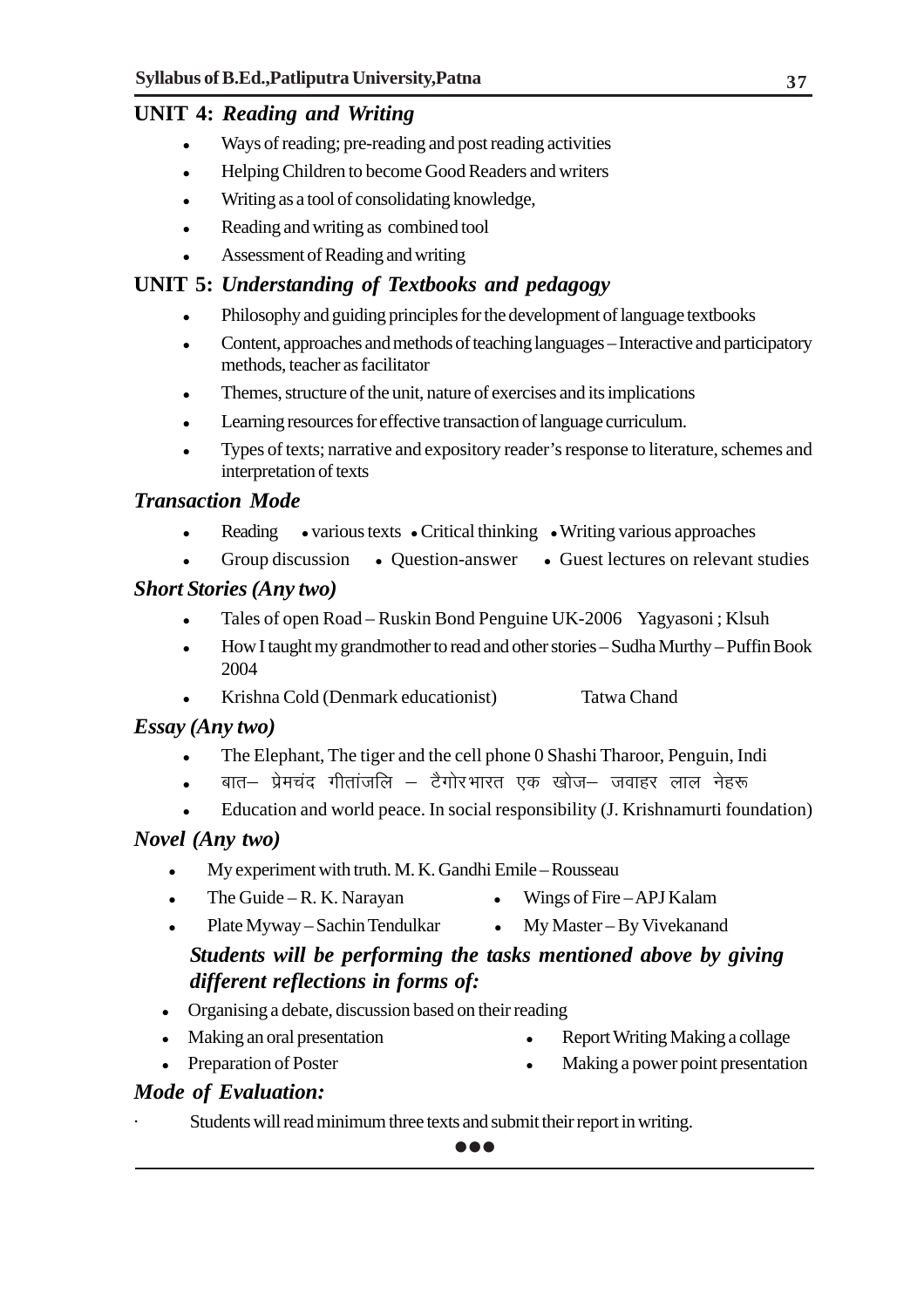## UNIT 4: *Reading and Writing*

- Ways of reading; pre-reading and post reading activities
- Helping Children to become Good Readers and writers
- Writing as a tool of consolidating knowledge,
- Reading and writing as combined tool
- Assessment of Reading and writing

## UNIT 5: *Understanding of Textbooks and pedagogy*

- Philosophy and guiding principles for the development of language textbooks
- Content, approaches and methods of teaching languages – Interactive and participatory methods, teacher as facilitator
- Themes, structure of the unit, nature of exercises and its implications
- Learning resources for effective transaction of language curriculum.
- Types of texts; narrative and expository reader's response to literature, schemes and interpretation of texts

### *Transaction Mode*

- Reading • various texts • Critical thinking • Writing various approaches
- Group discussion • Question-answer • Guest lectures on relevant studies

### *Short Stories (Any two)*

- Tales of open Road – Ruskin Bond Penguine UK-2006 Yagyasoni ; Klsuh
- How I taught my grandmother to read and other stories – Sudha Murthy – Puffin Book 2004
- Krishna Cold (Denmark educationist) Tatwa Chand

### *Essay (Any two)*

- The Elephant, The tiger and the cell phone 0 Shashi Tharoor, Penguin, Indi
- बात– प्रेमचंद गीतांजलि – टैगोर भारत एक खोज– जवाहर लाल नेहरू
- Education and world peace. In social responsibility (J. Krishnamurti foundation)

### *Novel (Any two)*

- My experiment with truth. M. K. Gandhi Emile – Rousseau
- The Guide – R. K. Narayan
- Wings of Fire – APJ Kalam
- Plate Myway – Sachin Tendulkar
- My Master – By Vivekanand

***Students will be performing the tasks mentioned above by giving different reflections in forms of:***

- Organising a debate, discussion based on their reading
- Making an oral presentation
- Report Writing Making a collage
- Preparation of Poster
- Making a power point presentation

### *Mode of Evaluation:*

· Students will read minimum three texts and submit their report in writing.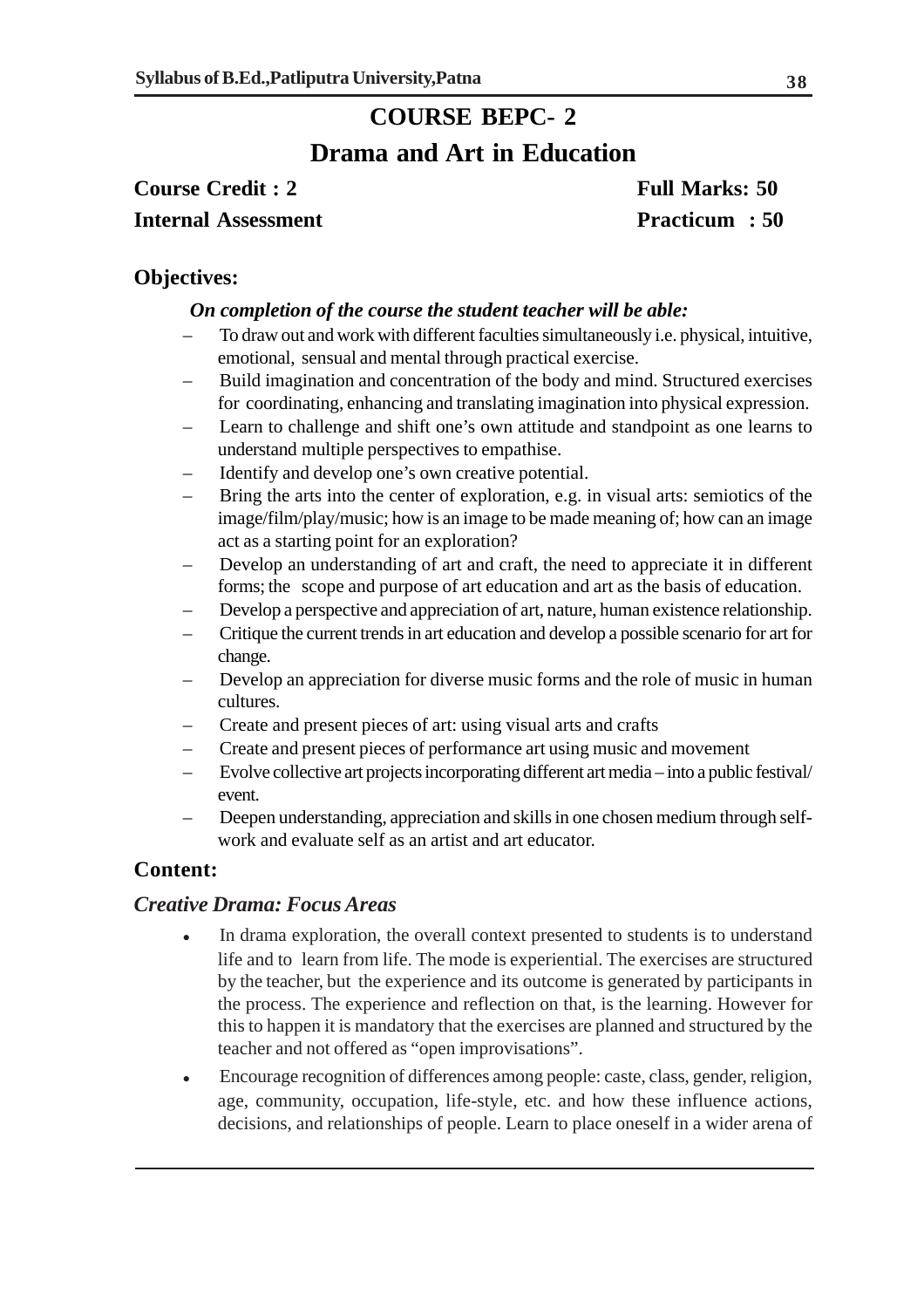## COURSE BEPC- 2

## Drama and Art in Education

**Course Credit : 2** **Full Marks: 50**

**Internal Assessment** **Practicum : 50**

### Objectives:

***On completion of the course the student teacher will be able:***

- To draw out and work with different faculties simultaneously i.e. physical, intuitive, emotional, sensual and mental through practical exercise.
- Build imagination and concentration of the body and mind. Structured exercises for coordinating, enhancing and translating imagination into physical expression.
- Learn to challenge and shift one's own attitude and standpoint as one learns to understand multiple perspectives to empathise.
- Identify and develop one's own creative potential.
- Bring the arts into the center of exploration, e.g. in visual arts: semiotics of the image/film/play/music; how is an image to be made meaning of; how can an image act as a starting point for an exploration?
- Develop an understanding of art and craft, the need to appreciate it in different forms; the scope and purpose of art education and art as the basis of education.
- Develop a perspective and appreciation of art, nature, human existence relationship.
- Critique the current trends in art education and develop a possible scenario for art for change.
- Develop an appreciation for diverse music forms and the role of music in human cultures.
- Create and present pieces of art: using visual arts and crafts
- Create and present pieces of performance art using music and movement
- Evolve collective art projects incorporating different art media – into a public festival/ event.
- Deepen understanding, appreciation and skills in one chosen medium through self-work and evaluate self as an artist and art educator.

### Content:

#### *Creative Drama: Focus Areas*

- In drama exploration, the overall context presented to students is to understand life and to learn from life. The mode is experiential. The exercises are structured by the teacher, but the experience and its outcome is generated by participants in the process. The experience and reflection on that, is the learning. However for this to happen it is mandatory that the exercises are planned and structured by the teacher and not offered as "open improvisations".
- Encourage recognition of differences among people: caste, class, gender, religion, age, community, occupation, life-style, etc. and how these influence actions, decisions, and relationships of people. Learn to place oneself in a wider arena of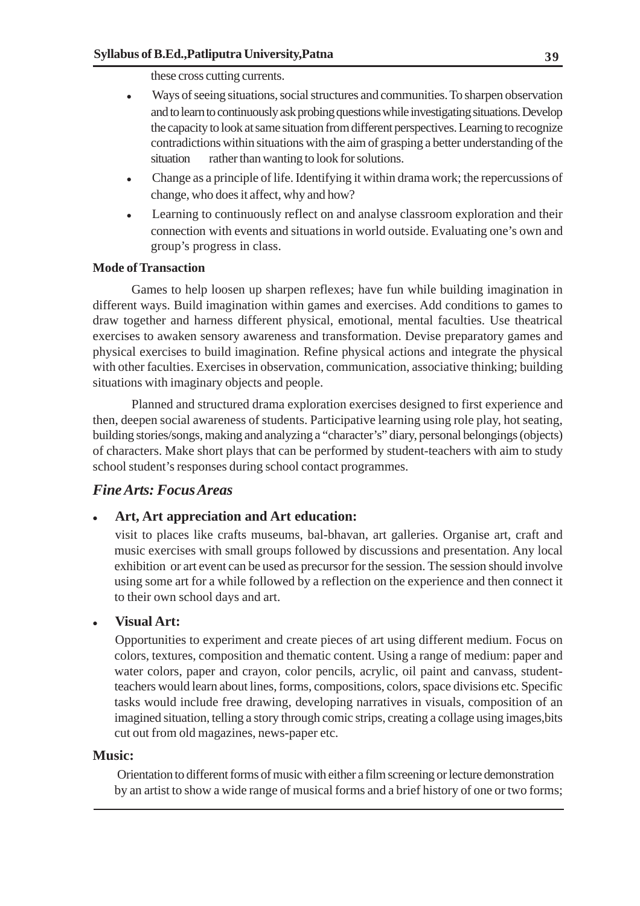these cross cutting currents.

- Ways of seeing situations, social structures and communities. To sharpen observation and to learn to continuously ask probing questions while investigating situations. Develop the capacity to look at same situation from different perspectives. Learning to recognize contradictions within situations with the aim of grasping a better understanding of the situation rather than wanting to look for solutions.
- Change as a principle of life. Identifying it within drama work; the repercussions of change, who does it affect, why and how?
- Learning to continuously reflect on and analyse classroom exploration and their connection with events and situations in world outside. Evaluating one's own and group's progress in class.

**Mode of Transaction**

Games to help loosen up sharpen reflexes; have fun while building imagination in different ways. Build imagination within games and exercises. Add conditions to games to draw together and harness different physical, emotional, mental faculties. Use theatrical exercises to awaken sensory awareness and transformation. Devise preparatory games and physical exercises to build imagination. Refine physical actions and integrate the physical with other faculties. Exercises in observation, communication, associative thinking; building situations with imaginary objects and people.

Planned and structured drama exploration exercises designed to first experience and then, deepen social awareness of students. Participative learning using role play, hot seating, building stories/songs, making and analyzing a "character's" diary, personal belongings (objects) of characters. Make short plays that can be performed by student-teachers with aim to study school student's responses during school contact programmes.

## *Fine Arts: Focus Areas*

- **Art, Art appreciation and Art education:**

  visit to places like crafts museums, bal-bhavan, art galleries. Organise art, craft and music exercises with small groups followed by discussions and presentation. Any local exhibition or art event can be used as precursor for the session. The session should involve using some art for a while followed by a reflection on the experience and then connect it to their own school days and art.

- **Visual Art:**

  Opportunities to experiment and create pieces of art using different medium. Focus on colors, textures, composition and thematic content. Using a range of medium: paper and water colors, paper and crayon, color pencils, acrylic, oil paint and canvass, student-teachers would learn about lines, forms, compositions, colors, space divisions etc. Specific tasks would include free drawing, developing narratives in visuals, composition of an imagined situation, telling a story through comic strips, creating a collage using images,bits cut out from old magazines, news-paper etc.

**Music:**

Orientation to different forms of music with either a film screening or lecture demonstration by an artist to show a wide range of musical forms and a brief history of one or two forms;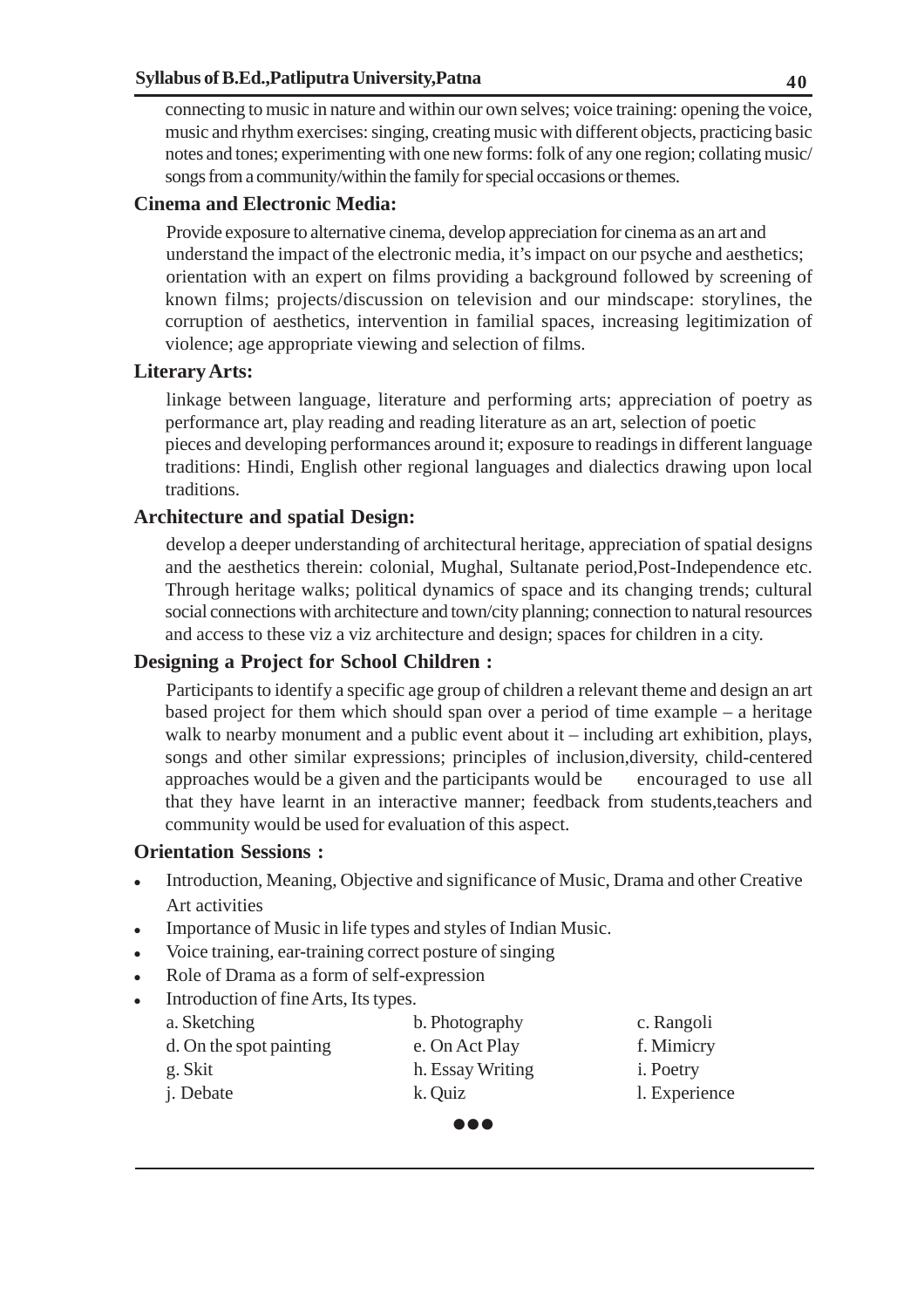connecting to music in nature and within our own selves; voice training: opening the voice, music and rhythm exercises: singing, creating music with different objects, practicing basic notes and tones; experimenting with one new forms: folk of any one region; collating music/ songs from a community/within the family for special occasions or themes.

### Cinema and Electronic Media:

Provide exposure to alternative cinema, develop appreciation for cinema as an art and understand the impact of the electronic media, it's impact on our psyche and aesthetics; orientation with an expert on films providing a background followed by screening of known films; projects/discussion on television and our mindscape: storylines, the corruption of aesthetics, intervention in familial spaces, increasing legitimization of violence; age appropriate viewing and selection of films.

### Literary Arts:

linkage between language, literature and performing arts; appreciation of poetry as performance art, play reading and reading literature as an art, selection of poetic pieces and developing performances around it; exposure to readings in different language traditions: Hindi, English other regional languages and dialectics drawing upon local traditions.

### Architecture and spatial Design:

develop a deeper understanding of architectural heritage, appreciation of spatial designs and the aesthetics therein: colonial, Mughal, Sultanate period,Post-Independence etc. Through heritage walks; political dynamics of space and its changing trends; cultural social connections with architecture and town/city planning; connection to natural resources and access to these viz a viz architecture and design; spaces for children in a city.

### Designing a Project for School Children :

Participants to identify a specific age group of children a relevant theme and design an art based project for them which should span over a period of time example – a heritage walk to nearby monument and a public event about it – including art exhibition, plays, songs and other similar expressions; principles of inclusion,diversity, child-centered approaches would be a given and the participants would be encouraged to use all that they have learnt in an interactive manner; feedback from students,teachers and community would be used for evaluation of this aspect.

### Orientation Sessions :

- Introduction, Meaning, Objective and significance of Music, Drama and other Creative Art activities
- Importance of Music in life types and styles of Indian Music.
- Voice training, ear-training correct posture of singing
- Role of Drama as a form of self-expression
- Introduction of fine Arts, Its types.

| | | |
|---|---|---|
| a. Sketching | b. Photography | c. Rangoli |
| d. On the spot painting | e. On Act Play | f. Mimicry |
| g. Skit | h. Essay Writing | i. Poetry |
| j. Debate | k. Quiz | l. Experience |

●●●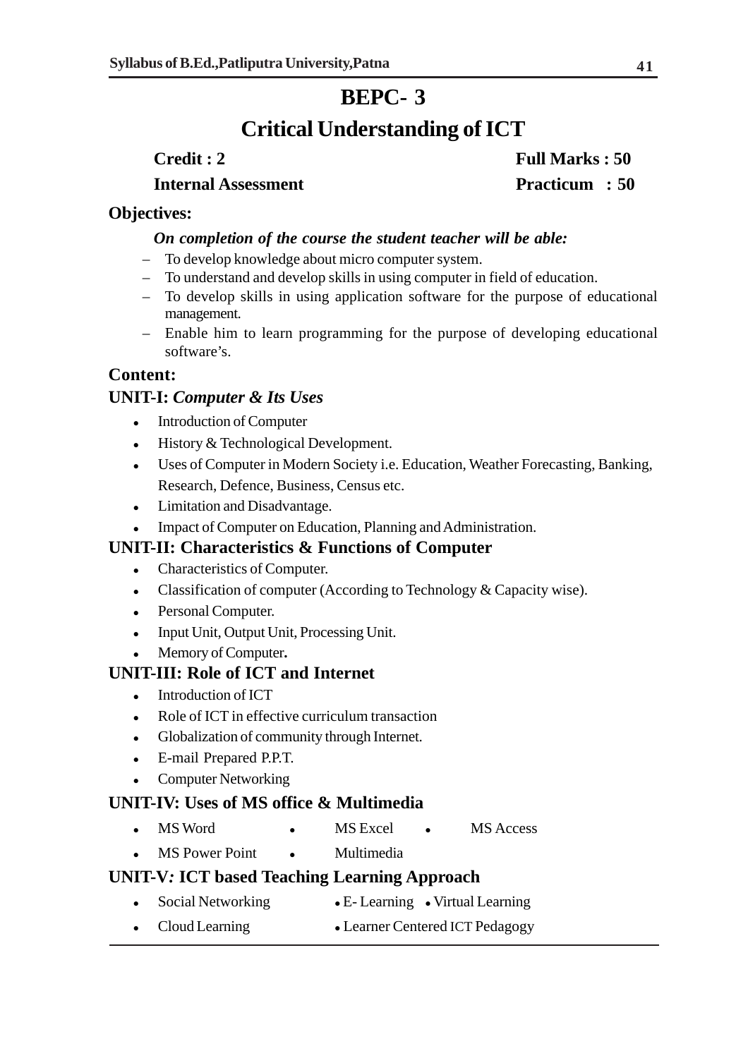# BEPC- 3

## Critical Understanding of ICT

**Credit : 2** **Full Marks : 50**

**Internal Assessment** **Practicum : 50**

### Objectives:

***On completion of the course the student teacher will be able:***

- To develop knowledge about micro computer system.
- To understand and develop skills in using computer in field of education.
- To develop skills in using application software for the purpose of educational management.
- Enable him to learn programming for the purpose of developing educational software's.

### Content:

### UNIT-I: *Computer & Its Uses*

- Introduction of Computer
- History & Technological Development.
- Uses of Computer in Modern Society i.e. Education, Weather Forecasting, Banking, Research, Defence, Business, Census etc.
- Limitation and Disadvantage.
- Impact of Computer on Education, Planning and Administration.

### UNIT-II: Characteristics & Functions of Computer

- Characteristics of Computer.
- Classification of computer (According to Technology & Capacity wise).
- Personal Computer.
- Input Unit, Output Unit, Processing Unit.
- Memory of Computer**.**

### UNIT-III: Role of ICT and Internet

- Introduction of ICT
- Role of ICT in effective curriculum transaction
- Globalization of community through Internet.
- E-mail Prepared P.P.T.
- Computer Networking

### UNIT-IV: Uses of MS office & Multimedia

- MS Word
- MS Excel
- MS Access
- MS Power Point
- Multimedia

### UNIT-V*:* ICT based Teaching Learning Approach

- Social Networking
- E- Learning
- Virtual Learning
- Cloud Learning
- Learner Centered ICT Pedagogy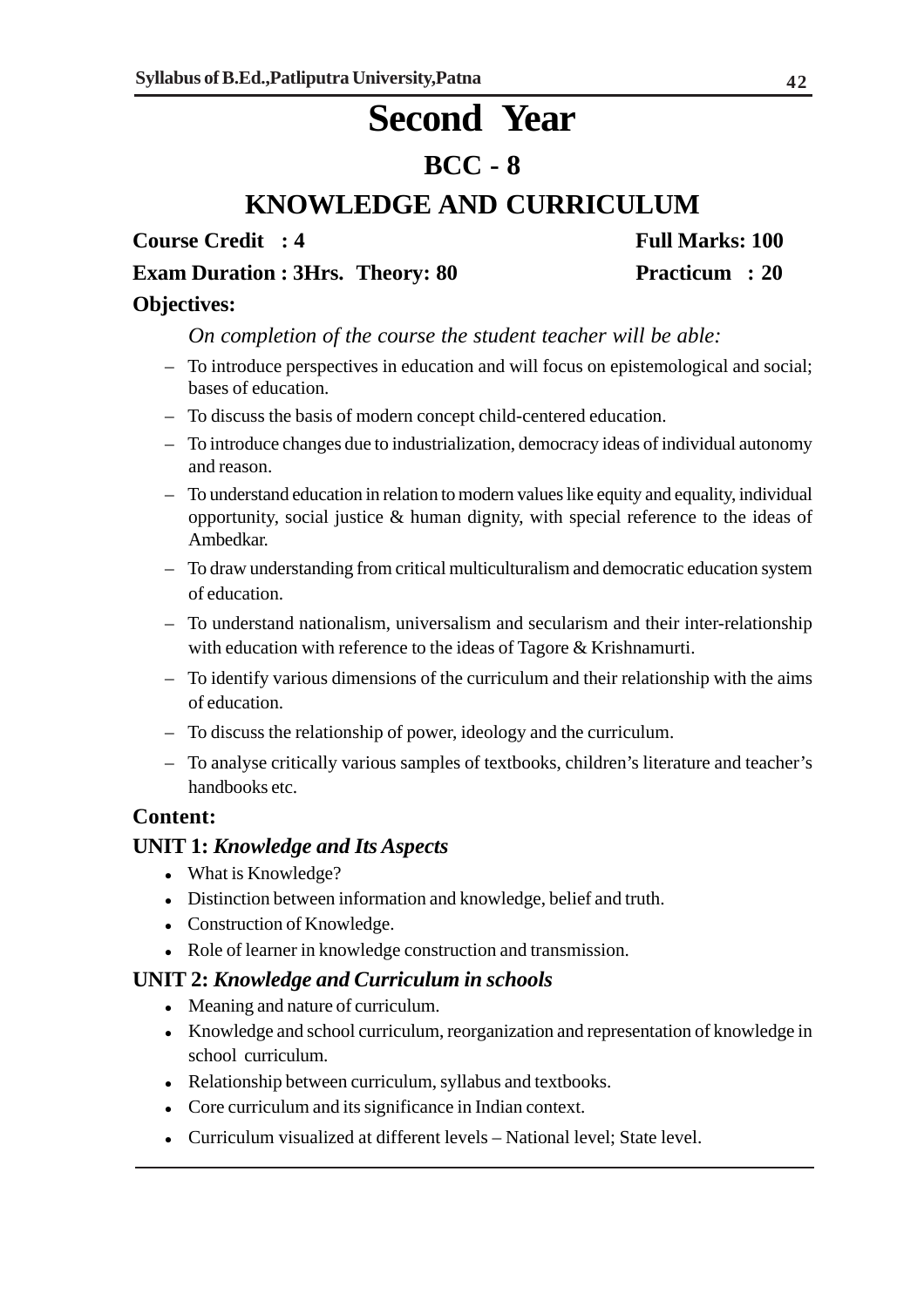# Second Year

## BCC - 8

## KNOWLEDGE AND CURRICULUM

**Course Credit : 4** **Full Marks: 100**

**Exam Duration : 3Hrs. Theory: 80** **Practicum : 20**

**Objectives:**

*On completion of the course the student teacher will be able:*

- To introduce perspectives in education and will focus on epistemological and social; bases of education.
- To discuss the basis of modern concept child-centered education.
- To introduce changes due to industrialization, democracy ideas of individual autonomy and reason.
- To understand education in relation to modern values like equity and equality, individual opportunity, social justice & human dignity, with special reference to the ideas of Ambedkar.
- To draw understanding from critical multiculturalism and democratic education system of education.
- To understand nationalism, universalism and secularism and their inter-relationship with education with reference to the ideas of Tagore & Krishnamurti.
- To identify various dimensions of the curriculum and their relationship with the aims of education.
- To discuss the relationship of power, ideology and the curriculum.
- To analyse critically various samples of textbooks, children's literature and teacher's handbooks etc.

**Content:**

**UNIT 1:** ***Knowledge and Its Aspects***

- What is Knowledge?
- Distinction between information and knowledge, belief and truth.
- Construction of Knowledge.
- Role of learner in knowledge construction and transmission.

**UNIT 2:** ***Knowledge and Curriculum in schools***

- Meaning and nature of curriculum.
- Knowledge and school curriculum, reorganization and representation of knowledge in school curriculum.
- Relationship between curriculum, syllabus and textbooks.
- Core curriculum and its significance in Indian context.
- Curriculum visualized at different levels – National level; State level.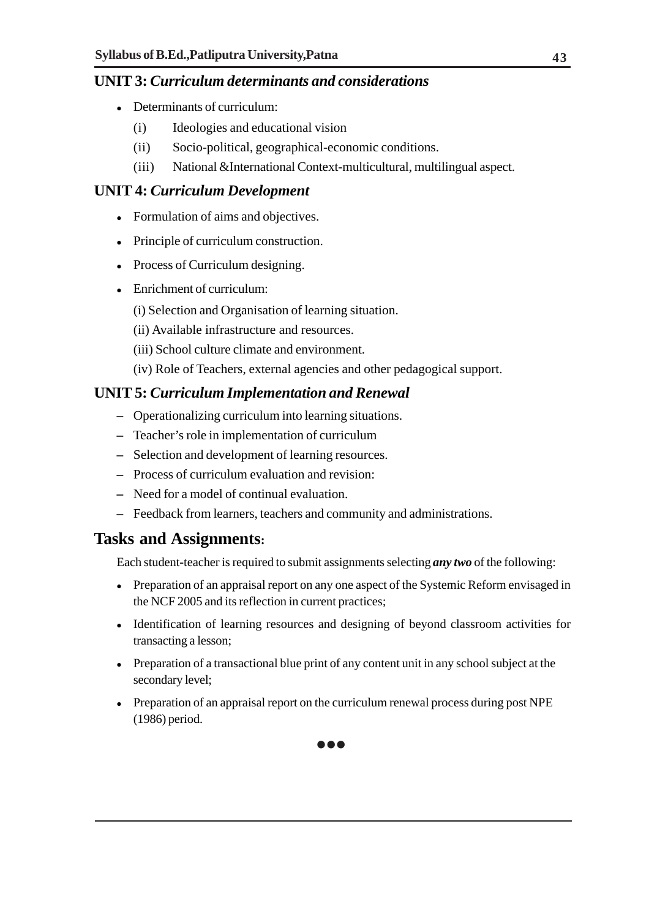## UNIT 3: *Curriculum determinants and considerations*

- Determinants of curriculum:
  - (i) Ideologies and educational vision
  - (ii) Socio-political, geographical-economic conditions.
  - (iii) National &International Context-multicultural, multilingual aspect.

## UNIT 4: *Curriculum Development*

- Formulation of aims and objectives.
- Principle of curriculum construction.
- Process of Curriculum designing.
- Enrichment of curriculum:

  (i) Selection and Organisation of learning situation.

  (ii) Available infrastructure and resources.

  (iii) School culture climate and environment.

  (iv) Role of Teachers, external agencies and other pedagogical support.

## UNIT 5: *Curriculum Implementation and Renewal*

– Operationalizing curriculum into learning situations.

– Teacher's role in implementation of curriculum

– Selection and development of learning resources.

– Process of curriculum evaluation and revision:

– Need for a model of continual evaluation.

– Feedback from learners, teachers and community and administrations.

## Tasks and Assignments:

Each student-teacher is required to submit assignments selecting ***any two*** of the following:

- Preparation of an appraisal report on any one aspect of the Systemic Reform envisaged in the NCF 2005 and its reflection in current practices;
- Identification of learning resources and designing of beyond classroom activities for transacting a lesson;
- Preparation of a transactional blue print of any content unit in any school subject at the secondary level;
- Preparation of an appraisal report on the curriculum renewal process during post NPE (1986) period.

●●●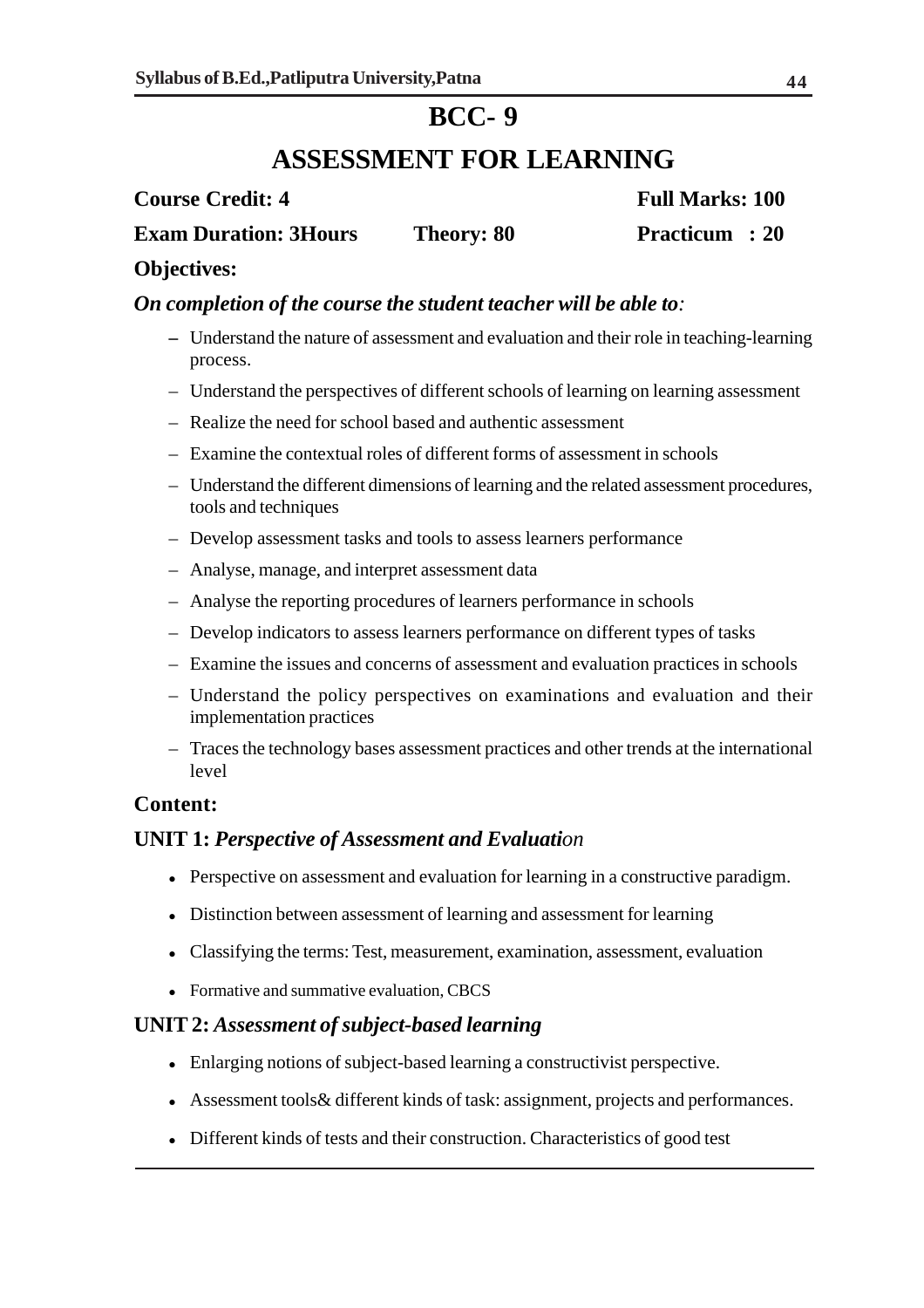# BCC- 9

# ASSESSMENT FOR LEARNING

**Course Credit: 4** **Full Marks: 100**

**Exam Duration: 3Hours** **Theory: 80** **Practicum : 20**

**Objectives:**

***On completion of the course the student teacher will be able to:***

- Understand the nature of assessment and evaluation and their role in teaching-learning process.
- Understand the perspectives of different schools of learning on learning assessment
- Realize the need for school based and authentic assessment
- Examine the contextual roles of different forms of assessment in schools
- Understand the different dimensions of learning and the related assessment procedures, tools and techniques
- Develop assessment tasks and tools to assess learners performance
- Analyse, manage, and interpret assessment data
- Analyse the reporting procedures of learners performance in schools
- Develop indicators to assess learners performance on different types of tasks
- Examine the issues and concerns of assessment and evaluation practices in schools
- Understand the policy perspectives on examinations and evaluation and their implementation practices
- Traces the technology bases assessment practices and other trends at the international level

**Content:**

**UNIT 1:** ***Perspective of Assessment and Evaluation***

- Perspective on assessment and evaluation for learning in a constructive paradigm.
- Distinction between assessment of learning and assessment for learning
- Classifying the terms: Test, measurement, examination, assessment, evaluation
- Formative and summative evaluation, CBCS

**UNIT 2:** ***Assessment of subject-based learning***

- Enlarging notions of subject-based learning a constructivist perspective.
- Assessment tools& different kinds of task: assignment, projects and performances.
- Different kinds of tests and their construction. Characteristics of good test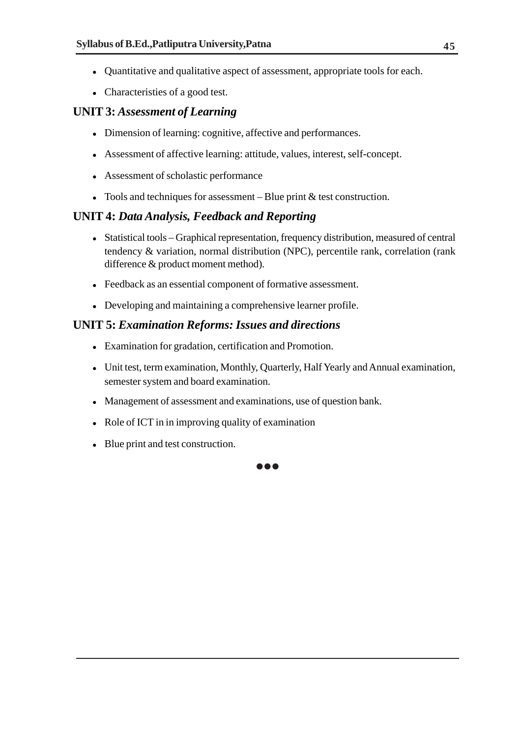- Quantitative and qualitative aspect of assessment, appropriate tools for each.
- Characteristies of a good test.

### UNIT 3: *Assessment of Learning*

- Dimension of learning: cognitive, affective and performances.
- Assessment of affective learning: attitude, values, interest, self-concept.
- Assessment of scholastic performance
- Tools and techniques for assessment – Blue print & test construction.

### UNIT 4: *Data Analysis, Feedback and Reporting*

- Statistical tools – Graphical representation, frequency distribution, measured of central tendency & variation, normal distribution (NPC), percentile rank, correlation (rank difference & product moment method).
- Feedback as an essential component of formative assessment.
- Developing and maintaining a comprehensive learner profile.

### UNIT 5: *Examination Reforms: Issues and directions*

- Examination for gradation, certification and Promotion.
- Unit test, term examination, Monthly, Quarterly, Half Yearly and Annual examination, semester system and board examination.
- Management of assessment and examinations, use of question bank.
- Role of ICT in in improving quality of examination
- Blue print and test construction.

●●●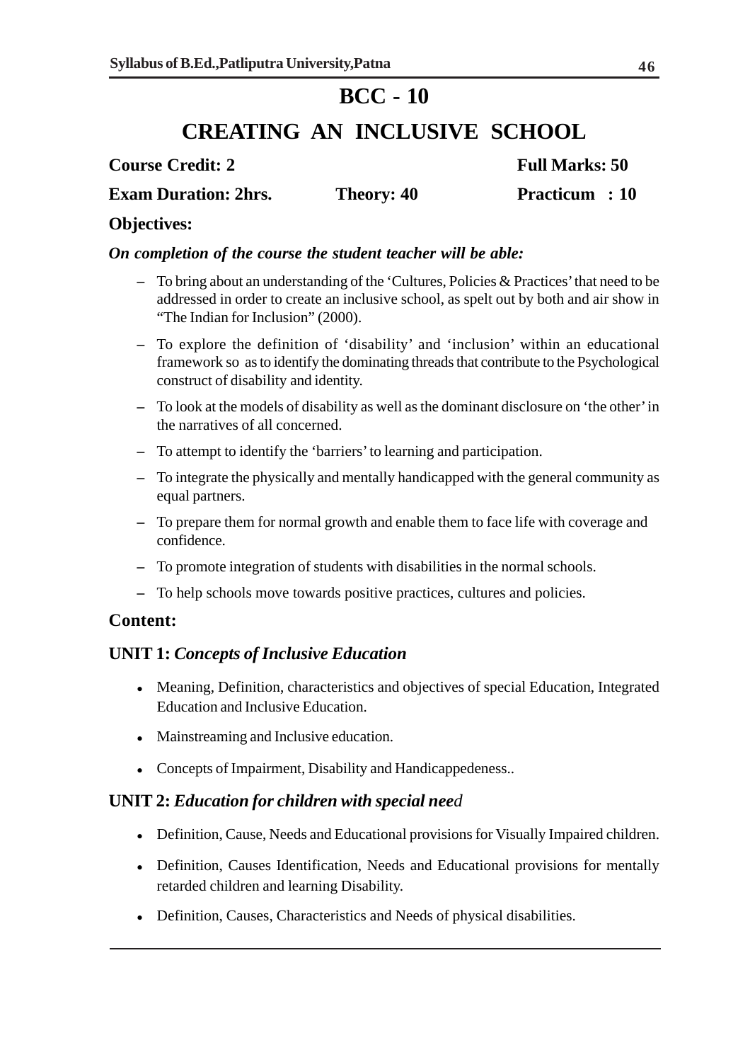# BCC - 10

# CREATING AN INCLUSIVE SCHOOL

**Course Credit: 2** **Full Marks: 50**

**Exam Duration: 2hrs.** **Theory: 40** **Practicum : 10**

### Objectives:

***On completion of the course the student teacher will be able:***

- To bring about an understanding of the 'Cultures, Policies & Practices' that need to be addressed in order to create an inclusive school, as spelt out by both and air show in "The Indian for Inclusion" (2000).
- To explore the definition of 'disability' and 'inclusion' within an educational framework so as to identify the dominating threads that contribute to the Psychological construct of disability and identity.
- To look at the models of disability as well as the dominant disclosure on 'the other' in the narratives of all concerned.
- To attempt to identify the 'barriers' to learning and participation.
- To integrate the physically and mentally handicapped with the general community as equal partners.
- To prepare them for normal growth and enable them to face life with coverage and confidence.
- To promote integration of students with disabilities in the normal schools.
- To help schools move towards positive practices, cultures and policies.

### Content:

### UNIT 1: *Concepts of Inclusive Education*

- Meaning, Definition, characteristics and objectives of special Education, Integrated Education and Inclusive Education.
- Mainstreaming and Inclusive education.
- Concepts of Impairment, Disability and Handicappedeness..

### UNIT 2: *Education for children with special need*

- Definition, Cause, Needs and Educational provisions for Visually Impaired children.
- Definition, Causes Identification, Needs and Educational provisions for mentally retarded children and learning Disability.
- Definition, Causes, Characteristics and Needs of physical disabilities.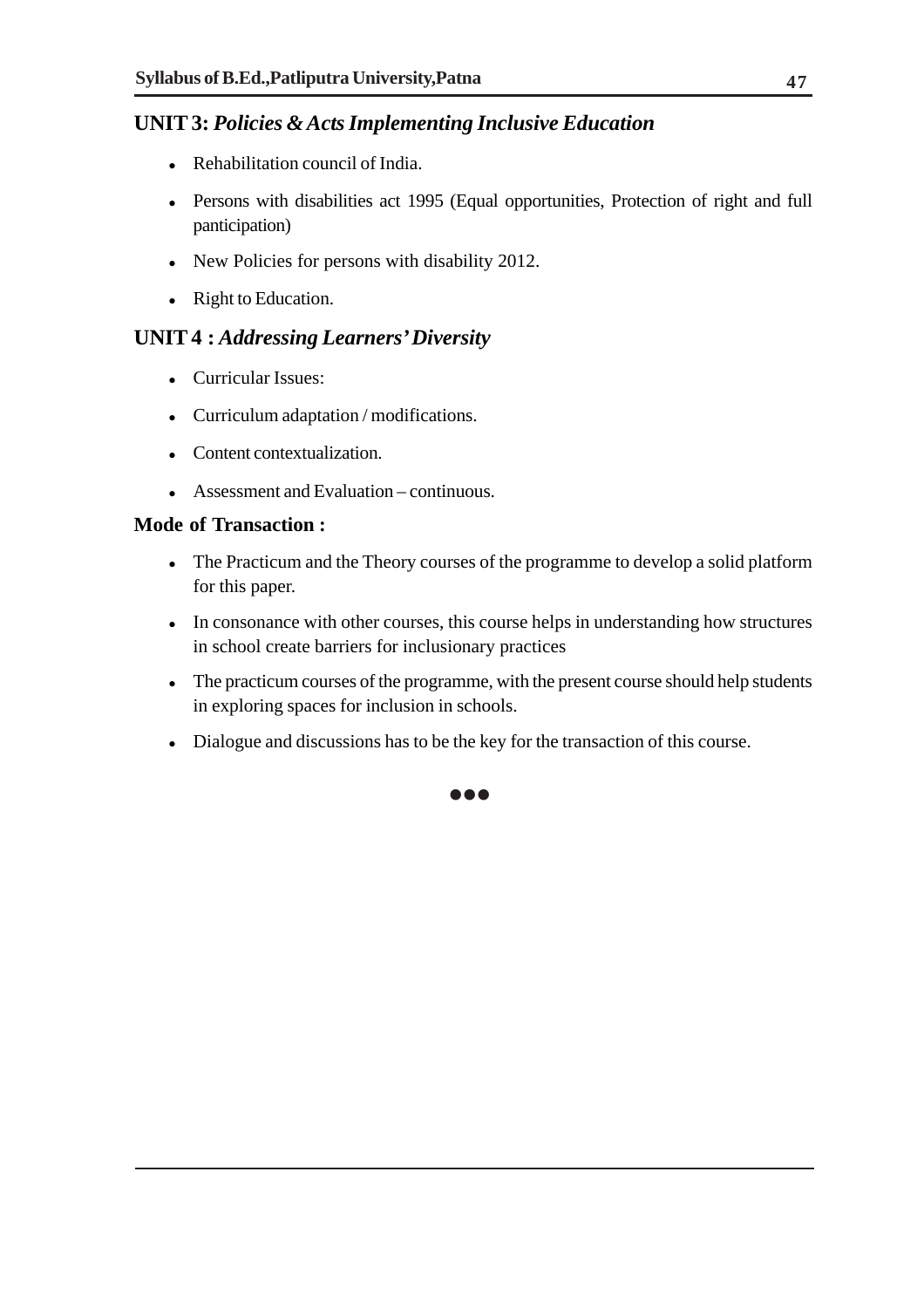## UNIT 3: *Policies & Acts Implementing Inclusive Education*

- Rehabilitation council of India.
- Persons with disabilities act 1995 (Equal opportunities, Protection of right and full panticipation)
- New Policies for persons with disability 2012.
- Right to Education.

## UNIT 4 : *Addressing Learners' Diversity*

- Curricular Issues:
- Curriculum adaptation / modifications.
- Content contextualization.
- Assessment and Evaluation – continuous.

### Mode of Transaction :

- The Practicum and the Theory courses of the programme to develop a solid platform for this paper.
- In consonance with other courses, this course helps in understanding how structures in school create barriers for inclusionary practices
- The practicum courses of the programme, with the present course should help students in exploring spaces for inclusion in schools.
- Dialogue and discussions has to be the key for the transaction of this course.

●●●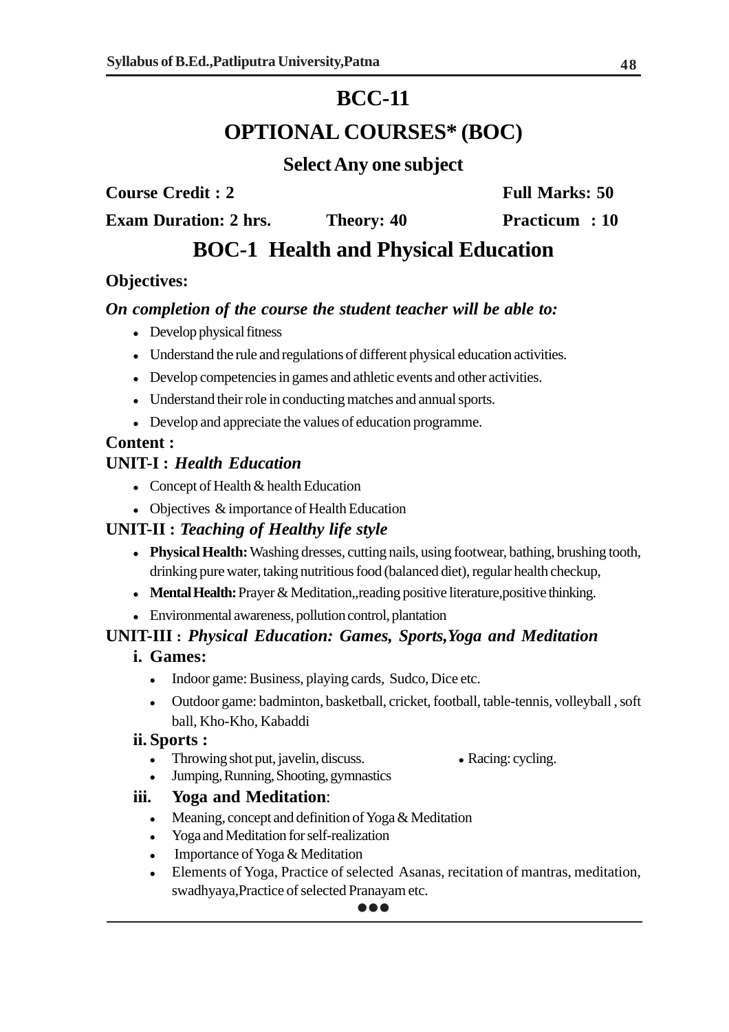# BCC-11

# OPTIONAL COURSES* (BOC)

### Select Any one subject

**Course Credit : 2** **Full Marks: 50**

**Exam Duration: 2 hrs.** **Theory: 40** **Practicum : 10**

## BOC-1 Health and Physical Education

**Objectives:**

***On completion of the course the student teacher will be able to:***

- Develop physical fitness
- Understand the rule and regulations of different physical education activities.
- Develop competencies in games and athletic events and other activities.
- Understand their role in conducting matches and annual sports.
- Develop and appreciate the values of education programme.

**Content :**

**UNIT-I :** ***Health Education***

- Concept of Health & health Education
- Objectives & importance of Health Education

**UNIT-II :** ***Teaching of Healthy life style***

- **Physical Health:** Washing dresses, cutting nails, using footwear, bathing, brushing tooth, drinking pure water, taking nutritious food (balanced diet), regular health checkup,
- **Mental Health:** Prayer & Meditation,,reading positive literature,positive thinking.
- Environmental awareness, pollution control, plantation

**UNIT-III :** ***Physical Education: Games, Sports,Yoga and Meditation***

**i. Games:**

- Indoor game: Business, playing cards, Sudco, Dice etc.
- Outdoor game: badminton, basketball, cricket, football, table-tennis, volleyball , soft ball, Kho-Kho, Kabaddi

**ii. Sports :**

- Throwing shot put, javelin, discuss.
- Racing: cycling.
- Jumping, Running, Shooting, gymnastics

**iii. Yoga and Meditation**:

- Meaning, concept and definition of Yoga & Meditation
- Yoga and Meditation for self-realization
- Importance of Yoga & Meditation
- Elements of Yoga, Practice of selected Asanas, recitation of mantras, meditation, swadhyaya,Practice of selected Pranayam etc.

●●●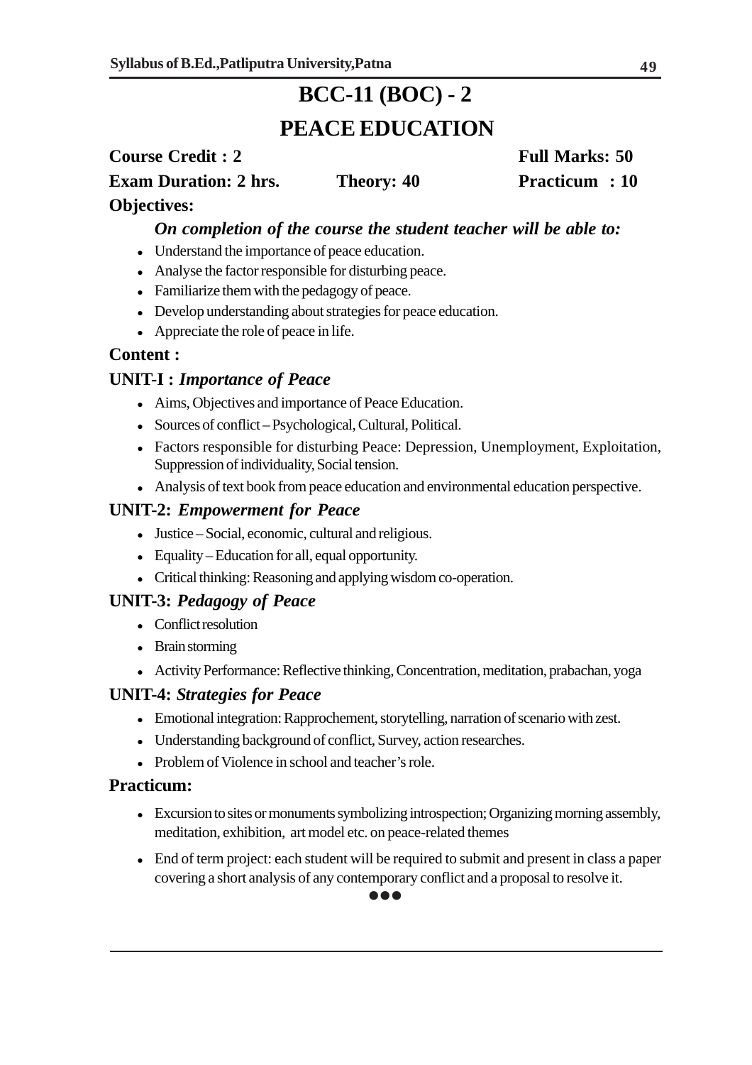# BCC-11 (BOC) - 2

# PEACE EDUCATION

**Course Credit : 2** **Full Marks: 50**

**Exam Duration: 2 hrs.** **Theory: 40** **Practicum : 10**

**Objectives:**

***On completion of the course the student teacher will be able to:***

- Understand the importance of peace education.
- Analyse the factor responsible for disturbing peace.
- Familiarize them with the pedagogy of peace.
- Develop understanding about strategies for peace education.
- Appreciate the role of peace in life.

**Content :**

**UNIT-I :** ***Importance of Peace***

- Aims, Objectives and importance of Peace Education.
- Sources of conflict – Psychological, Cultural, Political.
- Factors responsible for disturbing Peace: Depression, Unemployment, Exploitation, Suppression of individuality, Social tension.
- Analysis of text book from peace education and environmental education perspective.

**UNIT-2:** ***Empowerment for Peace***

- Justice – Social, economic, cultural and religious.
- Equality – Education for all, equal opportunity.
- Critical thinking: Reasoning and applying wisdom co-operation.

**UNIT-3:** ***Pedagogy of Peace***

- Conflict resolution
- Brain storming
- Activity Performance: Reflective thinking, Concentration, meditation, prabachan, yoga

**UNIT-4:** ***Strategies for Peace***

- Emotional integration: Rapprochement, storytelling, narration of scenario with zest.
- Understanding background of conflict, Survey, action researches.
- Problem of Violence in school and teacher's role.

**Practicum:**

- Excursion to sites or monuments symbolizing introspection; Organizing morning assembly, meditation, exhibition, art model etc. on peace-related themes
- End of term project: each student will be required to submit and present in class a paper covering a short analysis of any contemporary conflict and a proposal to resolve it.

●●●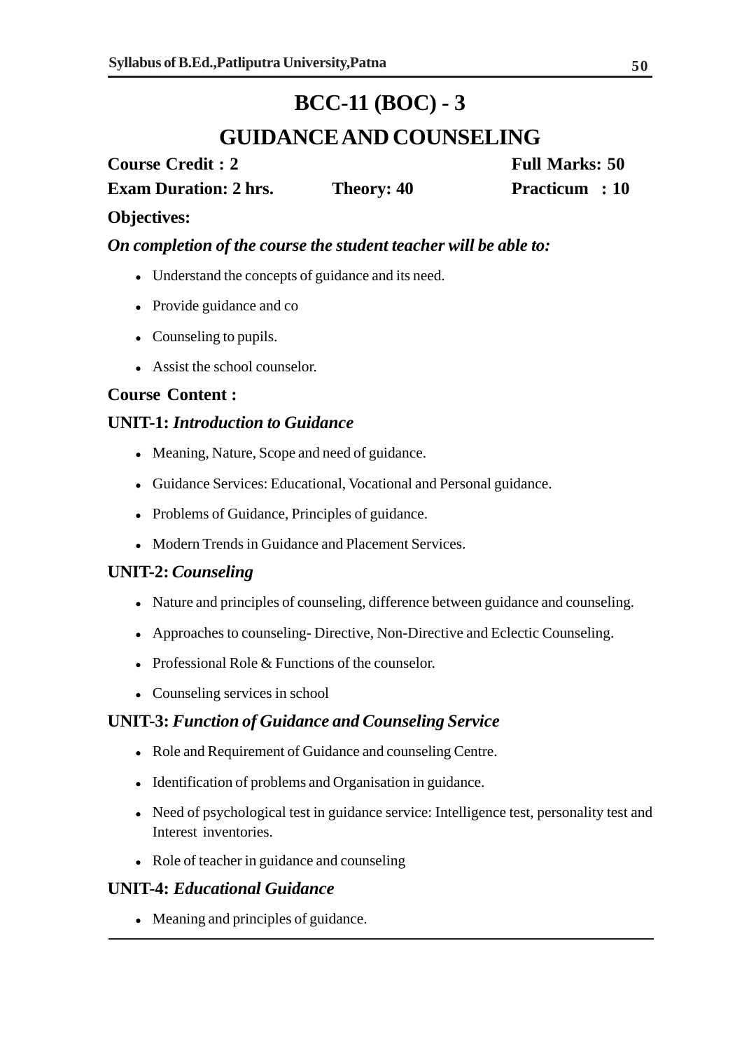# BCC-11 (BOC) - 3

# GUIDANCE AND COUNSELING

**Course Credit : 2** **Full Marks: 50**

**Exam Duration: 2 hrs.** **Theory: 40** **Practicum : 10**

**Objectives:**

***On completion of the course the student teacher will be able to:***

- Understand the concepts of guidance and its need.
- Provide guidance and co
- Counseling to pupils.
- Assist the school counselor.

**Course Content :**

**UNIT-1:** ***Introduction to Guidance***

- Meaning, Nature, Scope and need of guidance.
- Guidance Services: Educational, Vocational and Personal guidance.
- Problems of Guidance, Principles of guidance.
- Modern Trends in Guidance and Placement Services.

**UNIT-2:** ***Counseling***

- Nature and principles of counseling, difference between guidance and counseling.
- Approaches to counseling- Directive, Non-Directive and Eclectic Counseling.
- Professional Role & Functions of the counselor.
- Counseling services in school

**UNIT-3:** ***Function of Guidance and Counseling Service***

- Role and Requirement of Guidance and counseling Centre.
- Identification of problems and Organisation in guidance.
- Need of psychological test in guidance service: Intelligence test, personality test and Interest inventories.
- Role of teacher in guidance and counseling

**UNIT-4:** ***Educational Guidance***

- Meaning and principles of guidance.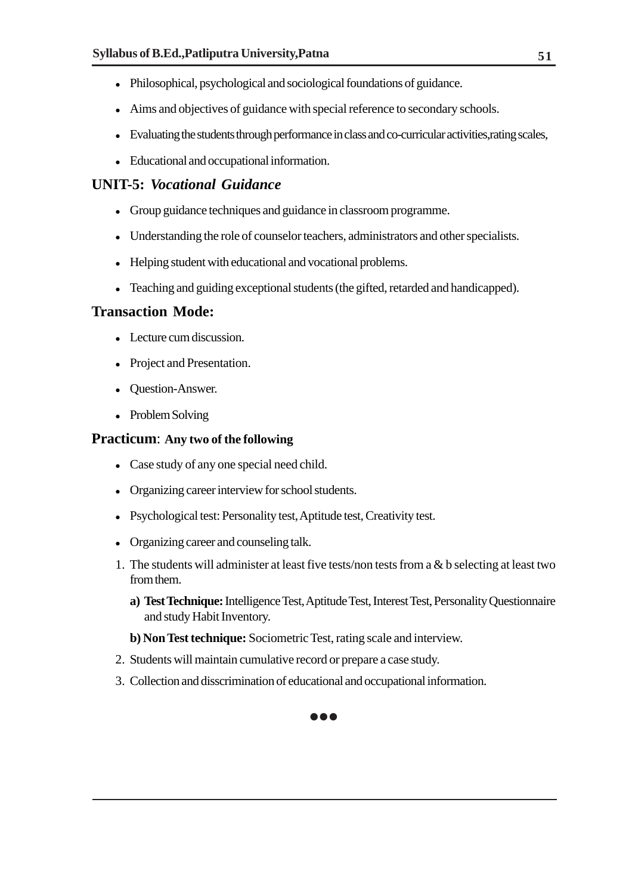- Philosophical, psychological and sociological foundations of guidance.
- Aims and objectives of guidance with special reference to secondary schools.
- Evaluating the students through performance in class and co-curricular activities,rating scales,
- Educational and occupational information.

## UNIT-5: *Vocational Guidance*

- Group guidance techniques and guidance in classroom programme.
- Understanding the role of counselor teachers, administrators and other specialists.
- Helping student with educational and vocational problems.
- Teaching and guiding exceptional students (the gifted, retarded and handicapped).

## Transaction Mode:

- Lecture cum discussion.
- Project and Presentation.
- Question-Answer.
- Problem Solving

## Practicum: Any two of the following

- Case study of any one special need child.
- Organizing career interview for school students.
- Psychological test: Personality test, Aptitude test, Creativity test.
- Organizing career and counseling talk.

1. The students will administer at least five tests/non tests from a & b selecting at least two from them.

   **a) Test Technique:** Intelligence Test, Aptitude Test, Interest Test, Personality Questionnaire and study Habit Inventory.

   **b) Non Test technique:** Sociometric Test, rating scale and interview.

2. Students will maintain cumulative record or prepare a case study.
3. Collection and disscrimination of educational and occupational information.

●●●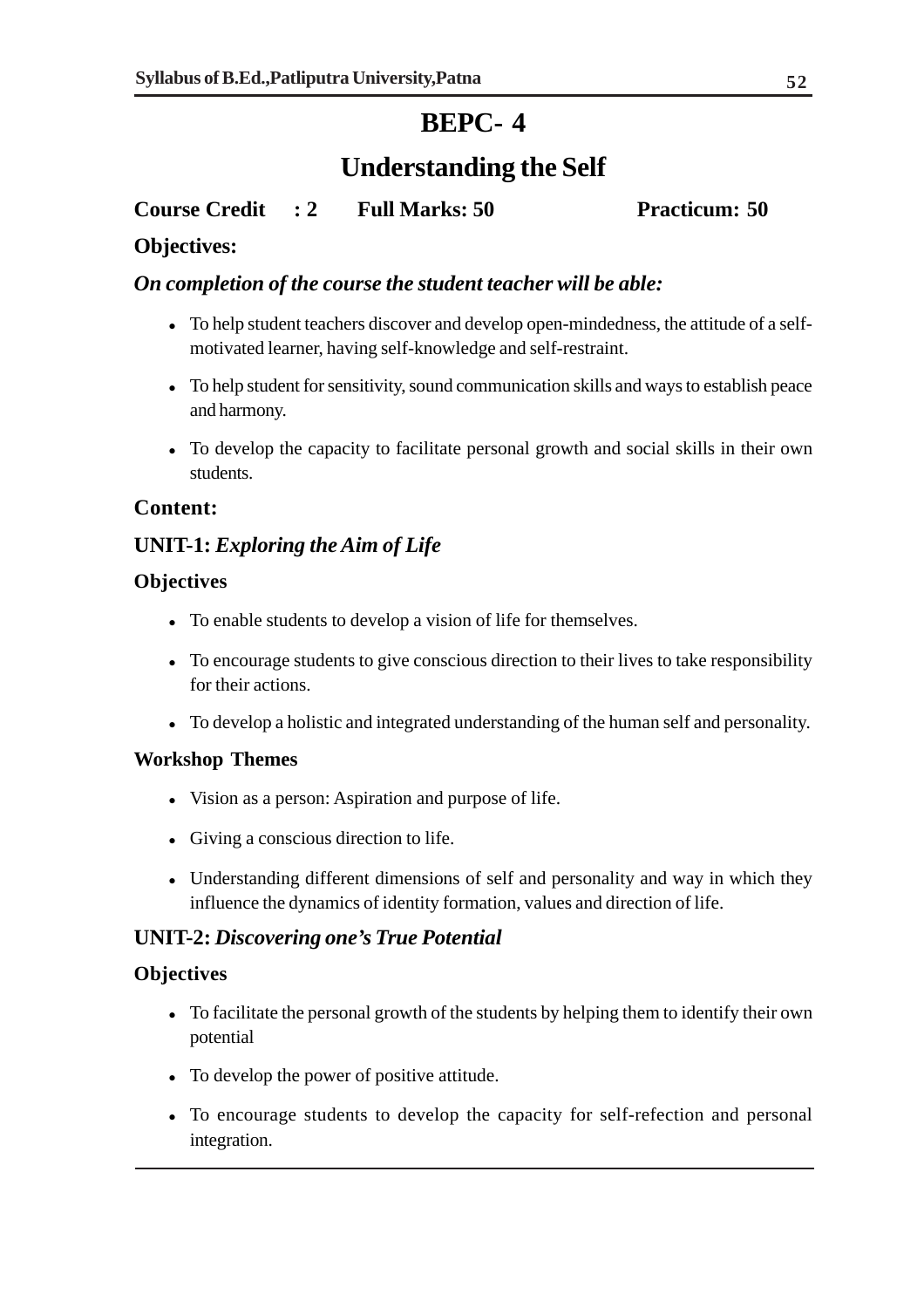# BEPC- 4

## Understanding the Self

**Course Credit : 2 Full Marks: 50 Practicum: 50**

**Objectives:**

***On completion of the course the student teacher will be able:***

- To help student teachers discover and develop open-mindedness, the attitude of a self-motivated learner, having self-knowledge and self-restraint.
- To help student for sensitivity, sound communication skills and ways to establish peace and harmony.
- To develop the capacity to facilitate personal growth and social skills in their own students.

**Content:**

### UNIT-1: *Exploring the Aim of Life*

**Objectives**

- To enable students to develop a vision of life for themselves.
- To encourage students to give conscious direction to their lives to take responsibility for their actions.
- To develop a holistic and integrated understanding of the human self and personality.

**Workshop Themes**

- Vision as a person: Aspiration and purpose of life.
- Giving a conscious direction to life.
- Understanding different dimensions of self and personality and way in which they influence the dynamics of identity formation, values and direction of life.

### UNIT-2: *Discovering one's True Potential*

**Objectives**

- To facilitate the personal growth of the students by helping them to identify their own potential
- To develop the power of positive attitude.
- To encourage students to develop the capacity for self-refection and personal integration.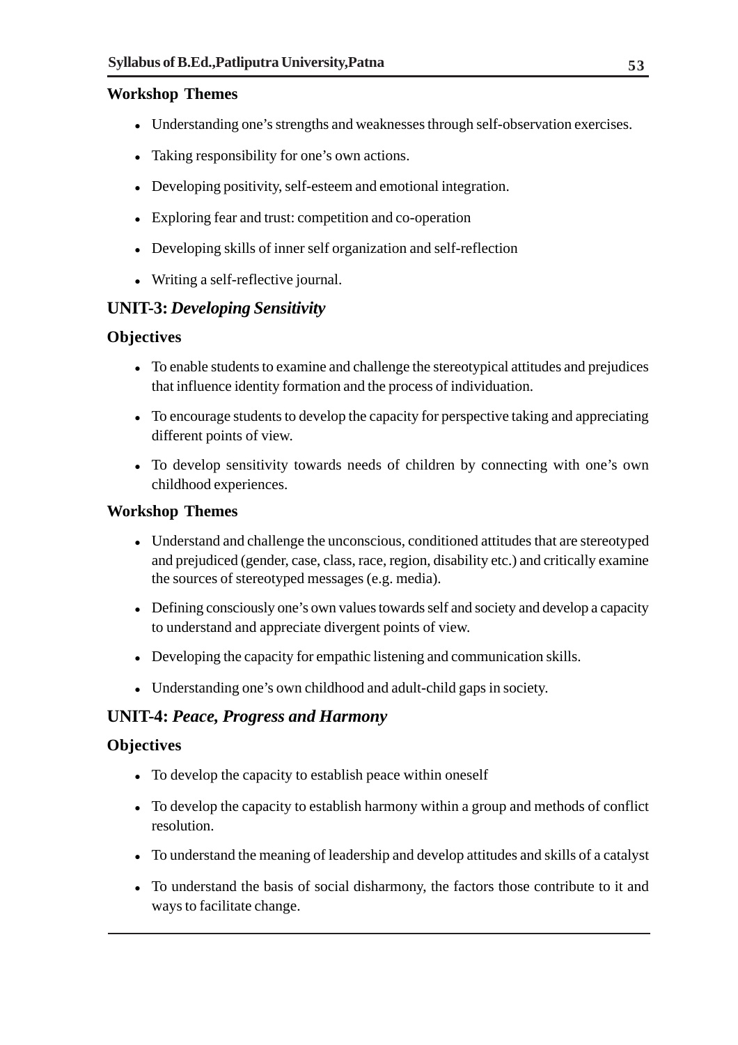### Workshop Themes

- Understanding one's strengths and weaknesses through self-observation exercises.
- Taking responsibility for one's own actions.
- Developing positivity, self-esteem and emotional integration.
- Exploring fear and trust: competition and co-operation
- Developing skills of inner self organization and self-reflection
- Writing a self-reflective journal.

## UNIT-3: *Developing Sensitivity*

### Objectives

- To enable students to examine and challenge the stereotypical attitudes and prejudices that influence identity formation and the process of individuation.
- To encourage students to develop the capacity for perspective taking and appreciating different points of view.
- To develop sensitivity towards needs of children by connecting with one's own childhood experiences.

### Workshop Themes

- Understand and challenge the unconscious, conditioned attitudes that are stereotyped and prejudiced (gender, case, class, race, region, disability etc.) and critically examine the sources of stereotyped messages (e.g. media).
- Defining consciously one's own values towards self and society and develop a capacity to understand and appreciate divergent points of view.
- Developing the capacity for empathic listening and communication skills.
- Understanding one's own childhood and adult-child gaps in society.

## UNIT-4: *Peace, Progress and Harmony*

### Objectives

- To develop the capacity to establish peace within oneself
- To develop the capacity to establish harmony within a group and methods of conflict resolution.
- To understand the meaning of leadership and develop attitudes and skills of a catalyst
- To understand the basis of social disharmony, the factors those contribute to it and ways to facilitate change.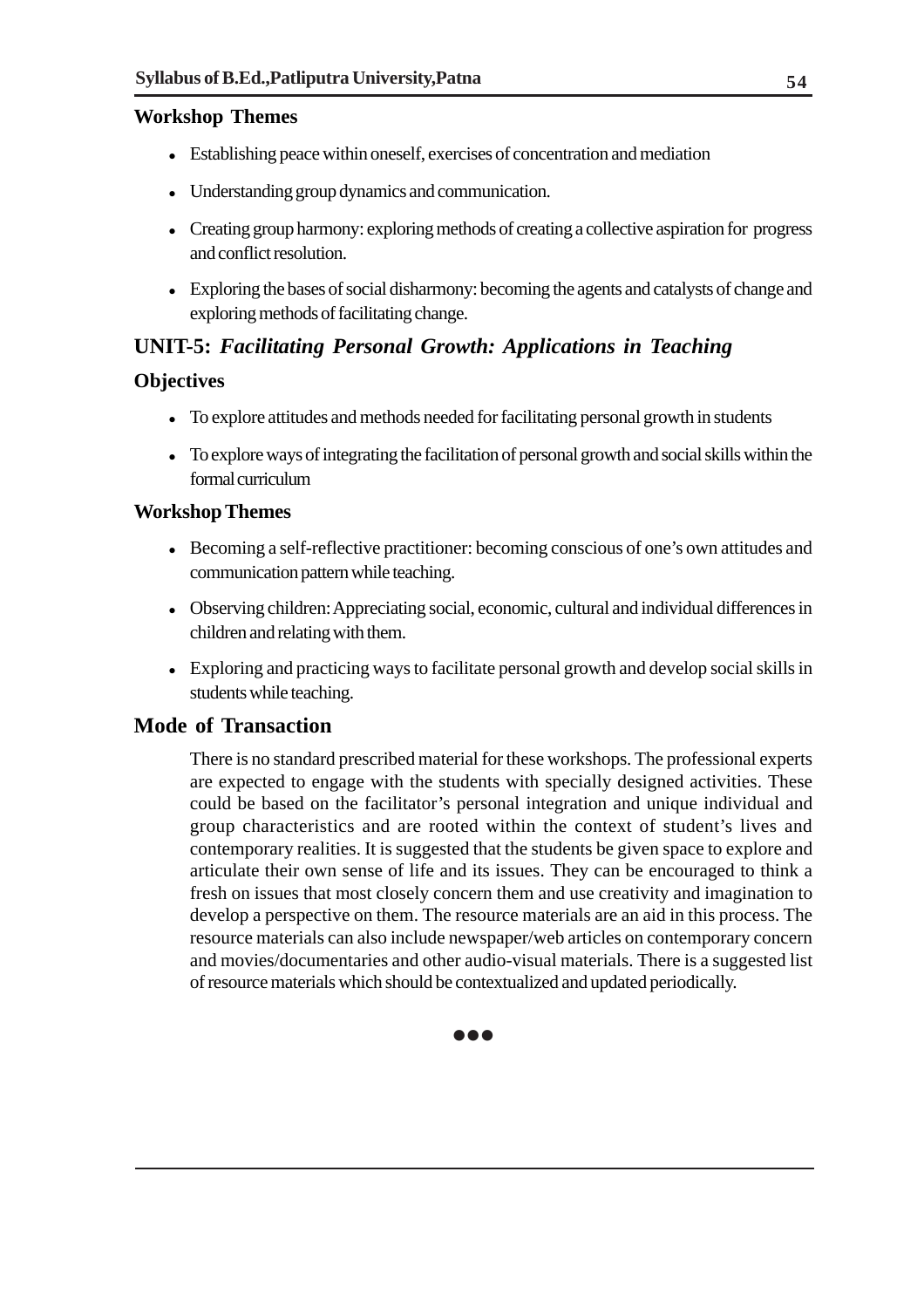### Workshop Themes

- Establishing peace within oneself, exercises of concentration and mediation
- Understanding group dynamics and communication.
- Creating group harmony: exploring methods of creating a collective aspiration for progress and conflict resolution.
- Exploring the bases of social disharmony: becoming the agents and catalysts of change and exploring methods of facilitating change.

## UNIT-5: *Facilitating Personal Growth: Applications in Teaching*

### Objectives

- To explore attitudes and methods needed for facilitating personal growth in students
- To explore ways of integrating the facilitation of personal growth and social skills within the formal curriculum

### Workshop Themes

- Becoming a self-reflective practitioner: becoming conscious of one's own attitudes and communication pattern while teaching.
- Observing children: Appreciating social, economic, cultural and individual differences in children and relating with them.
- Exploring and practicing ways to facilitate personal growth and develop social skills in students while teaching.

## Mode of Transaction

There is no standard prescribed material for these workshops. The professional experts are expected to engage with the students with specially designed activities. These could be based on the facilitator's personal integration and unique individual and group characteristics and are rooted within the context of student's lives and contemporary realities. It is suggested that the students be given space to explore and articulate their own sense of life and its issues. They can be encouraged to think a fresh on issues that most closely concern them and use creativity and imagination to develop a perspective on them. The resource materials are an aid in this process. The resource materials can also include newspaper/web articles on contemporary concern and movies/documentaries and other audio-visual materials. There is a suggested list of resource materials which should be contextualized and updated periodically.

●●●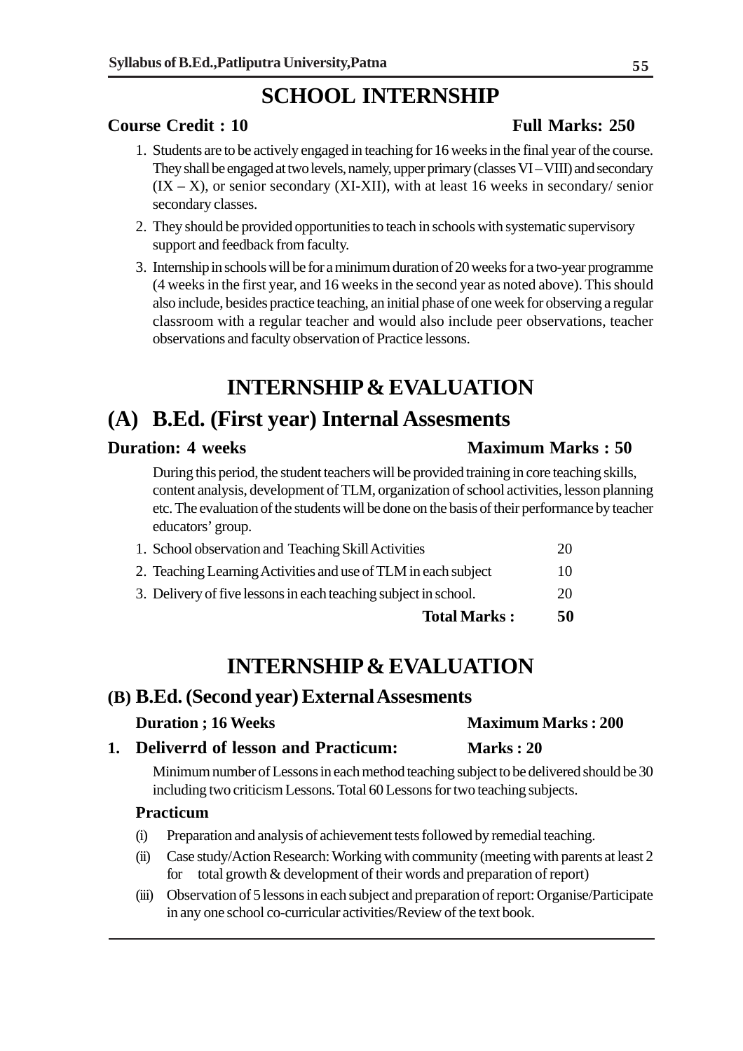# SCHOOL INTERNSHIP

**Course Credit : 10** **Full Marks: 250**

1. Students are to be actively engaged in teaching for 16 weeks in the final year of the course. They shall be engaged at two levels, namely, upper primary (classes VI – VIII) and secondary (IX – X), or senior secondary (XI-XII), with at least 16 weeks in secondary/ senior secondary classes.
2. They should be provided opportunities to teach in schools with systematic supervisory support and feedback from faculty.
3. Internship in schools will be for a minimum duration of 20 weeks for a two-year programme (4 weeks in the first year, and 16 weeks in the second year as noted above). This should also include, besides practice teaching, an initial phase of one week for observing a regular classroom with a regular teacher and would also include peer observations, teacher observations and faculty observation of Practice lessons.

# INTERNSHIP & EVALUATION

## (A) B.Ed. (First year) Internal Assesments

**Duration: 4 weeks** **Maximum Marks : 50**

During this period, the student teachers will be provided training in core teaching skills, content analysis, development of TLM, organization of school activities, lesson planning etc. The evaluation of the students will be done on the basis of their performance by teacher educators' group.

| | |
|---|---|
| 1. School observation and Teaching Skill Activities | 20 |
| 2. Teaching Learning Activities and use of TLM in each subject | 10 |
| 3. Delivery of five lessons in each teaching subject in school. | 20 |
| **Total Marks :** | **50** |

# INTERNSHIP & EVALUATION

## (B) B.Ed. (Second year) External Assesments

**Duration ; 16 Weeks** **Maximum Marks : 200**

**1. Deliverrd of lesson and Practicum:** **Marks : 20**

Minimum number of Lessons in each method teaching subject to be delivered should be 30 including two criticism Lessons. Total 60 Lessons for two teaching subjects.

**Practicum**

(i) Preparation and analysis of achievement tests followed by remedial teaching.

(ii) Case study/Action Research: Working with community (meeting with parents at least 2 for total growth & development of their words and preparation of report)

(iii) Observation of 5 lessons in each subject and preparation of report: Organise/Participate in any one school co-curricular activities/Review of the text book.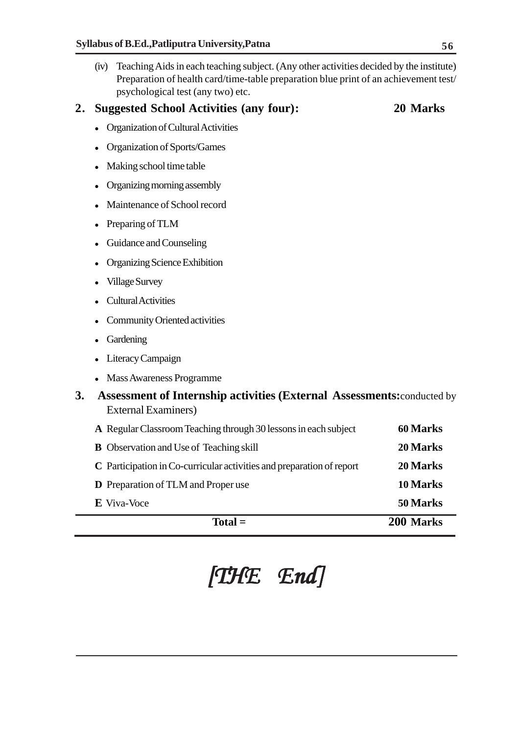(iv) Teaching Aids in each teaching subject. (Any other activities decided by the institute) Preparation of health card/time-table preparation blue print of an achievement test/ psychological test (any two) etc.

## 2. Suggested School Activities (any four): 20 Marks

- Organization of Cultural Activities
- Organization of Sports/Games
- Making school time table
- Organizing morning assembly
- Maintenance of School record
- Preparing of TLM
- Guidance and Counseling
- Organizing Science Exhibition
- Village Survey
- Cultural Activities
- Community Oriented activities
- Gardening
- Literacy Campaign
- Mass Awareness Programme

## 3. Assessment of Internship activities (External Assessments: conducted by External Examiners)

| | |
|---|---|
| **A** Regular Classroom Teaching through 30 lessons in each subject | **60 Marks** |
| **B** Observation and Use of Teaching skill | **20 Marks** |
| **C** Participation in Co-curricular activities and preparation of report | **20 Marks** |
| **D** Preparation of TLM and Proper use | **10 Marks** |
| **E** Viva-Voce | **50 Marks** |
| **Total =** | **200 Marks** |

*[THE End]*